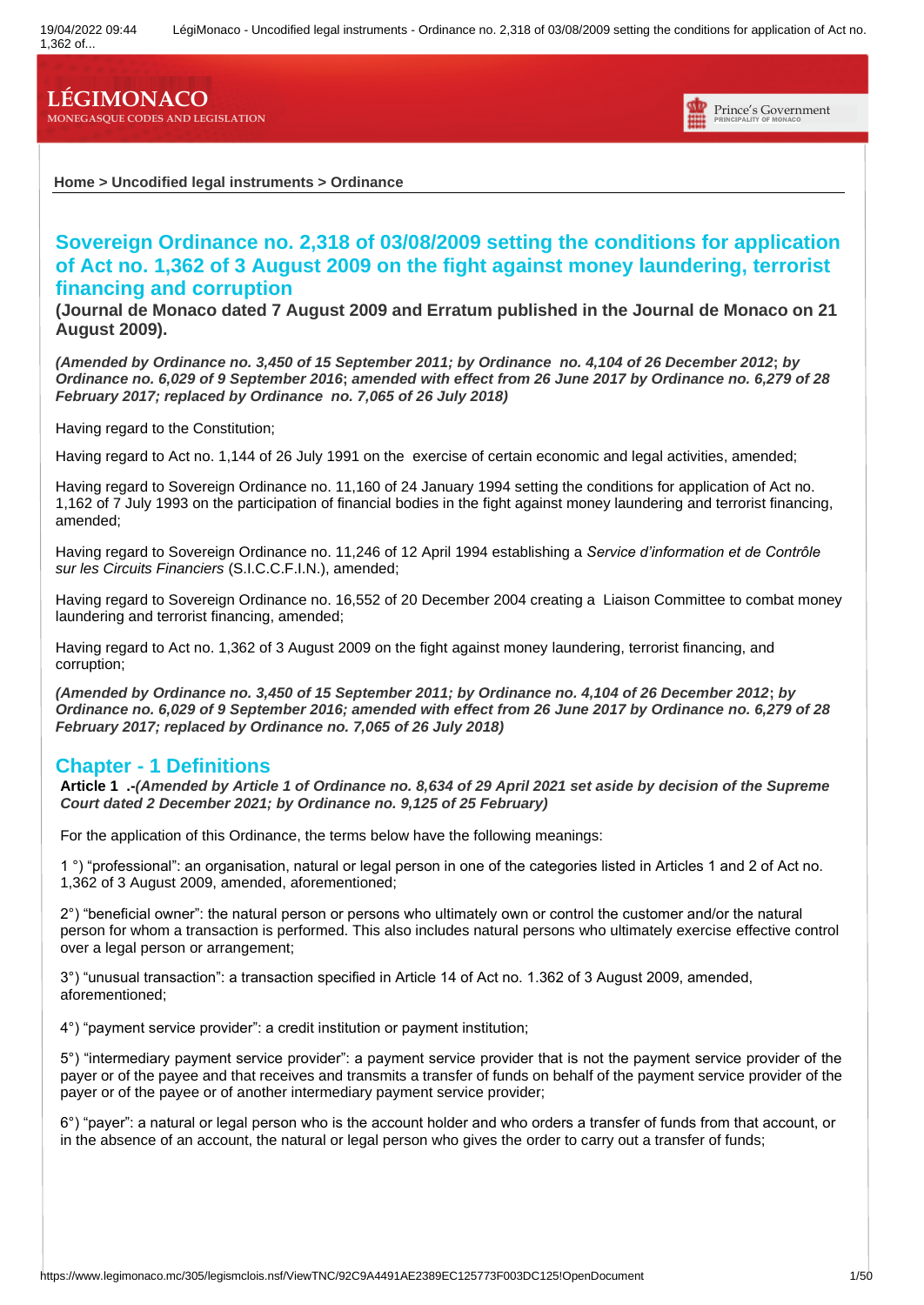Home > Uncodified legal instruments > Ordinance

# Sovereign Ordinance no. 2,318 of 03/08/2009 setting the conditions for application of Act no. 1,362 of 3 August 2009 on the fight against money laundering, terrorist financing and corruption

**(Journal de Monaco dated 7 August 2009 and Erratum published in the Journal de Monaco on 21 August 2009).**

***(Amended by Ordinance no. 3,450 of 15 September 2011; by Ordinance no. 4,104 of 26 December 2012; by Ordinance no. 6,029 of 9 September 2016; amended with effect from 26 June 2017 by Ordinance no. 6,279 of 28 February 2017; replaced by Ordinance no. 7,065 of 26 July 2018)***

Having regard to the Constitution;

Having regard to Act no. 1,144 of 26 July 1991 on the exercise of certain economic and legal activities, amended;

Having regard to Sovereign Ordinance no. 11,160 of 24 January 1994 setting the conditions for application of Act no. 1,162 of 7 July 1993 on the participation of financial bodies in the fight against money laundering and terrorist financing, amended;

Having regard to Sovereign Ordinance no. 11,246 of 12 April 1994 establishing a *Service d'information et de Contrôle sur les Circuits Financiers* (S.I.C.C.F.I.N.), amended;

Having regard to Sovereign Ordinance no. 16,552 of 20 December 2004 creating a Liaison Committee to combat money laundering and terrorist financing, amended;

Having regard to Act no. 1,362 of 3 August 2009 on the fight against money laundering, terrorist financing, and corruption;

***(Amended by Ordinance no. 3,450 of 15 September 2011; by Ordinance no. 4,104 of 26 December 2012; by Ordinance no. 6,029 of 9 September 2016; amended with effect from 26 June 2017 by Ordinance no. 6,279 of 28 February 2017; replaced by Ordinance no. 7,065 of 26 July 2018)***

## Chapter - 1 Definitions

**Article 1 .-*(Amended by Article 1 of Ordinance no. 8,634 of 29 April 2021 set aside by decision of the Supreme Court dated 2 December 2021; by Ordinance no. 9,125 of 25 February)***

For the application of this Ordinance, the terms below have the following meanings:

1 °) "professional": an organisation, natural or legal person in one of the categories listed in Articles 1 and 2 of Act no. 1,362 of 3 August 2009, amended, aforementioned;

2°) "beneficial owner": the natural person or persons who ultimately own or control the customer and/or the natural person for whom a transaction is performed. This also includes natural persons who ultimately exercise effective control over a legal person or arrangement;

3°) "unusual transaction": a transaction specified in Article 14 of Act no. 1.362 of 3 August 2009, amended, aforementioned;

4°) "payment service provider": a credit institution or payment institution;

5°) "intermediary payment service provider": a payment service provider that is not the payment service provider of the payer or of the payee and that receives and transmits a transfer of funds on behalf of the payment service provider of the payer or of the payee or of another intermediary payment service provider;

6°) "payer": a natural or legal person who is the account holder and who orders a transfer of funds from that account, or in the absence of an account, the natural or legal person who gives the order to carry out a transfer of funds;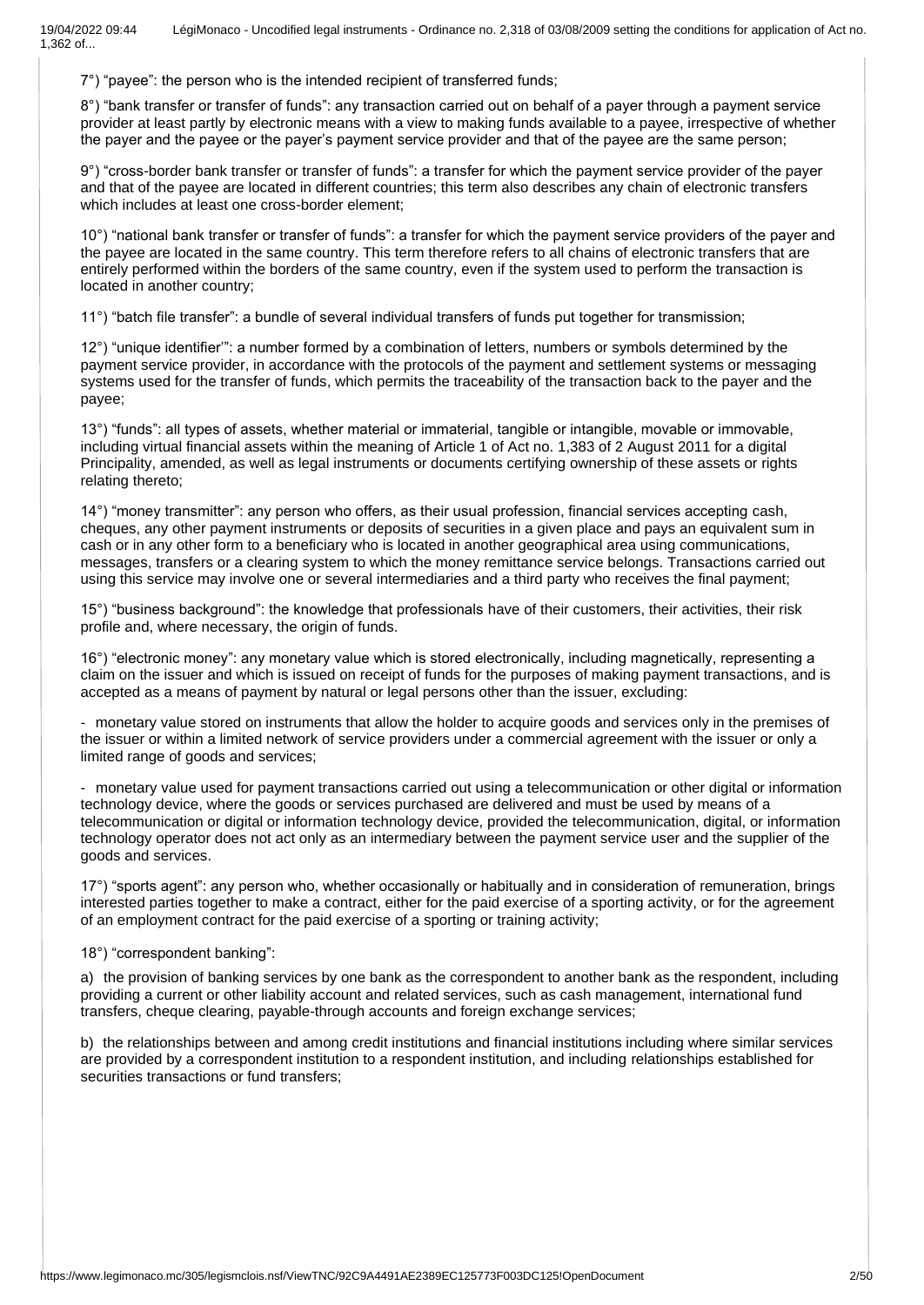7°) "payee": the person who is the intended recipient of transferred funds;

8°) "bank transfer or transfer of funds": any transaction carried out on behalf of a payer through a payment service provider at least partly by electronic means with a view to making funds available to a payee, irrespective of whether the payer and the payee or the payer's payment service provider and that of the payee are the same person;

9°) "cross-border bank transfer or transfer of funds": a transfer for which the payment service provider of the payer and that of the payee are located in different countries; this term also describes any chain of electronic transfers which includes at least one cross-border element;

10°) "national bank transfer or transfer of funds": a transfer for which the payment service providers of the payer and the payee are located in the same country. This term therefore refers to all chains of electronic transfers that are entirely performed within the borders of the same country, even if the system used to perform the transaction is located in another country;

11°) "batch file transfer": a bundle of several individual transfers of funds put together for transmission;

12°) "unique identifier'": a number formed by a combination of letters, numbers or symbols determined by the payment service provider, in accordance with the protocols of the payment and settlement systems or messaging systems used for the transfer of funds, which permits the traceability of the transaction back to the payer and the payee;

13°) "funds": all types of assets, whether material or immaterial, tangible or intangible, movable or immovable, including virtual financial assets within the meaning of Article 1 of Act no. 1,383 of 2 August 2011 for a digital Principality, amended, as well as legal instruments or documents certifying ownership of these assets or rights relating thereto;

14°) "money transmitter": any person who offers, as their usual profession, financial services accepting cash, cheques, any other payment instruments or deposits of securities in a given place and pays an equivalent sum in cash or in any other form to a beneficiary who is located in another geographical area using communications, messages, transfers or a clearing system to which the money remittance service belongs. Transactions carried out using this service may involve one or several intermediaries and a third party who receives the final payment;

15°) "business background": the knowledge that professionals have of their customers, their activities, their risk profile and, where necessary, the origin of funds.

16°) "electronic money": any monetary value which is stored electronically, including magnetically, representing a claim on the issuer and which is issued on receipt of funds for the purposes of making payment transactions, and is accepted as a means of payment by natural or legal persons other than the issuer, excluding:

- monetary value stored on instruments that allow the holder to acquire goods and services only in the premises of the issuer or within a limited network of service providers under a commercial agreement with the issuer or only a limited range of goods and services;

- monetary value used for payment transactions carried out using a telecommunication or other digital or information technology device, where the goods or services purchased are delivered and must be used by means of a telecommunication or digital or information technology device, provided the telecommunication, digital, or information technology operator does not act only as an intermediary between the payment service user and the supplier of the goods and services.

17°) "sports agent": any person who, whether occasionally or habitually and in consideration of remuneration, brings interested parties together to make a contract, either for the paid exercise of a sporting activity, or for the agreement of an employment contract for the paid exercise of a sporting or training activity;

18°) "correspondent banking":

a) the provision of banking services by one bank as the correspondent to another bank as the respondent, including providing a current or other liability account and related services, such as cash management, international fund transfers, cheque clearing, payable-through accounts and foreign exchange services;

b) the relationships between and among credit institutions and financial institutions including where similar services are provided by a correspondent institution to a respondent institution, and including relationships established for securities transactions or fund transfers;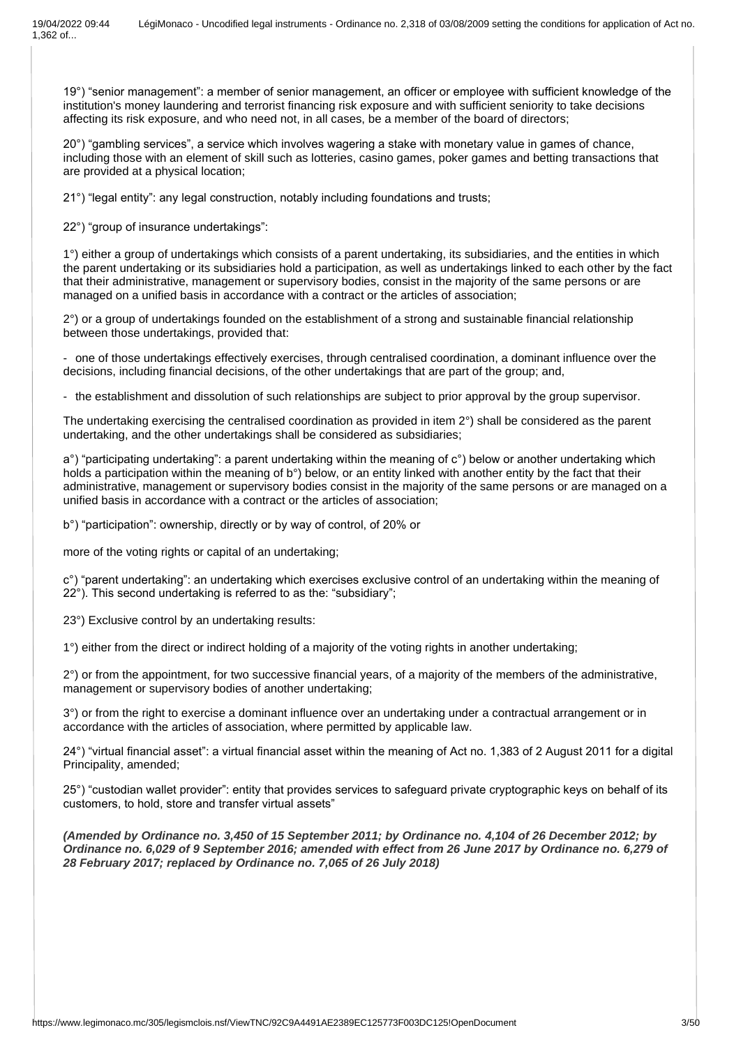19°) “senior management”: a member of senior management, an officer or employee with sufficient knowledge of the institution's money laundering and terrorist financing risk exposure and with sufficient seniority to take decisions affecting its risk exposure, and who need not, in all cases, be a member of the board of directors;

20°) “gambling services”, a service which involves wagering a stake with monetary value in games of chance, including those with an element of skill such as lotteries, casino games, poker games and betting transactions that are provided at a physical location;

21°) “legal entity”: any legal construction, notably including foundations and trusts;

22°) “group of insurance undertakings”:

1°) either a group of undertakings which consists of a parent undertaking, its subsidiaries, and the entities in which the parent undertaking or its subsidiaries hold a participation, as well as undertakings linked to each other by the fact that their administrative, management or supervisory bodies, consist in the majority of the same persons or are managed on a unified basis in accordance with a contract or the articles of association;

2°) or a group of undertakings founded on the establishment of a strong and sustainable financial relationship between those undertakings, provided that:

- one of those undertakings effectively exercises, through centralised coordination, a dominant influence over the decisions, including financial decisions, of the other undertakings that are part of the group; and,

- the establishment and dissolution of such relationships are subject to prior approval by the group supervisor.

The undertaking exercising the centralised coordination as provided in item 2°) shall be considered as the parent undertaking, and the other undertakings shall be considered as subsidiaries;

a°) “participating undertaking”: a parent undertaking within the meaning of c°) below or another undertaking which holds a participation within the meaning of b°) below, or an entity linked with another entity by the fact that their administrative, management or supervisory bodies consist in the majority of the same persons or are managed on a unified basis in accordance with a contract or the articles of association;

b°) “participation”: ownership, directly or by way of control, of 20% or

more of the voting rights or capital of an undertaking;

c°) “parent undertaking”: an undertaking which exercises exclusive control of an undertaking within the meaning of 22°). This second undertaking is referred to as the: “subsidiary”;

23°) Exclusive control by an undertaking results:

1°) either from the direct or indirect holding of a majority of the voting rights in another undertaking;

2°) or from the appointment, for two successive financial years, of a majority of the members of the administrative, management or supervisory bodies of another undertaking;

3°) or from the right to exercise a dominant influence over an undertaking under a contractual arrangement or in accordance with the articles of association, where permitted by applicable law.

24°) “virtual financial asset”: a virtual financial asset within the meaning of Act no. 1,383 of 2 August 2011 for a digital Principality, amended;

25°) “custodian wallet provider”: entity that provides services to safeguard private cryptographic keys on behalf of its customers, to hold, store and transfer virtual assets”

***(Amended by Ordinance no. 3,450 of 15 September 2011; by Ordinance no. 4,104 of 26 December 2012; by Ordinance no. 6,029 of 9 September 2016; amended with effect from 26 June 2017 by Ordinance no. 6,279 of 28 February 2017; replaced by Ordinance no. 7,065 of 26 July 2018)***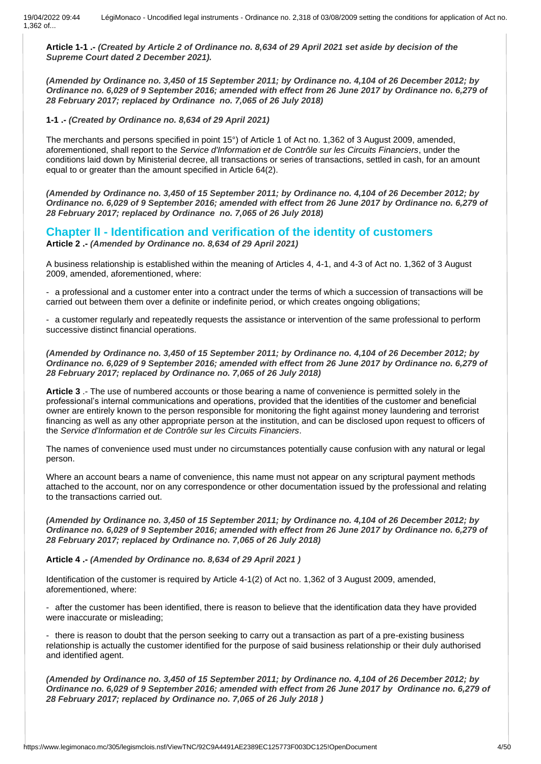**Article 1-1 .-** ***(Created by Article 2 of Ordinance no. 8,634 of 29 April 2021 set aside by decision of the Supreme Court dated 2 December 2021).***

***(Amended by Ordinance no. 3,450 of 15 September 2011; by Ordinance no. 4,104 of 26 December 2012; by Ordinance no. 6,029 of 9 September 2016; amended with effect from 26 June 2017 by Ordinance no. 6,279 of 28 February 2017; replaced by Ordinance no. 7,065 of 26 July 2018)***

**1-1 .-** ***(Created by Ordinance no. 8,634 of 29 April 2021)***

The merchants and persons specified in point 15°) of Article 1 of Act no. 1,362 of 3 August 2009, amended, aforementioned, shall report to the *Service d'Information et de Contrôle sur les Circuits Financiers*, under the conditions laid down by Ministerial decree, all transactions or series of transactions, settled in cash, for an amount equal to or greater than the amount specified in Article 64(2).

***(Amended by Ordinance no. 3,450 of 15 September 2011; by Ordinance no. 4,104 of 26 December 2012; by Ordinance no. 6,029 of 9 September 2016; amended with effect from 26 June 2017 by Ordinance no. 6,279 of 28 February 2017; replaced by Ordinance no. 7,065 of 26 July 2018)***

## Chapter II - Identification and verification of the identity of customers

**Article 2 .-** ***(Amended by Ordinance no. 8,634 of 29 April 2021)***

A business relationship is established within the meaning of Articles 4, 4-1, and 4-3 of Act no. 1,362 of 3 August 2009, amended, aforementioned, where:

- a professional and a customer enter into a contract under the terms of which a succession of transactions will be carried out between them over a definite or indefinite period, or which creates ongoing obligations;

- a customer regularly and repeatedly requests the assistance or intervention of the same professional to perform successive distinct financial operations.

***(Amended by Ordinance no. 3,450 of 15 September 2011; by Ordinance no. 4,104 of 26 December 2012; by Ordinance no. 6,029 of 9 September 2016; amended with effect from 26 June 2017 by Ordinance no. 6,279 of 28 February 2017; replaced by Ordinance no. 7,065 of 26 July 2018)***

**Article 3** .- The use of numbered accounts or those bearing a name of convenience is permitted solely in the professional's internal communications and operations, provided that the identities of the customer and beneficial owner are entirely known to the person responsible for monitoring the fight against money laundering and terrorist financing as well as any other appropriate person at the institution, and can be disclosed upon request to officers of the *Service d'Information et de Contrôle sur les Circuits Financiers*.

The names of convenience used must under no circumstances potentially cause confusion with any natural or legal person.

Where an account bears a name of convenience, this name must not appear on any scriptural payment methods attached to the account, nor on any correspondence or other documentation issued by the professional and relating to the transactions carried out.

***(Amended by Ordinance no. 3,450 of 15 September 2011; by Ordinance no. 4,104 of 26 December 2012; by Ordinance no. 6,029 of 9 September 2016; amended with effect from 26 June 2017 by Ordinance no. 6,279 of 28 February 2017; replaced by Ordinance no. 7,065 of 26 July 2018)***

**Article 4 .-** ***(Amended by Ordinance no. 8,634 of 29 April 2021 )***

Identification of the customer is required by Article 4-1(2) of Act no. 1,362 of 3 August 2009, amended, aforementioned, where:

- after the customer has been identified, there is reason to believe that the identification data they have provided were inaccurate or misleading;

- there is reason to doubt that the person seeking to carry out a transaction as part of a pre-existing business relationship is actually the customer identified for the purpose of said business relationship or their duly authorised and identified agent.

***(Amended by Ordinance no. 3,450 of 15 September 2011; by Ordinance no. 4,104 of 26 December 2012; by Ordinance no. 6,029 of 9 September 2016; amended with effect from 26 June 2017 by Ordinance no. 6,279 of 28 February 2017; replaced by Ordinance no. 7,065 of 26 July 2018 )***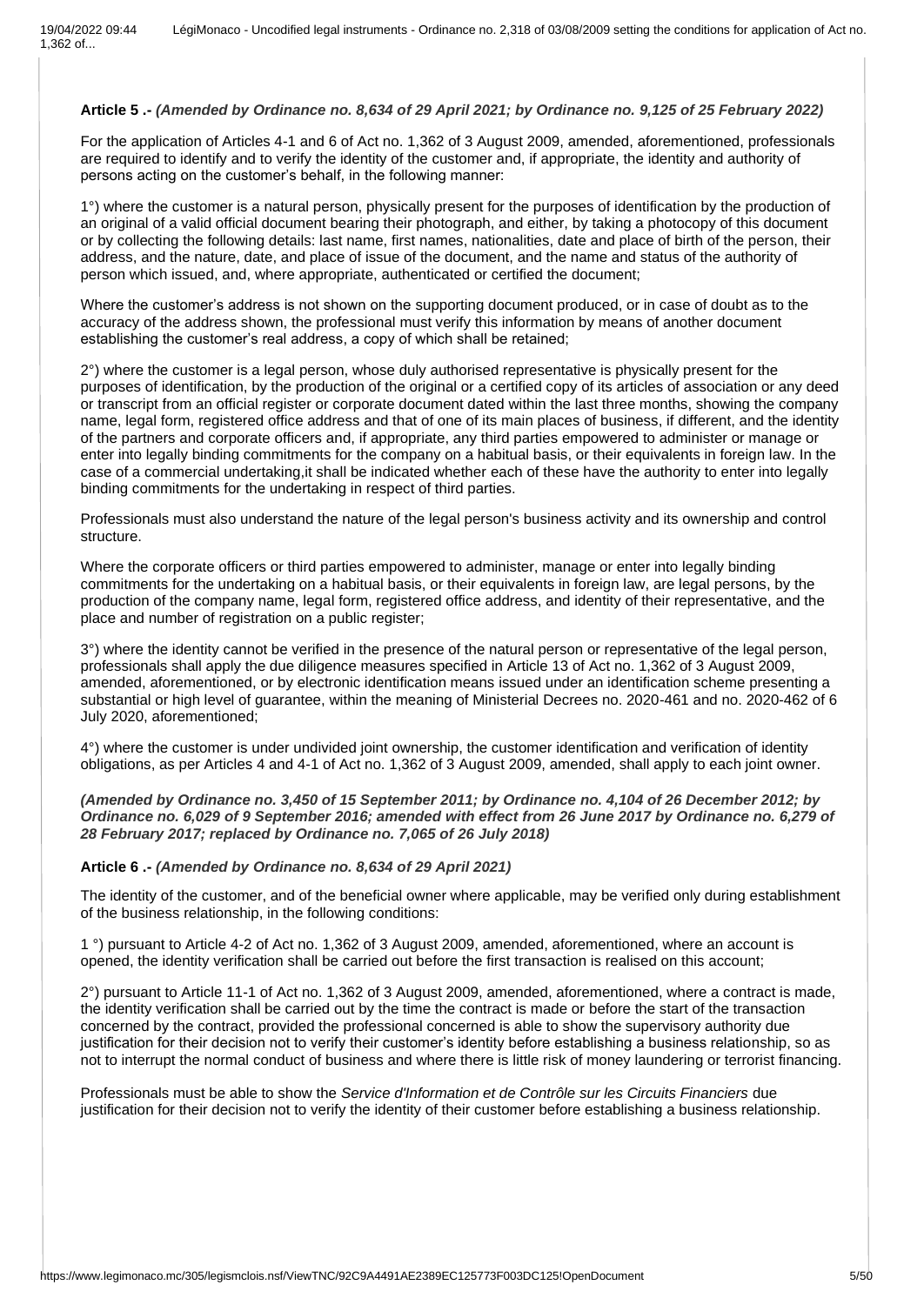**Article 5 .-** ***(Amended by Ordinance no. 8,634 of 29 April 2021; by Ordinance no. 9,125 of 25 February 2022)***

For the application of Articles 4-1 and 6 of Act no. 1,362 of 3 August 2009, amended, aforementioned, professionals are required to identify and to verify the identity of the customer and, if appropriate, the identity and authority of persons acting on the customer's behalf, in the following manner:

1°) where the customer is a natural person, physically present for the purposes of identification by the production of an original of a valid official document bearing their photograph, and either, by taking a photocopy of this document or by collecting the following details: last name, first names, nationalities, date and place of birth of the person, their address, and the nature, date, and place of issue of the document, and the name and status of the authority of person which issued, and, where appropriate, authenticated or certified the document;

Where the customer's address is not shown on the supporting document produced, or in case of doubt as to the accuracy of the address shown, the professional must verify this information by means of another document establishing the customer's real address, a copy of which shall be retained;

2°) where the customer is a legal person, whose duly authorised representative is physically present for the purposes of identification, by the production of the original or a certified copy of its articles of association or any deed or transcript from an official register or corporate document dated within the last three months, showing the company name, legal form, registered office address and that of one of its main places of business, if different, and the identity of the partners and corporate officers and, if appropriate, any third parties empowered to administer or manage or enter into legally binding commitments for the company on a habitual basis, or their equivalents in foreign law. In the case of a commercial undertaking,it shall be indicated whether each of these have the authority to enter into legally binding commitments for the undertaking in respect of third parties.

Professionals must also understand the nature of the legal person's business activity and its ownership and control structure.

Where the corporate officers or third parties empowered to administer, manage or enter into legally binding commitments for the undertaking on a habitual basis, or their equivalents in foreign law, are legal persons, by the production of the company name, legal form, registered office address, and identity of their representative, and the place and number of registration on a public register;

3°) where the identity cannot be verified in the presence of the natural person or representative of the legal person, professionals shall apply the due diligence measures specified in Article 13 of Act no. 1,362 of 3 August 2009, amended, aforementioned, or by electronic identification means issued under an identification scheme presenting a substantial or high level of guarantee, within the meaning of Ministerial Decrees no. 2020-461 and no. 2020-462 of 6 July 2020, aforementioned;

4°) where the customer is under undivided joint ownership, the customer identification and verification of identity obligations, as per Articles 4 and 4-1 of Act no. 1,362 of 3 August 2009, amended, shall apply to each joint owner.

***(Amended by Ordinance no. 3,450 of 15 September 2011; by Ordinance no. 4,104 of 26 December 2012; by Ordinance no. 6,029 of 9 September 2016; amended with effect from 26 June 2017 by Ordinance no. 6,279 of 28 February 2017; replaced by Ordinance no. 7,065 of 26 July 2018)***

**Article 6 .-** ***(Amended by Ordinance no. 8,634 of 29 April 2021)***

The identity of the customer, and of the beneficial owner where applicable, may be verified only during establishment of the business relationship, in the following conditions:

1 °) pursuant to Article 4-2 of Act no. 1,362 of 3 August 2009, amended, aforementioned, where an account is opened, the identity verification shall be carried out before the first transaction is realised on this account;

2°) pursuant to Article 11-1 of Act no. 1,362 of 3 August 2009, amended, aforementioned, where a contract is made, the identity verification shall be carried out by the time the contract is made or before the start of the transaction concerned by the contract, provided the professional concerned is able to show the supervisory authority due justification for their decision not to verify their customer's identity before establishing a business relationship, so as not to interrupt the normal conduct of business and where there is little risk of money laundering or terrorist financing.

Professionals must be able to show the *Service d'Information et de Contrôle sur les Circuits Financiers* due justification for their decision not to verify the identity of their customer before establishing a business relationship.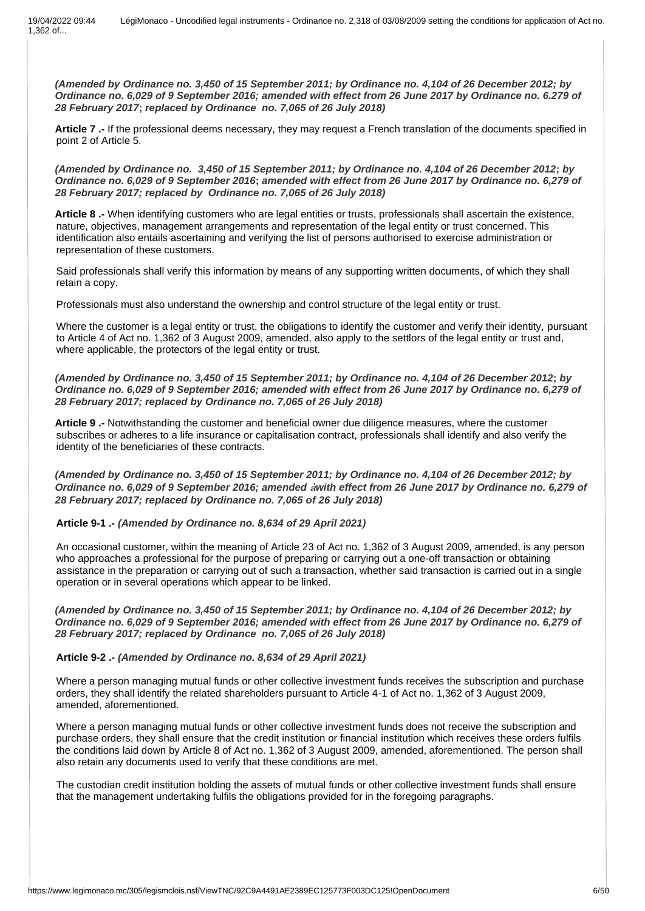*(Amended by Ordinance no. 3,450 of 15 September 2011; by Ordinance no. 4,104 of 26 December 2012; by Ordinance no. 6,029 of 9 September 2016; amended with effect from 26 June 2017 by Ordinance no. 6.279 of 28 February 2017; replaced by Ordinance no. 7,065 of 26 July 2018)*

**Article 7 .-** If the professional deems necessary, they may request a French translation of the documents specified in point 2 of Article 5.

*(Amended by Ordinance no. 3,450 of 15 September 2011; by Ordinance no. 4,104 of 26 December 2012; by Ordinance no. 6,029 of 9 September 2016; amended with effect from 26 June 2017 by Ordinance no. 6,279 of 28 February 2017; replaced by Ordinance no. 7,065 of 26 July 2018)*

**Article 8 .-** When identifying customers who are legal entities or trusts, professionals shall ascertain the existence, nature, objectives, management arrangements and representation of the legal entity or trust concerned. This identification also entails ascertaining and verifying the list of persons authorised to exercise administration or representation of these customers.

Said professionals shall verify this information by means of any supporting written documents, of which they shall retain a copy.

Professionals must also understand the ownership and control structure of the legal entity or trust.

Where the customer is a legal entity or trust, the obligations to identify the customer and verify their identity, pursuant to Article 4 of Act no. 1,362 of 3 August 2009, amended, also apply to the settlors of the legal entity or trust and, where applicable, the protectors of the legal entity or trust.

*(Amended by Ordinance no. 3,450 of 15 September 2011; by Ordinance no. 4,104 of 26 December 2012; by Ordinance no. 6,029 of 9 September 2016; amended with effect from 26 June 2017 by Ordinance no. 6,279 of 28 February 2017; replaced by Ordinance no. 7,065 of 26 July 2018)*

**Article 9 .-** Notwithstanding the customer and beneficial owner due diligence measures, where the customer subscribes or adheres to a life insurance or capitalisation contract, professionals shall identify and also verify the identity of the beneficiaries of these contracts.

*(Amended by Ordinance no. 3,450 of 15 September 2011; by Ordinance no. 4,104 of 26 December 2012; by Ordinance no. 6,029 of 9 September 2016; amended with effect from 26 June 2017 by Ordinance no. 6,279 of 28 February 2017; replaced by Ordinance no. 7,065 of 26 July 2018)*

**Article 9-1 .-** *(Amended by Ordinance no. 8,634 of 29 April 2021)*

An occasional customer, within the meaning of Article 23 of Act no. 1,362 of 3 August 2009, amended, is any person who approaches a professional for the purpose of preparing or carrying out a one-off transaction or obtaining assistance in the preparation or carrying out of such a transaction, whether said transaction is carried out in a single operation or in several operations which appear to be linked.

*(Amended by Ordinance no. 3,450 of 15 September 2011; by Ordinance no. 4,104 of 26 December 2012; by Ordinance no. 6,029 of 9 September 2016; amended with effect from 26 June 2017 by Ordinance no. 6,279 of 28 February 2017; replaced by Ordinance no. 7,065 of 26 July 2018)*

**Article 9-2 .-** *(Amended by Ordinance no. 8,634 of 29 April 2021)*

Where a person managing mutual funds or other collective investment funds receives the subscription and purchase orders, they shall identify the related shareholders pursuant to Article 4-1 of Act no. 1,362 of 3 August 2009, amended, aforementioned.

Where a person managing mutual funds or other collective investment funds does not receive the subscription and purchase orders, they shall ensure that the credit institution or financial institution which receives these orders fulfils the conditions laid down by Article 8 of Act no. 1,362 of 3 August 2009, amended, aforementioned. The person shall also retain any documents used to verify that these conditions are met.

The custodian credit institution holding the assets of mutual funds or other collective investment funds shall ensure that the management undertaking fulfils the obligations provided for in the foregoing paragraphs.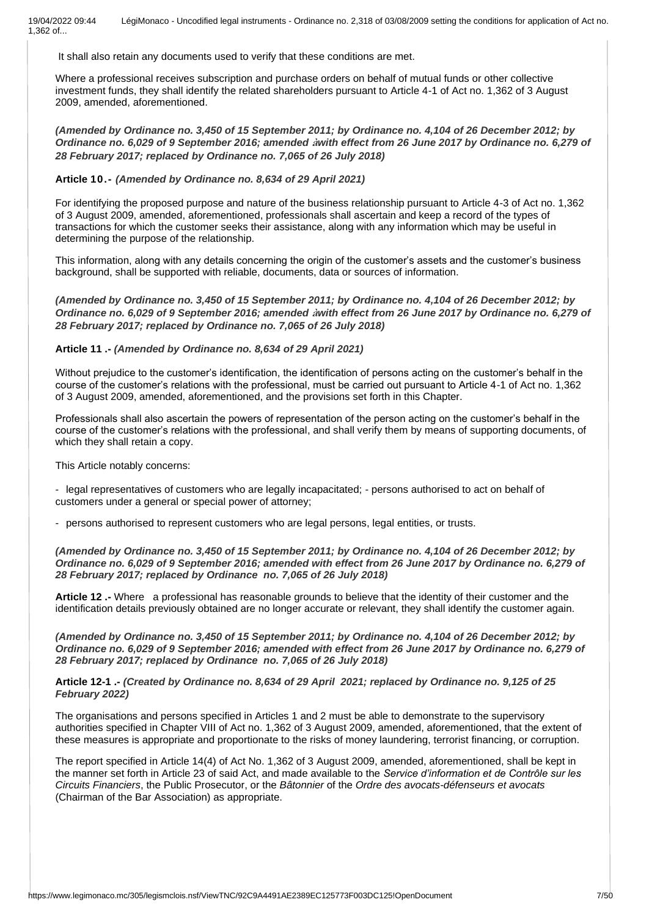It shall also retain any documents used to verify that these conditions are met.

Where a professional receives subscription and purchase orders on behalf of mutual funds or other collective investment funds, they shall identify the related shareholders pursuant to Article 4-1 of Act no. 1,362 of 3 August 2009, amended, aforementioned.

***(Amended by Ordinance no. 3,450 of 15 September 2011; by Ordinance no. 4,104 of 26 December 2012; by Ordinance no. 6,029 of 9 September 2016; amended àwith effect from 26 June 2017 by Ordinance no. 6,279 of 28 February 2017; replaced by Ordinance no. 7,065 of 26 July 2018)***

**Article 10.-** ***(Amended by Ordinance no. 8,634 of 29 April 2021)***

For identifying the proposed purpose and nature of the business relationship pursuant to Article 4-3 of Act no. 1,362 of 3 August 2009, amended, aforementioned, professionals shall ascertain and keep a record of the types of transactions for which the customer seeks their assistance, along with any information which may be useful in determining the purpose of the relationship.

This information, along with any details concerning the origin of the customer's assets and the customer's business background, shall be supported with reliable, documents, data or sources of information.

***(Amended by Ordinance no. 3,450 of 15 September 2011; by Ordinance no. 4,104 of 26 December 2012; by Ordinance no. 6,029 of 9 September 2016; amended àwith effect from 26 June 2017 by Ordinance no. 6,279 of 28 February 2017; replaced by Ordinance no. 7,065 of 26 July 2018)***

**Article 11 .-** ***(Amended by Ordinance no. 8,634 of 29 April 2021)***

Without prejudice to the customer's identification, the identification of persons acting on the customer's behalf in the course of the customer's relations with the professional, must be carried out pursuant to Article 4-1 of Act no. 1,362 of 3 August 2009, amended, aforementioned, and the provisions set forth in this Chapter.

Professionals shall also ascertain the powers of representation of the person acting on the customer's behalf in the course of the customer's relations with the professional, and shall verify them by means of supporting documents, of which they shall retain a copy.

This Article notably concerns:

- legal representatives of customers who are legally incapacitated; - persons authorised to act on behalf of customers under a general or special power of attorney;
- persons authorised to represent customers who are legal persons, legal entities, or trusts.

***(Amended by Ordinance no. 3,450 of 15 September 2011; by Ordinance no. 4,104 of 26 December 2012; by Ordinance no. 6,029 of 9 September 2016; amended with effect from 26 June 2017 by Ordinance no. 6,279 of 28 February 2017; replaced by Ordinance no. 7,065 of 26 July 2018)***

**Article 12 .-** Where a professional has reasonable grounds to believe that the identity of their customer and the identification details previously obtained are no longer accurate or relevant, they shall identify the customer again.

***(Amended by Ordinance no. 3,450 of 15 September 2011; by Ordinance no. 4,104 of 26 December 2012; by Ordinance no. 6,029 of 9 September 2016; amended with effect from 26 June 2017 by Ordinance no. 6,279 of 28 February 2017; replaced by Ordinance no. 7,065 of 26 July 2018)***

**Article 12-1 .-** ***(Created by Ordinance no. 8,634 of 29 April 2021; replaced by Ordinance no. 9,125 of 25 February 2022)***

The organisations and persons specified in Articles 1 and 2 must be able to demonstrate to the supervisory authorities specified in Chapter VIII of Act no. 1,362 of 3 August 2009, amended, aforementioned, that the extent of these measures is appropriate and proportionate to the risks of money laundering, terrorist financing, or corruption.

The report specified in Article 14(4) of Act No. 1,362 of 3 August 2009, amended, aforementioned, shall be kept in the manner set forth in Article 23 of said Act, and made available to the *Service d'information et de Contrôle sur les Circuits Financiers*, the Public Prosecutor, or the *Bâtonnier* of the *Ordre des avocats-défenseurs et avocats* (Chairman of the Bar Association) as appropriate.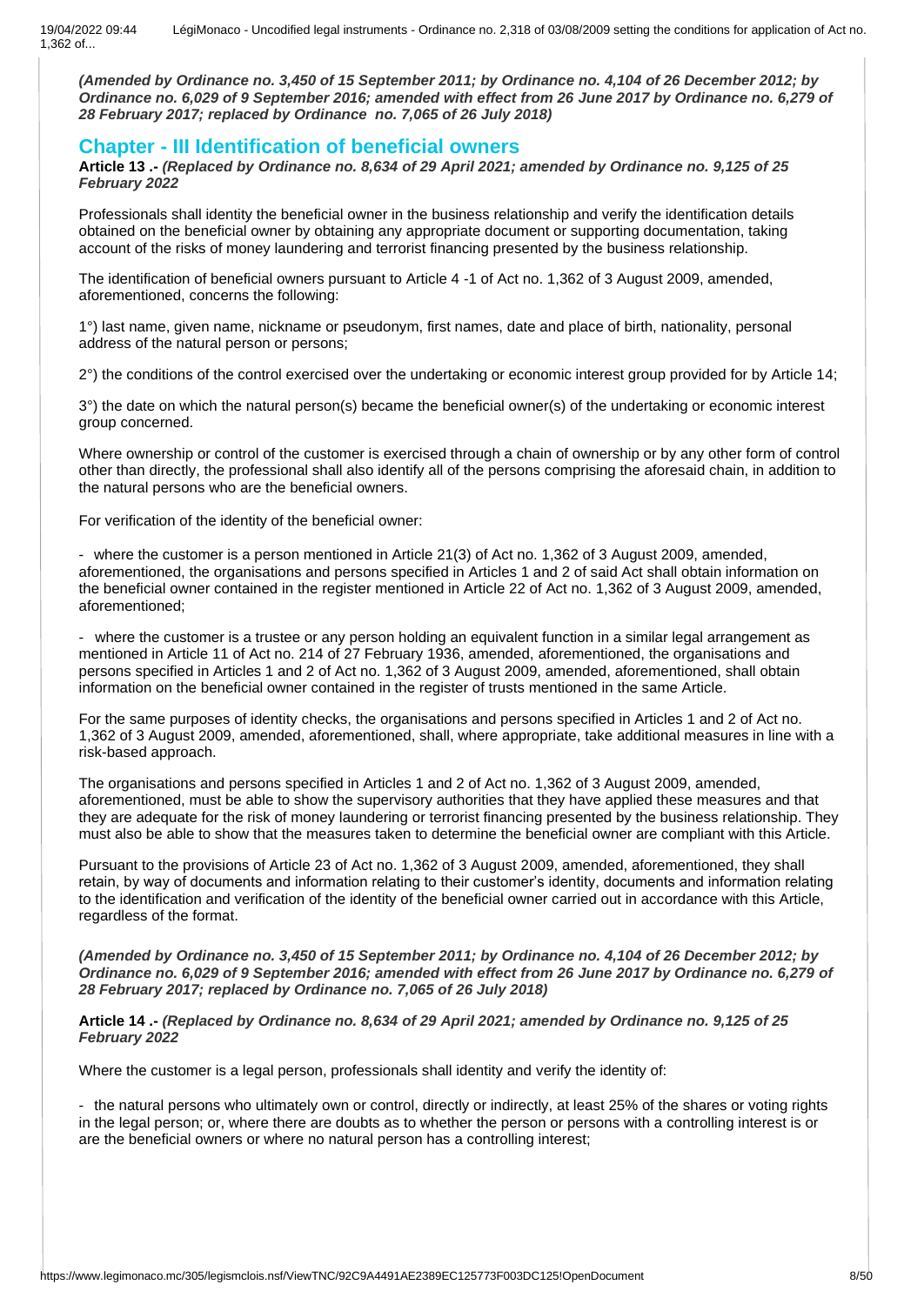*(Amended by Ordinance no. 3,450 of 15 September 2011; by Ordinance no. 4,104 of 26 December 2012; by Ordinance no. 6,029 of 9 September 2016; amended with effect from 26 June 2017 by Ordinance no. 6,279 of 28 February 2017; replaced by Ordinance no. 7,065 of 26 July 2018)*

## Chapter - III Identification of beneficial owners

**Article 13 .-** ***(Replaced by Ordinance no. 8,634 of 29 April 2021; amended by Ordinance no. 9,125 of 25 February 2022***

Professionals shall identity the beneficial owner in the business relationship and verify the identification details obtained on the beneficial owner by obtaining any appropriate document or supporting documentation, taking account of the risks of money laundering and terrorist financing presented by the business relationship.

The identification of beneficial owners pursuant to Article 4 -1 of Act no. 1,362 of 3 August 2009, amended, aforementioned, concerns the following:

1°) last name, given name, nickname or pseudonym, first names, date and place of birth, nationality, personal address of the natural person or persons;

2°) the conditions of the control exercised over the undertaking or economic interest group provided for by Article 14;

3°) the date on which the natural person(s) became the beneficial owner(s) of the undertaking or economic interest group concerned.

Where ownership or control of the customer is exercised through a chain of ownership or by any other form of control other than directly, the professional shall also identify all of the persons comprising the aforesaid chain, in addition to the natural persons who are the beneficial owners.

For verification of the identity of the beneficial owner:

- where the customer is a person mentioned in Article 21(3) of Act no. 1,362 of 3 August 2009, amended, aforementioned, the organisations and persons specified in Articles 1 and 2 of said Act shall obtain information on the beneficial owner contained in the register mentioned in Article 22 of Act no. 1,362 of 3 August 2009, amended, aforementioned;

- where the customer is a trustee or any person holding an equivalent function in a similar legal arrangement as mentioned in Article 11 of Act no. 214 of 27 February 1936, amended, aforementioned, the organisations and persons specified in Articles 1 and 2 of Act no. 1,362 of 3 August 2009, amended, aforementioned, shall obtain information on the beneficial owner contained in the register of trusts mentioned in the same Article.

For the same purposes of identity checks, the organisations and persons specified in Articles 1 and 2 of Act no. 1,362 of 3 August 2009, amended, aforementioned, shall, where appropriate, take additional measures in line with a risk-based approach.

The organisations and persons specified in Articles 1 and 2 of Act no. 1,362 of 3 August 2009, amended, aforementioned, must be able to show the supervisory authorities that they have applied these measures and that they are adequate for the risk of money laundering or terrorist financing presented by the business relationship. They must also be able to show that the measures taken to determine the beneficial owner are compliant with this Article.

Pursuant to the provisions of Article 23 of Act no. 1,362 of 3 August 2009, amended, aforementioned, they shall retain, by way of documents and information relating to their customer's identity, documents and information relating to the identification and verification of the identity of the beneficial owner carried out in accordance with this Article, regardless of the format.

***(Amended by Ordinance no. 3,450 of 15 September 2011; by Ordinance no. 4,104 of 26 December 2012; by Ordinance no. 6,029 of 9 September 2016; amended with effect from 26 June 2017 by Ordinance no. 6,279 of 28 February 2017; replaced by Ordinance no. 7,065 of 26 July 2018)***

**Article 14 .-** ***(Replaced by Ordinance no. 8,634 of 29 April 2021; amended by Ordinance no. 9,125 of 25 February 2022***

Where the customer is a legal person, professionals shall identity and verify the identity of:

- the natural persons who ultimately own or control, directly or indirectly, at least 25% of the shares or voting rights in the legal person; or, where there are doubts as to whether the person or persons with a controlling interest is or are the beneficial owners or where no natural person has a controlling interest;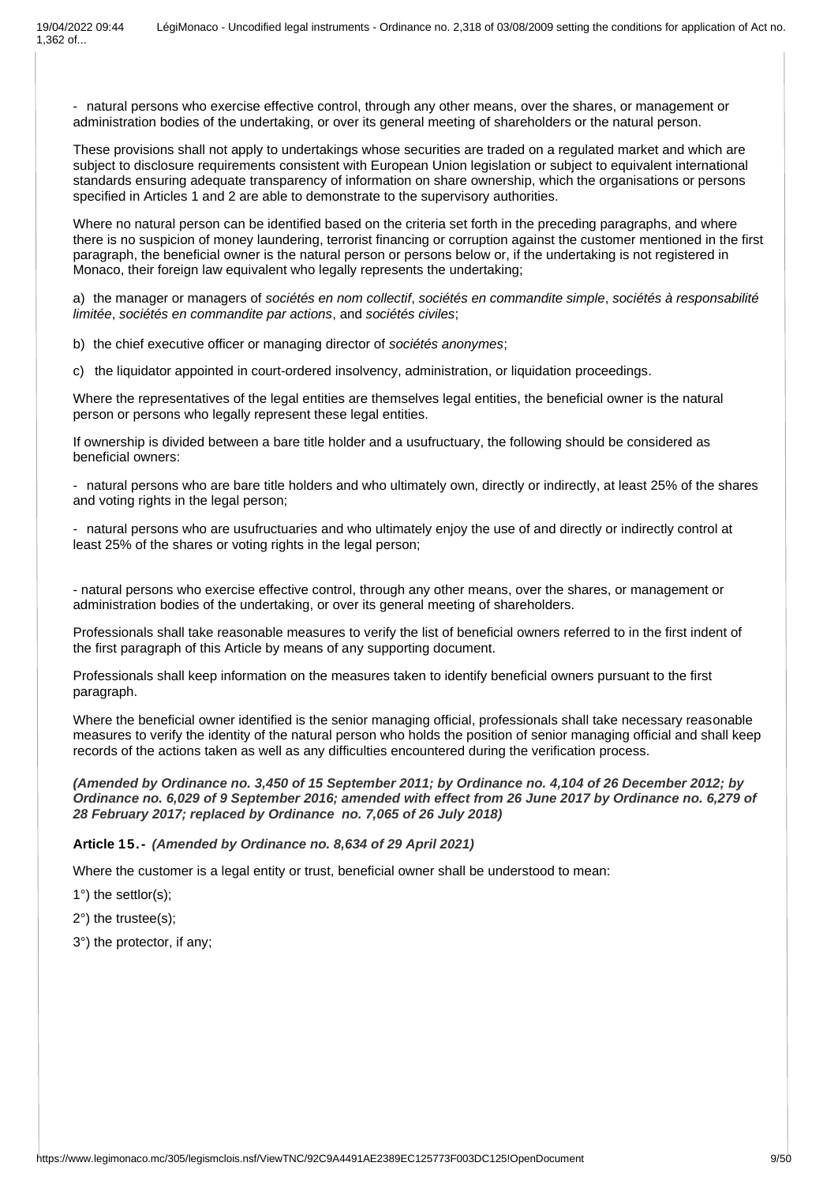- natural persons who exercise effective control, through any other means, over the shares, or management or administration bodies of the undertaking, or over its general meeting of shareholders or the natural person.

These provisions shall not apply to undertakings whose securities are traded on a regulated market and which are subject to disclosure requirements consistent with European Union legislation or subject to equivalent international standards ensuring adequate transparency of information on share ownership, which the organisations or persons specified in Articles 1 and 2 are able to demonstrate to the supervisory authorities.

Where no natural person can be identified based on the criteria set forth in the preceding paragraphs, and where there is no suspicion of money laundering, terrorist financing or corruption against the customer mentioned in the first paragraph, the beneficial owner is the natural person or persons below or, if the undertaking is not registered in Monaco, their foreign law equivalent who legally represents the undertaking;

a) the manager or managers of *sociétés en nom collectif*, *sociétés en commandite simple*, *sociétés à responsabilité limitée*, *sociétés en commandite par actions*, and *sociétés civiles*;

b) the chief executive officer or managing director of *sociétés anonymes*;

c) the liquidator appointed in court-ordered insolvency, administration, or liquidation proceedings.

Where the representatives of the legal entities are themselves legal entities, the beneficial owner is the natural person or persons who legally represent these legal entities.

If ownership is divided between a bare title holder and a usufructuary, the following should be considered as beneficial owners:

- natural persons who are bare title holders and who ultimately own, directly or indirectly, at least 25% of the shares and voting rights in the legal person;

- natural persons who are usufructuaries and who ultimately enjoy the use of and directly or indirectly control at least 25% of the shares or voting rights in the legal person;

- natural persons who exercise effective control, through any other means, over the shares, or management or administration bodies of the undertaking, or over its general meeting of shareholders.

Professionals shall take reasonable measures to verify the list of beneficial owners referred to in the first indent of the first paragraph of this Article by means of any supporting document.

Professionals shall keep information on the measures taken to identify beneficial owners pursuant to the first paragraph.

Where the beneficial owner identified is the senior managing official, professionals shall take necessary reasonable measures to verify the identity of the natural person who holds the position of senior managing official and shall keep records of the actions taken as well as any difficulties encountered during the verification process.

***(Amended by Ordinance no. 3,450 of 15 September 2011; by Ordinance no. 4,104 of 26 December 2012; by Ordinance no. 6,029 of 9 September 2016; amended with effect from 26 June 2017 by Ordinance no. 6,279 of 28 February 2017; replaced by Ordinance no. 7,065 of 26 July 2018)***

**Article 15.-** ***(Amended by Ordinance no. 8,634 of 29 April 2021)***

Where the customer is a legal entity or trust, beneficial owner shall be understood to mean:

1°) the settlor(s);

2°) the trustee(s);

3°) the protector, if any;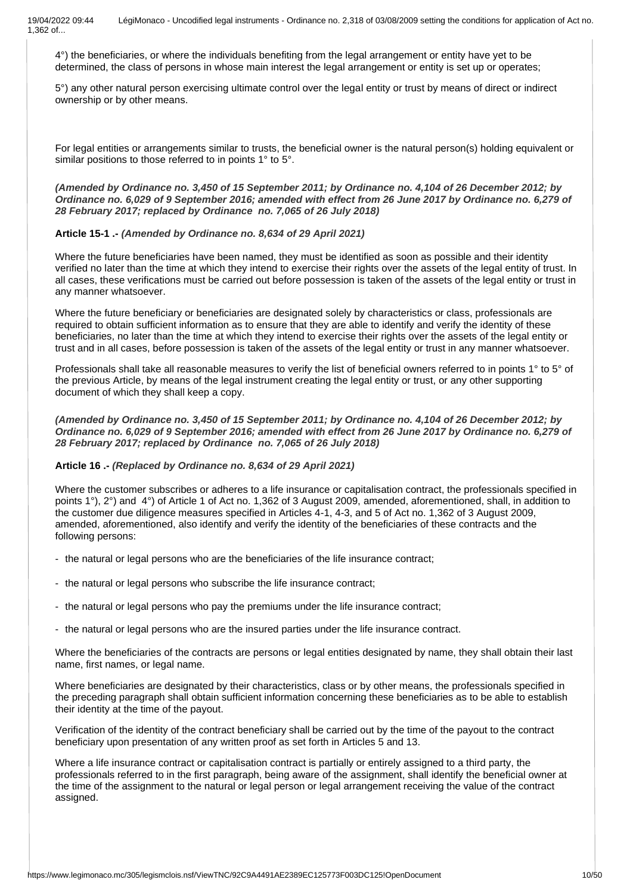4°) the beneficiaries, or where the individuals benefiting from the legal arrangement or entity have yet to be determined, the class of persons in whose main interest the legal arrangement or entity is set up or operates;

5°) any other natural person exercising ultimate control over the legal entity or trust by means of direct or indirect ownership or by other means.

For legal entities or arrangements similar to trusts, the beneficial owner is the natural person(s) holding equivalent or similar positions to those referred to in points 1° to 5°.

***(Amended by Ordinance no. 3,450 of 15 September 2011; by Ordinance no. 4,104 of 26 December 2012; by Ordinance no. 6,029 of 9 September 2016; amended with effect from 26 June 2017 by Ordinance no. 6,279 of 28 February 2017; replaced by Ordinance no. 7,065 of 26 July 2018)***

**Article 15-1 .-** ***(Amended by Ordinance no. 8,634 of 29 April 2021)***

Where the future beneficiaries have been named, they must be identified as soon as possible and their identity verified no later than the time at which they intend to exercise their rights over the assets of the legal entity of trust. In all cases, these verifications must be carried out before possession is taken of the assets of the legal entity or trust in any manner whatsoever.

Where the future beneficiary or beneficiaries are designated solely by characteristics or class, professionals are required to obtain sufficient information as to ensure that they are able to identify and verify the identity of these beneficiaries, no later than the time at which they intend to exercise their rights over the assets of the legal entity or trust and in all cases, before possession is taken of the assets of the legal entity or trust in any manner whatsoever.

Professionals shall take all reasonable measures to verify the list of beneficial owners referred to in points 1° to 5° of the previous Article, by means of the legal instrument creating the legal entity or trust, or any other supporting document of which they shall keep a copy.

***(Amended by Ordinance no. 3,450 of 15 September 2011; by Ordinance no. 4,104 of 26 December 2012; by Ordinance no. 6,029 of 9 September 2016; amended with effect from 26 June 2017 by Ordinance no. 6,279 of 28 February 2017; replaced by Ordinance no. 7,065 of 26 July 2018)***

**Article 16 .-** ***(Replaced by Ordinance no. 8,634 of 29 April 2021)***

Where the customer subscribes or adheres to a life insurance or capitalisation contract, the professionals specified in points 1°), 2°) and 4°) of Article 1 of Act no. 1,362 of 3 August 2009, amended, aforementioned, shall, in addition to the customer due diligence measures specified in Articles 4-1, 4-3, and 5 of Act no. 1,362 of 3 August 2009, amended, aforementioned, also identify and verify the identity of the beneficiaries of these contracts and the following persons:

- the natural or legal persons who are the beneficiaries of the life insurance contract;
- the natural or legal persons who subscribe the life insurance contract;
- the natural or legal persons who pay the premiums under the life insurance contract;
- the natural or legal persons who are the insured parties under the life insurance contract.

Where the beneficiaries of the contracts are persons or legal entities designated by name, they shall obtain their last name, first names, or legal name.

Where beneficiaries are designated by their characteristics, class or by other means, the professionals specified in the preceding paragraph shall obtain sufficient information concerning these beneficiaries as to be able to establish their identity at the time of the payout.

Verification of the identity of the contract beneficiary shall be carried out by the time of the payout to the contract beneficiary upon presentation of any written proof as set forth in Articles 5 and 13.

Where a life insurance contract or capitalisation contract is partially or entirely assigned to a third party, the professionals referred to in the first paragraph, being aware of the assignment, shall identify the beneficial owner at the time of the assignment to the natural or legal person or legal arrangement receiving the value of the contract assigned.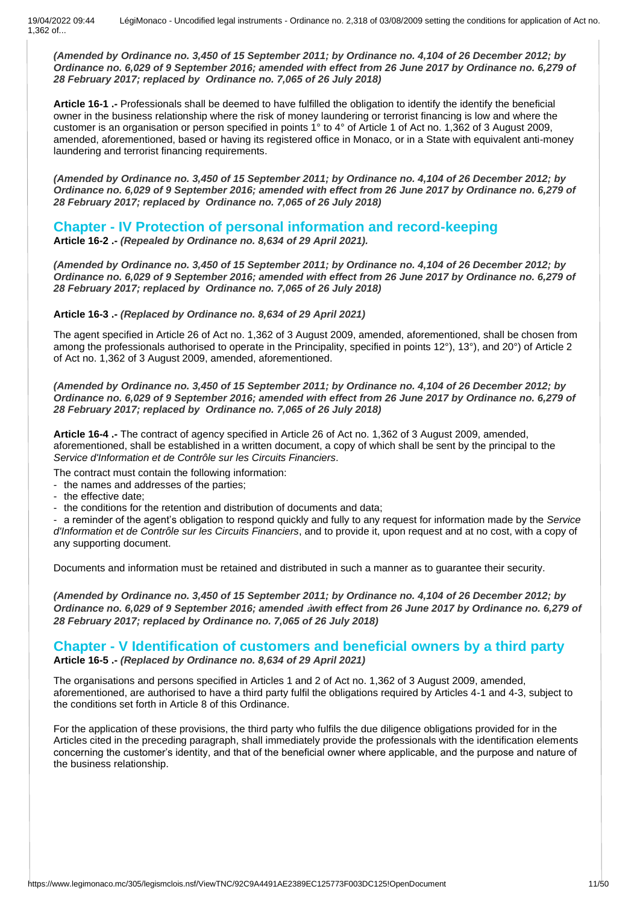*(Amended by Ordinance no. 3,450 of 15 September 2011; by Ordinance no. 4,104 of 26 December 2012; by Ordinance no. 6,029 of 9 September 2016; amended with effect from 26 June 2017 by Ordinance no. 6,279 of 28 February 2017; replaced by Ordinance no. 7,065 of 26 July 2018)*

**Article 16-1 .-** Professionals shall be deemed to have fulfilled the obligation to identify the identify the beneficial owner in the business relationship where the risk of money laundering or terrorist financing is low and where the customer is an organisation or person specified in points 1° to 4° of Article 1 of Act no. 1,362 of 3 August 2009, amended, aforementioned, based or having its registered office in Monaco, or in a State with equivalent anti-money laundering and terrorist financing requirements.

*(Amended by Ordinance no. 3,450 of 15 September 2011; by Ordinance no. 4,104 of 26 December 2012; by Ordinance no. 6,029 of 9 September 2016; amended with effect from 26 June 2017 by Ordinance no. 6,279 of 28 February 2017; replaced by Ordinance no. 7,065 of 26 July 2018)*

## Chapter - IV Protection of personal information and record-keeping

**Article 16-2 .-** *(Repealed by Ordinance no. 8,634 of 29 April 2021).*

*(Amended by Ordinance no. 3,450 of 15 September 2011; by Ordinance no. 4,104 of 26 December 2012; by Ordinance no. 6,029 of 9 September 2016; amended with effect from 26 June 2017 by Ordinance no. 6,279 of 28 February 2017; replaced by Ordinance no. 7,065 of 26 July 2018)*

**Article 16-3 .-** *(Replaced by Ordinance no. 8,634 of 29 April 2021)*

The agent specified in Article 26 of Act no. 1,362 of 3 August 2009, amended, aforementioned, shall be chosen from among the professionals authorised to operate in the Principality, specified in points 12°), 13°), and 20°) of Article 2 of Act no. 1,362 of 3 August 2009, amended, aforementioned.

*(Amended by Ordinance no. 3,450 of 15 September 2011; by Ordinance no. 4,104 of 26 December 2012; by Ordinance no. 6,029 of 9 September 2016; amended with effect from 26 June 2017 by Ordinance no. 6,279 of 28 February 2017; replaced by Ordinance no. 7,065 of 26 July 2018)*

**Article 16-4 .-** The contract of agency specified in Article 26 of Act no. 1,362 of 3 August 2009, amended, aforementioned, shall be established in a written document, a copy of which shall be sent by the principal to the *Service d'Information et de Contrôle sur les Circuits Financiers*.

The contract must contain the following information:

- the names and addresses of the parties;
- the effective date;
- the conditions for the retention and distribution of documents and data;
- a reminder of the agent's obligation to respond quickly and fully to any request for information made by the *Service d'Information et de Contrôle sur les Circuits Financiers*, and to provide it, upon request and at no cost, with a copy of any supporting document.

Documents and information must be retained and distributed in such a manner as to guarantee their security.

*(Amended by Ordinance no. 3,450 of 15 September 2011; by Ordinance no. 4,104 of 26 December 2012; by Ordinance no. 6,029 of 9 September 2016; amended àwith effect from 26 June 2017 by Ordinance no. 6,279 of 28 February 2017; replaced by Ordinance no. 7,065 of 26 July 2018)*

## Chapter - V Identification of customers and beneficial owners by a third party

**Article 16-5 .-** *(Replaced by Ordinance no. 8,634 of 29 April 2021)*

The organisations and persons specified in Articles 1 and 2 of Act no. 1,362 of 3 August 2009, amended, aforementioned, are authorised to have a third party fulfil the obligations required by Articles 4-1 and 4-3, subject to the conditions set forth in Article 8 of this Ordinance.

For the application of these provisions, the third party who fulfils the due diligence obligations provided for in the Articles cited in the preceding paragraph, shall immediately provide the professionals with the identification elements concerning the customer's identity, and that of the beneficial owner where applicable, and the purpose and nature of the business relationship.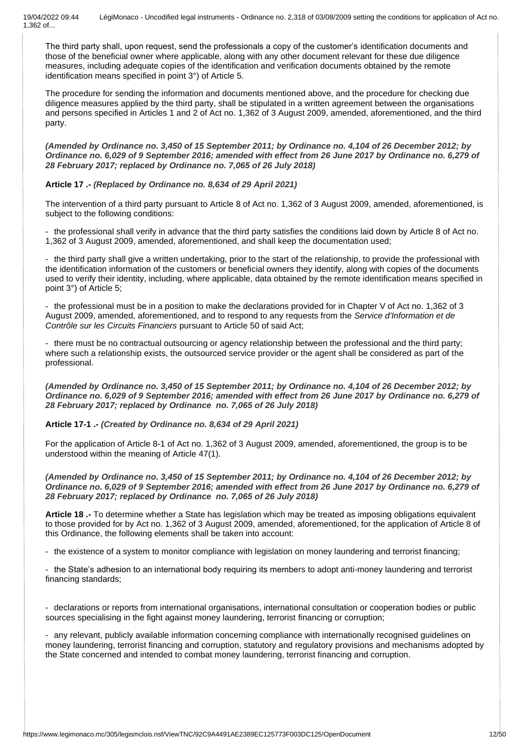The third party shall, upon request, send the professionals a copy of the customer's identification documents and those of the beneficial owner where applicable, along with any other document relevant for these due diligence measures, including adequate copies of the identification and verification documents obtained by the remote identification means specified in point 3°) of Article 5.

The procedure for sending the information and documents mentioned above, and the procedure for checking due diligence measures applied by the third party, shall be stipulated in a written agreement between the organisations and persons specified in Articles 1 and 2 of Act no. 1,362 of 3 August 2009, amended, aforementioned, and the third party.

***(Amended by Ordinance no. 3,450 of 15 September 2011; by Ordinance no. 4,104 of 26 December 2012; by Ordinance no. 6,029 of 9 September 2016; amended with effect from 26 June 2017 by Ordinance no. 6,279 of 28 February 2017; replaced by Ordinance no. 7,065 of 26 July 2018)***

**Article 17 .-** ***(Replaced by Ordinance no. 8,634 of 29 April 2021)***

The intervention of a third party pursuant to Article 8 of Act no. 1,362 of 3 August 2009, amended, aforementioned, is subject to the following conditions:

- the professional shall verify in advance that the third party satisfies the conditions laid down by Article 8 of Act no. 1,362 of 3 August 2009, amended, aforementioned, and shall keep the documentation used;

- the third party shall give a written undertaking, prior to the start of the relationship, to provide the professional with the identification information of the customers or beneficial owners they identify, along with copies of the documents used to verify their identity, including, where applicable, data obtained by the remote identification means specified in point 3°) of Article 5;

- the professional must be in a position to make the declarations provided for in Chapter V of Act no. 1,362 of 3 August 2009, amended, aforementioned, and to respond to any requests from the *Service d'Information et de Contrôle sur les Circuits Financiers* pursuant to Article 50 of said Act;

- there must be no contractual outsourcing or agency relationship between the professional and the third party; where such a relationship exists, the outsourced service provider or the agent shall be considered as part of the professional.

***(Amended by Ordinance no. 3,450 of 15 September 2011; by Ordinance no. 4,104 of 26 December 2012; by Ordinance no. 6,029 of 9 September 2016; amended with effect from 26 June 2017 by Ordinance no. 6,279 of 28 February 2017; replaced by Ordinance no. 7,065 of 26 July 2018)***

**Article 17-1 .-** ***(Created by Ordinance no. 8,634 of 29 April 2021)***

For the application of Article 8-1 of Act no. 1,362 of 3 August 2009, amended, aforementioned, the group is to be understood within the meaning of Article 47(1).

***(Amended by Ordinance no. 3,450 of 15 September 2011; by Ordinance no. 4,104 of 26 December 2012; by Ordinance no. 6,029 of 9 September 2016; amended with effect from 26 June 2017 by Ordinance no. 6,279 of 28 February 2017; replaced by Ordinance no. 7,065 of 26 July 2018)***

**Article 18 .-** To determine whether a State has legislation which may be treated as imposing obligations equivalent to those provided for by Act no. 1,362 of 3 August 2009, amended, aforementioned, for the application of Article 8 of this Ordinance, the following elements shall be taken into account:

- the existence of a system to monitor compliance with legislation on money laundering and terrorist financing;

- the State's adhesion to an international body requiring its members to adopt anti-money laundering and terrorist financing standards;

- declarations or reports from international organisations, international consultation or cooperation bodies or public sources specialising in the fight against money laundering, terrorist financing or corruption;

- any relevant, publicly available information concerning compliance with internationally recognised guidelines on money laundering, terrorist financing and corruption, statutory and regulatory provisions and mechanisms adopted by the State concerned and intended to combat money laundering, terrorist financing and corruption.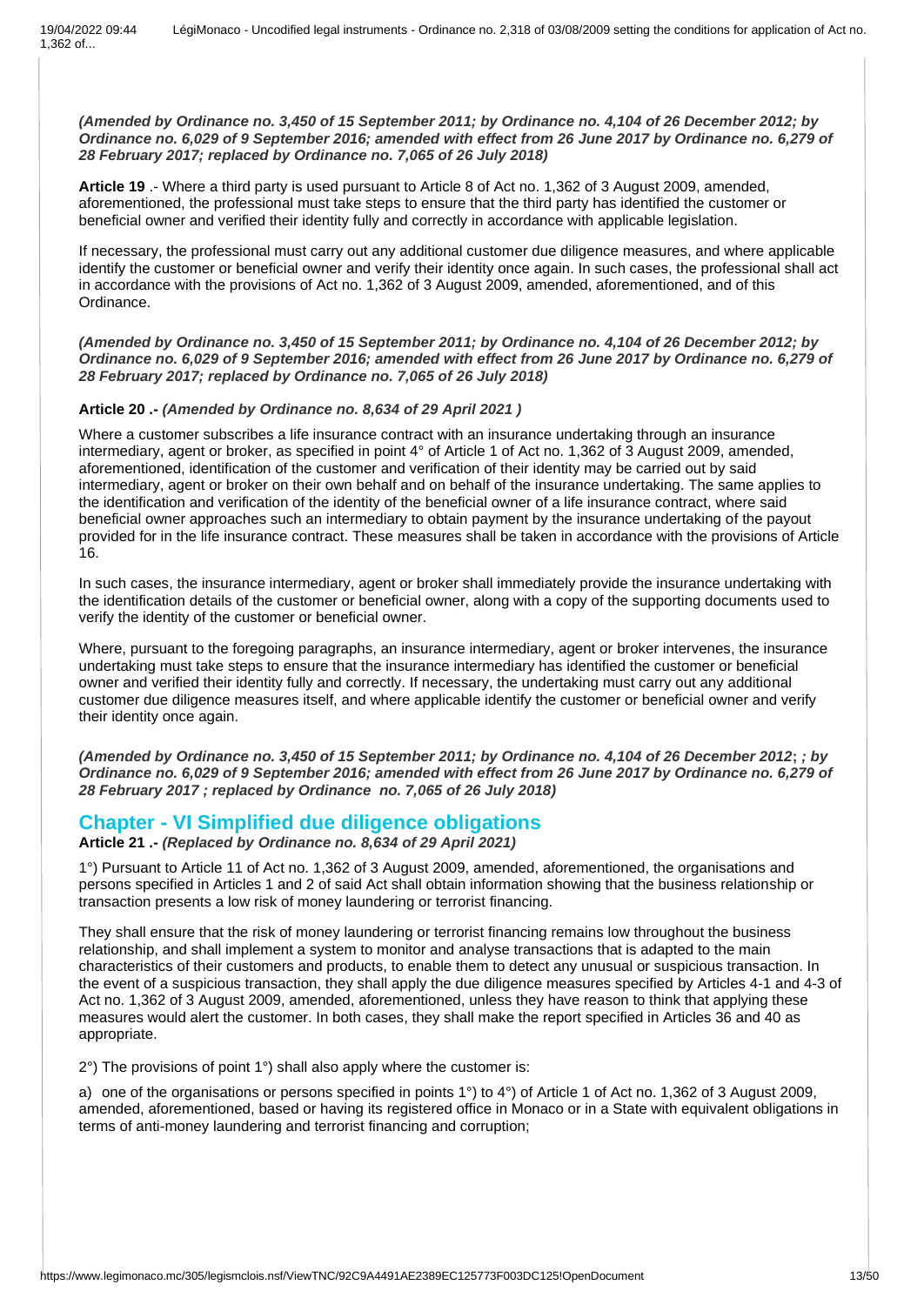*(Amended by Ordinance no. 3,450 of 15 September 2011; by Ordinance no. 4,104 of 26 December 2012; by Ordinance no. 6,029 of 9 September 2016; amended with effect from 26 June 2017 by Ordinance no. 6,279 of 28 February 2017; replaced by Ordinance no. 7,065 of 26 July 2018)*

**Article 19** .- Where a third party is used pursuant to Article 8 of Act no. 1,362 of 3 August 2009, amended, aforementioned, the professional must take steps to ensure that the third party has identified the customer or beneficial owner and verified their identity fully and correctly in accordance with applicable legislation.

If necessary, the professional must carry out any additional customer due diligence measures, and where applicable identify the customer or beneficial owner and verify their identity once again. In such cases, the professional shall act in accordance with the provisions of Act no. 1,362 of 3 August 2009, amended, aforementioned, and of this Ordinance.

*(Amended by Ordinance no. 3,450 of 15 September 2011; by Ordinance no. 4,104 of 26 December 2012; by Ordinance no. 6,029 of 9 September 2016; amended with effect from 26 June 2017 by Ordinance no. 6,279 of 28 February 2017; replaced by Ordinance no. 7,065 of 26 July 2018)*

**Article 20 .-** *(Amended by Ordinance no. 8,634 of 29 April 2021 )*

Where a customer subscribes a life insurance contract with an insurance undertaking through an insurance intermediary, agent or broker, as specified in point 4° of Article 1 of Act no. 1,362 of 3 August 2009, amended, aforementioned, identification of the customer and verification of their identity may be carried out by said intermediary, agent or broker on their own behalf and on behalf of the insurance undertaking. The same applies to the identification and verification of the identity of the beneficial owner of a life insurance contract, where said beneficial owner approaches such an intermediary to obtain payment by the insurance undertaking of the payout provided for in the life insurance contract. These measures shall be taken in accordance with the provisions of Article 16.

In such cases, the insurance intermediary, agent or broker shall immediately provide the insurance undertaking with the identification details of the customer or beneficial owner, along with a copy of the supporting documents used to verify the identity of the customer or beneficial owner.

Where, pursuant to the foregoing paragraphs, an insurance intermediary, agent or broker intervenes, the insurance undertaking must take steps to ensure that the insurance intermediary has identified the customer or beneficial owner and verified their identity fully and correctly. If necessary, the undertaking must carry out any additional customer due diligence measures itself, and where applicable identify the customer or beneficial owner and verify their identity once again.

*(Amended by Ordinance no. 3,450 of 15 September 2011; by Ordinance no. 4,104 of 26 December 2012; ; by Ordinance no. 6,029 of 9 September 2016; amended with effect from 26 June 2017 by Ordinance no. 6,279 of 28 February 2017 ; replaced by Ordinance no. 7,065 of 26 July 2018)*

## Chapter - VI Simplified due diligence obligations

**Article 21 .-** *(Replaced by Ordinance no. 8,634 of 29 April 2021)*

1°) Pursuant to Article 11 of Act no. 1,362 of 3 August 2009, amended, aforementioned, the organisations and persons specified in Articles 1 and 2 of said Act shall obtain information showing that the business relationship or transaction presents a low risk of money laundering or terrorist financing.

They shall ensure that the risk of money laundering or terrorist financing remains low throughout the business relationship, and shall implement a system to monitor and analyse transactions that is adapted to the main characteristics of their customers and products, to enable them to detect any unusual or suspicious transaction. In the event of a suspicious transaction, they shall apply the due diligence measures specified by Articles 4-1 and 4-3 of Act no. 1,362 of 3 August 2009, amended, aforementioned, unless they have reason to think that applying these measures would alert the customer. In both cases, they shall make the report specified in Articles 36 and 40 as appropriate.

2°) The provisions of point 1°) shall also apply where the customer is:

a) one of the organisations or persons specified in points 1°) to 4°) of Article 1 of Act no. 1,362 of 3 August 2009, amended, aforementioned, based or having its registered office in Monaco or in a State with equivalent obligations in terms of anti-money laundering and terrorist financing and corruption;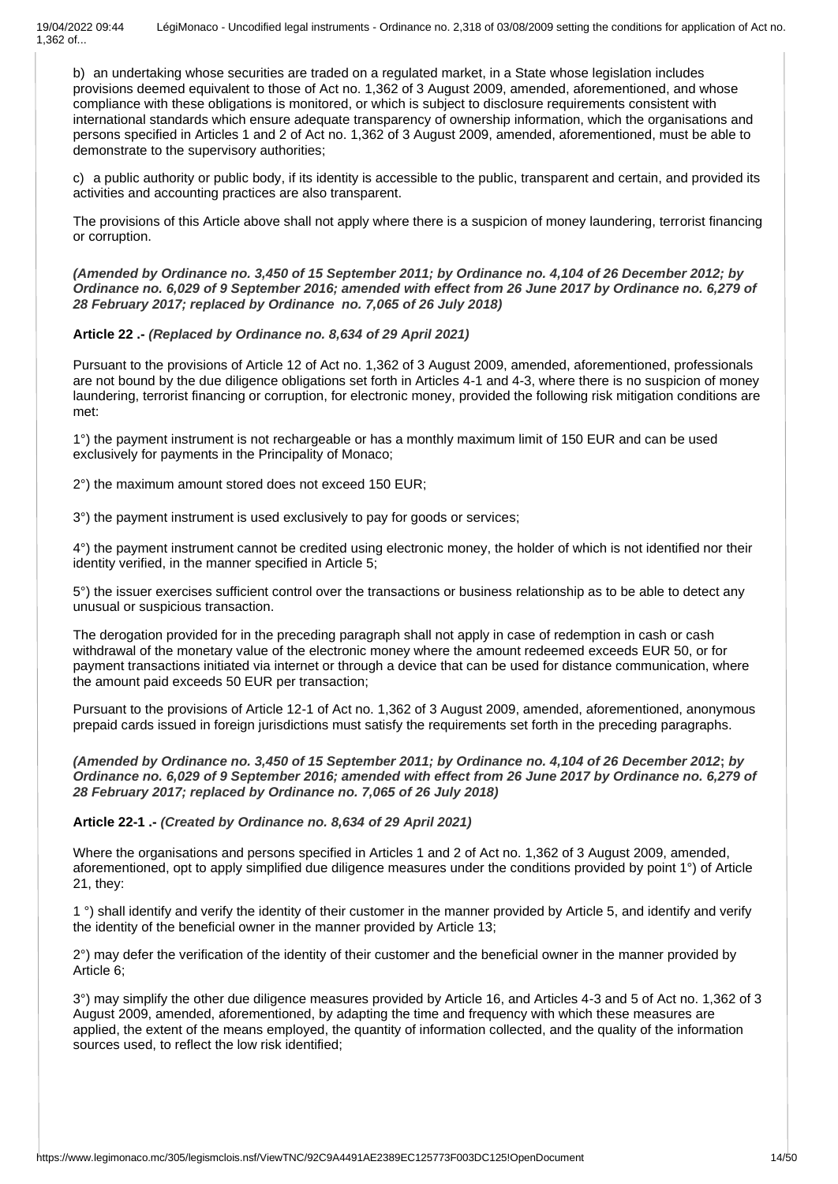b) an undertaking whose securities are traded on a regulated market, in a State whose legislation includes provisions deemed equivalent to those of Act no. 1,362 of 3 August 2009, amended, aforementioned, and whose compliance with these obligations is monitored, or which is subject to disclosure requirements consistent with international standards which ensure adequate transparency of ownership information, which the organisations and persons specified in Articles 1 and 2 of Act no. 1,362 of 3 August 2009, amended, aforementioned, must be able to demonstrate to the supervisory authorities;

c) a public authority or public body, if its identity is accessible to the public, transparent and certain, and provided its activities and accounting practices are also transparent.

The provisions of this Article above shall not apply where there is a suspicion of money laundering, terrorist financing or corruption.

***(Amended by Ordinance no. 3,450 of 15 September 2011; by Ordinance no. 4,104 of 26 December 2012; by Ordinance no. 6,029 of 9 September 2016; amended with effect from 26 June 2017 by Ordinance no. 6,279 of 28 February 2017; replaced by Ordinance no. 7,065 of 26 July 2018)***

**Article 22 .-** ***(Replaced by Ordinance no. 8,634 of 29 April 2021)***

Pursuant to the provisions of Article 12 of Act no. 1,362 of 3 August 2009, amended, aforementioned, professionals are not bound by the due diligence obligations set forth in Articles 4-1 and 4-3, where there is no suspicion of money laundering, terrorist financing or corruption, for electronic money, provided the following risk mitigation conditions are met:

1°) the payment instrument is not rechargeable or has a monthly maximum limit of 150 EUR and can be used exclusively for payments in the Principality of Monaco;

2°) the maximum amount stored does not exceed 150 EUR;

3°) the payment instrument is used exclusively to pay for goods or services;

4°) the payment instrument cannot be credited using electronic money, the holder of which is not identified nor their identity verified, in the manner specified in Article 5;

5°) the issuer exercises sufficient control over the transactions or business relationship as to be able to detect any unusual or suspicious transaction.

The derogation provided for in the preceding paragraph shall not apply in case of redemption in cash or cash withdrawal of the monetary value of the electronic money where the amount redeemed exceeds EUR 50, or for payment transactions initiated via internet or through a device that can be used for distance communication, where the amount paid exceeds 50 EUR per transaction;

Pursuant to the provisions of Article 12-1 of Act no. 1,362 of 3 August 2009, amended, aforementioned, anonymous prepaid cards issued in foreign jurisdictions must satisfy the requirements set forth in the preceding paragraphs.

***(Amended by Ordinance no. 3,450 of 15 September 2011; by Ordinance no. 4,104 of 26 December 2012; by Ordinance no. 6,029 of 9 September 2016; amended with effect from 26 June 2017 by Ordinance no. 6,279 of 28 February 2017; replaced by Ordinance no. 7,065 of 26 July 2018)***

**Article 22-1 .-** ***(Created by Ordinance no. 8,634 of 29 April 2021)***

Where the organisations and persons specified in Articles 1 and 2 of Act no. 1,362 of 3 August 2009, amended, aforementioned, opt to apply simplified due diligence measures under the conditions provided by point 1°) of Article 21, they:

1 °) shall identify and verify the identity of their customer in the manner provided by Article 5, and identify and verify the identity of the beneficial owner in the manner provided by Article 13;

2°) may defer the verification of the identity of their customer and the beneficial owner in the manner provided by Article 6;

3°) may simplify the other due diligence measures provided by Article 16, and Articles 4-3 and 5 of Act no. 1,362 of 3 August 2009, amended, aforementioned, by adapting the time and frequency with which these measures are applied, the extent of the means employed, the quantity of information collected, and the quality of the information sources used, to reflect the low risk identified;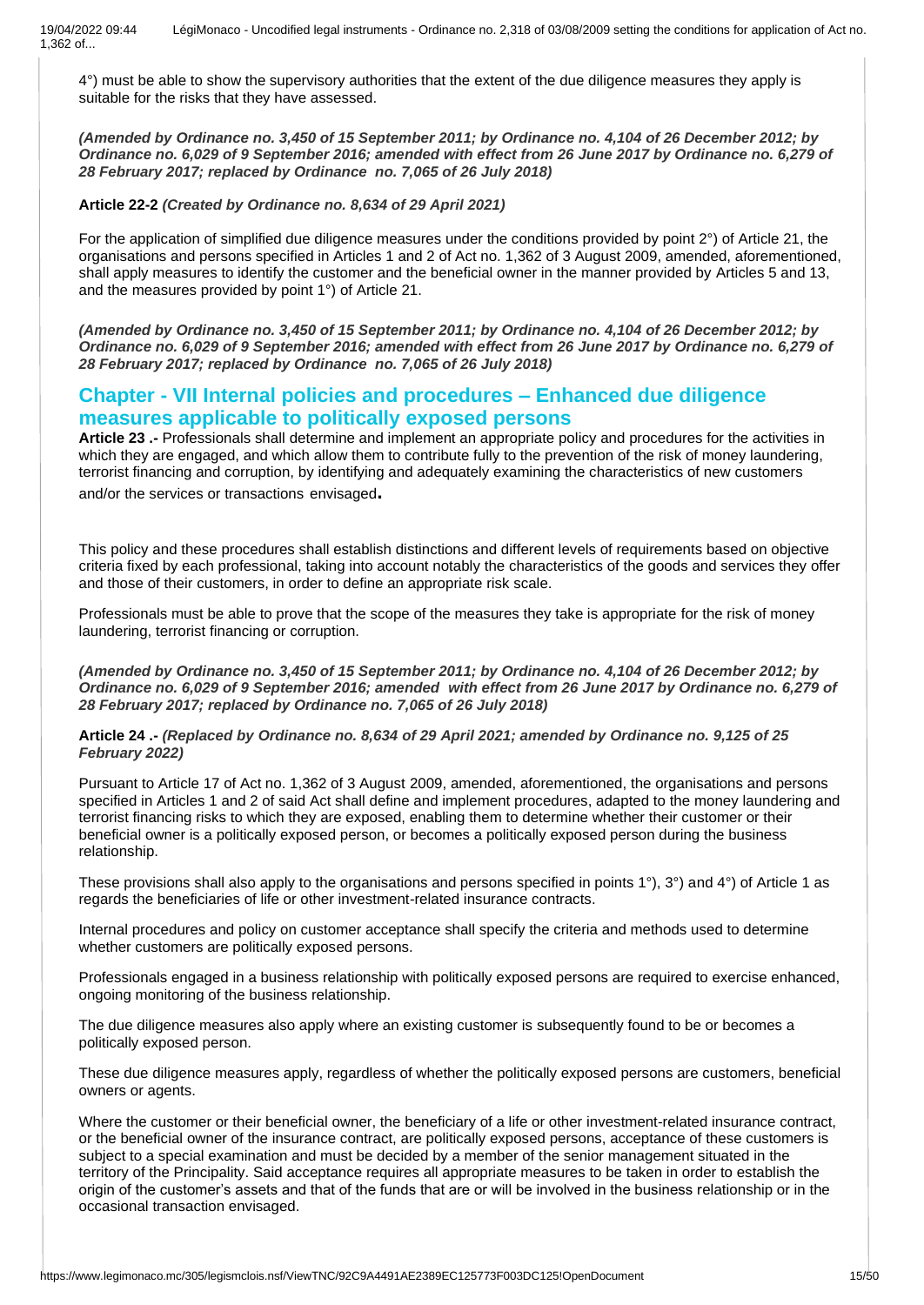4°) must be able to show the supervisory authorities that the extent of the due diligence measures they apply is suitable for the risks that they have assessed.

***(Amended by Ordinance no. 3,450 of 15 September 2011; by Ordinance no. 4,104 of 26 December 2012; by Ordinance no. 6,029 of 9 September 2016; amended with effect from 26 June 2017 by Ordinance no. 6,279 of 28 February 2017; replaced by Ordinance no. 7,065 of 26 July 2018)***

**Article 22-2** ***(Created by Ordinance no. 8,634 of 29 April 2021)***

For the application of simplified due diligence measures under the conditions provided by point 2°) of Article 21, the organisations and persons specified in Articles 1 and 2 of Act no. 1,362 of 3 August 2009, amended, aforementioned, shall apply measures to identify the customer and the beneficial owner in the manner provided by Articles 5 and 13, and the measures provided by point 1°) of Article 21.

***(Amended by Ordinance no. 3,450 of 15 September 2011; by Ordinance no. 4,104 of 26 December 2012; by Ordinance no. 6,029 of 9 September 2016; amended with effect from 26 June 2017 by Ordinance no. 6,279 of 28 February 2017; replaced by Ordinance no. 7,065 of 26 July 2018)***

## Chapter - VII Internal policies and procedures – Enhanced due diligence measures applicable to politically exposed persons

**Article 23 .-** Professionals shall determine and implement an appropriate policy and procedures for the activities in which they are engaged, and which allow them to contribute fully to the prevention of the risk of money laundering, terrorist financing and corruption, by identifying and adequately examining the characteristics of new customers and/or the services or transactions envisaged.

This policy and these procedures shall establish distinctions and different levels of requirements based on objective criteria fixed by each professional, taking into account notably the characteristics of the goods and services they offer and those of their customers, in order to define an appropriate risk scale.

Professionals must be able to prove that the scope of the measures they take is appropriate for the risk of money laundering, terrorist financing or corruption.

***(Amended by Ordinance no. 3,450 of 15 September 2011; by Ordinance no. 4,104 of 26 December 2012; by Ordinance no. 6,029 of 9 September 2016; amended with effect from 26 June 2017 by Ordinance no. 6,279 of 28 February 2017; replaced by Ordinance no. 7,065 of 26 July 2018)***

**Article 24 .-** ***(Replaced by Ordinance no. 8,634 of 29 April 2021; amended by Ordinance no. 9,125 of 25 February 2022)***

Pursuant to Article 17 of Act no. 1,362 of 3 August 2009, amended, aforementioned, the organisations and persons specified in Articles 1 and 2 of said Act shall define and implement procedures, adapted to the money laundering and terrorist financing risks to which they are exposed, enabling them to determine whether their customer or their beneficial owner is a politically exposed person, or becomes a politically exposed person during the business relationship.

These provisions shall also apply to the organisations and persons specified in points 1°), 3°) and 4°) of Article 1 as regards the beneficiaries of life or other investment-related insurance contracts.

Internal procedures and policy on customer acceptance shall specify the criteria and methods used to determine whether customers are politically exposed persons.

Professionals engaged in a business relationship with politically exposed persons are required to exercise enhanced, ongoing monitoring of the business relationship.

The due diligence measures also apply where an existing customer is subsequently found to be or becomes a politically exposed person.

These due diligence measures apply, regardless of whether the politically exposed persons are customers, beneficial owners or agents.

Where the customer or their beneficial owner, the beneficiary of a life or other investment-related insurance contract, or the beneficial owner of the insurance contract, are politically exposed persons, acceptance of these customers is subject to a special examination and must be decided by a member of the senior management situated in the territory of the Principality. Said acceptance requires all appropriate measures to be taken in order to establish the origin of the customer's assets and that of the funds that are or will be involved in the business relationship or in the occasional transaction envisaged.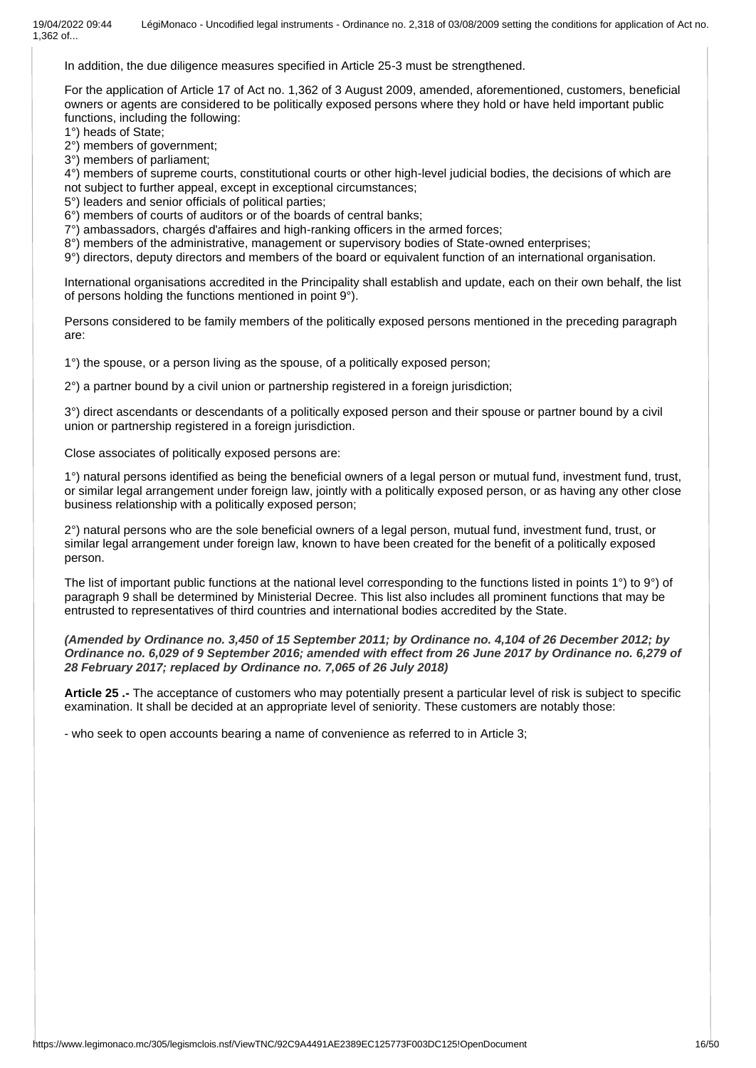In addition, the due diligence measures specified in Article 25-3 must be strengthened.

For the application of Article 17 of Act no. 1,362 of 3 August 2009, amended, aforementioned, customers, beneficial owners or agents are considered to be politically exposed persons where they hold or have held important public functions, including the following:

1°) heads of State;
2°) members of government;
3°) members of parliament;
4°) members of supreme courts, constitutional courts or other high-level judicial bodies, the decisions of which are not subject to further appeal, except in exceptional circumstances;
5°) leaders and senior officials of political parties;
6°) members of courts of auditors or of the boards of central banks;
7°) ambassadors, chargés d'affaires and high-ranking officers in the armed forces;
8°) members of the administrative, management or supervisory bodies of State-owned enterprises;
9°) directors, deputy directors and members of the board or equivalent function of an international organisation.

International organisations accredited in the Principality shall establish and update, each on their own behalf, the list of persons holding the functions mentioned in point 9°).

Persons considered to be family members of the politically exposed persons mentioned in the preceding paragraph are:

1°) the spouse, or a person living as the spouse, of a politically exposed person;

2°) a partner bound by a civil union or partnership registered in a foreign jurisdiction;

3°) direct ascendants or descendants of a politically exposed person and their spouse or partner bound by a civil union or partnership registered in a foreign jurisdiction.

Close associates of politically exposed persons are:

1°) natural persons identified as being the beneficial owners of a legal person or mutual fund, investment fund, trust, or similar legal arrangement under foreign law, jointly with a politically exposed person, or as having any other close business relationship with a politically exposed person;

2°) natural persons who are the sole beneficial owners of a legal person, mutual fund, investment fund, trust, or similar legal arrangement under foreign law, known to have been created for the benefit of a politically exposed person.

The list of important public functions at the national level corresponding to the functions listed in points 1°) to 9°) of paragraph 9 shall be determined by Ministerial Decree. This list also includes all prominent functions that may be entrusted to representatives of third countries and international bodies accredited by the State.

***(Amended by Ordinance no. 3,450 of 15 September 2011; by Ordinance no. 4,104 of 26 December 2012; by Ordinance no. 6,029 of 9 September 2016; amended with effect from 26 June 2017 by Ordinance no. 6,279 of 28 February 2017; replaced by Ordinance no. 7,065 of 26 July 2018)***

**Article 25 .-** The acceptance of customers who may potentially present a particular level of risk is subject to specific examination. It shall be decided at an appropriate level of seniority. These customers are notably those:

- who seek to open accounts bearing a name of convenience as referred to in Article 3;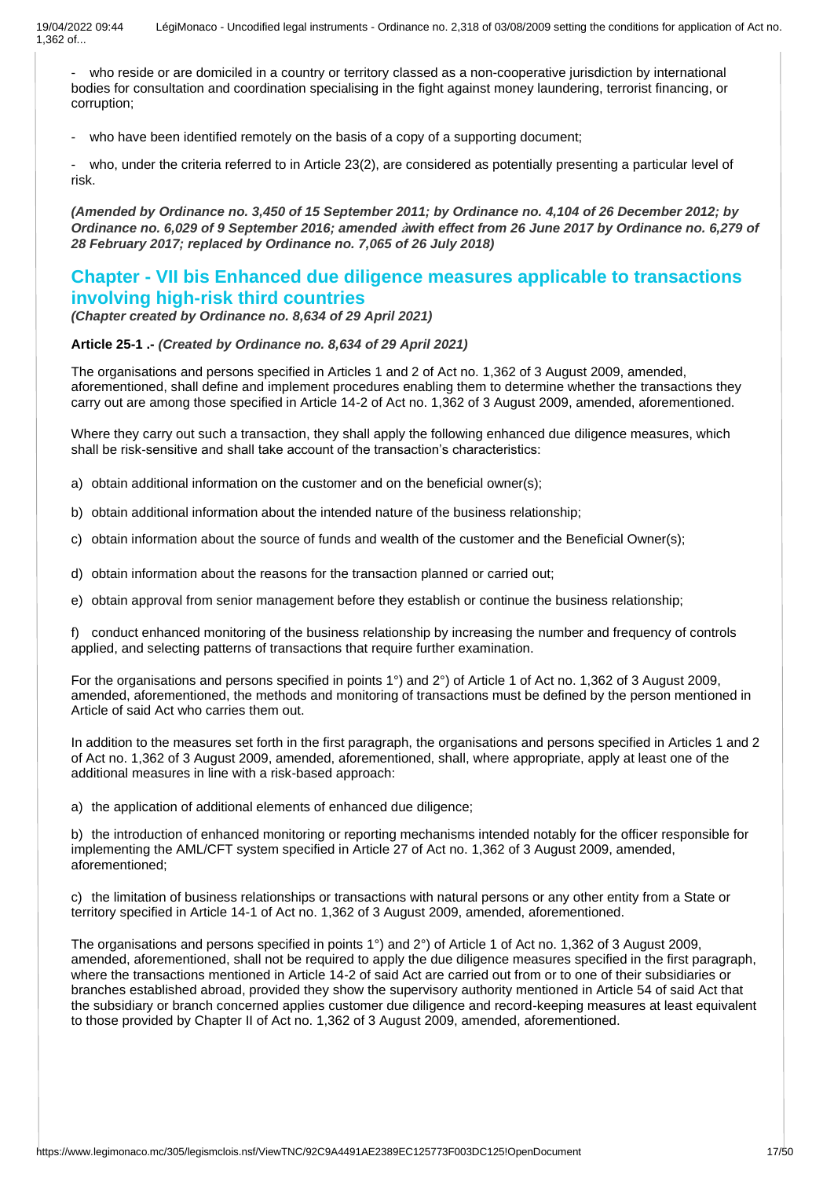- who reside or are domiciled in a country or territory classed as a non-cooperative jurisdiction by international bodies for consultation and coordination specialising in the fight against money laundering, terrorist financing, or corruption;

- who have been identified remotely on the basis of a copy of a supporting document;

- who, under the criteria referred to in Article 23(2), are considered as potentially presenting a particular level of risk.

***(Amended by Ordinance no. 3,450 of 15 September 2011; by Ordinance no. 4,104 of 26 December 2012; by Ordinance no. 6,029 of 9 September 2016; amended ả with effect from 26 June 2017 by Ordinance no. 6,279 of 28 February 2017; replaced by Ordinance no. 7,065 of 26 July 2018)***

## Chapter - VII bis Enhanced due diligence measures applicable to transactions involving high-risk third countries

***(Chapter created by Ordinance no. 8,634 of 29 April 2021)***

**Article 25-1 .-** ***(Created by Ordinance no. 8,634 of 29 April 2021)***

The organisations and persons specified in Articles 1 and 2 of Act no. 1,362 of 3 August 2009, amended, aforementioned, shall define and implement procedures enabling them to determine whether the transactions they carry out are among those specified in Article 14-2 of Act no. 1,362 of 3 August 2009, amended, aforementioned.

Where they carry out such a transaction, they shall apply the following enhanced due diligence measures, which shall be risk-sensitive and shall take account of the transaction's characteristics:

a) obtain additional information on the customer and on the beneficial owner(s);

b) obtain additional information about the intended nature of the business relationship;

c) obtain information about the source of funds and wealth of the customer and the Beneficial Owner(s);

d) obtain information about the reasons for the transaction planned or carried out;

e) obtain approval from senior management before they establish or continue the business relationship;

f) conduct enhanced monitoring of the business relationship by increasing the number and frequency of controls applied, and selecting patterns of transactions that require further examination.

For the organisations and persons specified in points 1°) and 2°) of Article 1 of Act no. 1,362 of 3 August 2009, amended, aforementioned, the methods and monitoring of transactions must be defined by the person mentioned in Article of said Act who carries them out.

In addition to the measures set forth in the first paragraph, the organisations and persons specified in Articles 1 and 2 of Act no. 1,362 of 3 August 2009, amended, aforementioned, shall, where appropriate, apply at least one of the additional measures in line with a risk-based approach:

a) the application of additional elements of enhanced due diligence;

b) the introduction of enhanced monitoring or reporting mechanisms intended notably for the officer responsible for implementing the AML/CFT system specified in Article 27 of Act no. 1,362 of 3 August 2009, amended, aforementioned;

c) the limitation of business relationships or transactions with natural persons or any other entity from a State or territory specified in Article 14-1 of Act no. 1,362 of 3 August 2009, amended, aforementioned.

The organisations and persons specified in points 1°) and 2°) of Article 1 of Act no. 1,362 of 3 August 2009, amended, aforementioned, shall not be required to apply the due diligence measures specified in the first paragraph, where the transactions mentioned in Article 14-2 of said Act are carried out from or to one of their subsidiaries or branches established abroad, provided they show the supervisory authority mentioned in Article 54 of said Act that the subsidiary or branch concerned applies customer due diligence and record-keeping measures at least equivalent to those provided by Chapter II of Act no. 1,362 of 3 August 2009, amended, aforementioned.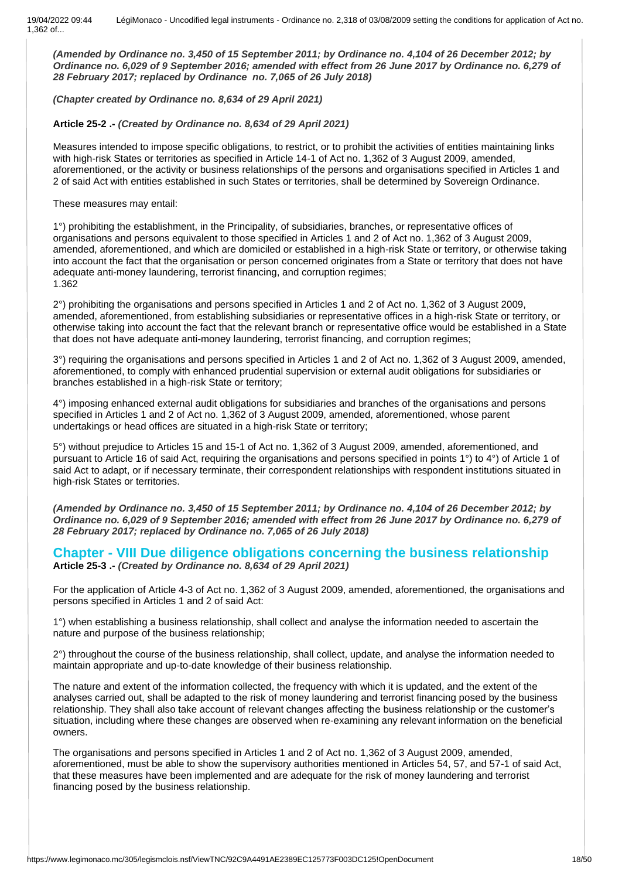*(Amended by Ordinance no. 3,450 of 15 September 2011; by Ordinance no. 4,104 of 26 December 2012; by Ordinance no. 6,029 of 9 September 2016; amended with effect from 26 June 2017 by Ordinance no. 6,279 of 28 February 2017; replaced by Ordinance no. 7,065 of 26 July 2018)*

*(Chapter created by Ordinance no. 8,634 of 29 April 2021)*

**Article 25-2 .-** *(Created by Ordinance no. 8,634 of 29 April 2021)*

Measures intended to impose specific obligations, to restrict, or to prohibit the activities of entities maintaining links with high-risk States or territories as specified in Article 14-1 of Act no. 1,362 of 3 August 2009, amended, aforementioned, or the activity or business relationships of the persons and organisations specified in Articles 1 and 2 of said Act with entities established in such States or territories, shall be determined by Sovereign Ordinance.

These measures may entail:

1°) prohibiting the establishment, in the Principality, of subsidiaries, branches, or representative offices of organisations and persons equivalent to those specified in Articles 1 and 2 of Act no. 1,362 of 3 August 2009, amended, aforementioned, and which are domiciled or established in a high-risk State or territory, or otherwise taking into account the fact that the organisation or person concerned originates from a State or territory that does not have adequate anti-money laundering, terrorist financing, and corruption regimes;
1.362

2°) prohibiting the organisations and persons specified in Articles 1 and 2 of Act no. 1,362 of 3 August 2009, amended, aforementioned, from establishing subsidiaries or representative offices in a high-risk State or territory, or otherwise taking into account the fact that the relevant branch or representative office would be established in a State that does not have adequate anti-money laundering, terrorist financing, and corruption regimes;

3°) requiring the organisations and persons specified in Articles 1 and 2 of Act no. 1,362 of 3 August 2009, amended, aforementioned, to comply with enhanced prudential supervision or external audit obligations for subsidiaries or branches established in a high-risk State or territory;

4°) imposing enhanced external audit obligations for subsidiaries and branches of the organisations and persons specified in Articles 1 and 2 of Act no. 1,362 of 3 August 2009, amended, aforementioned, whose parent undertakings or head offices are situated in a high-risk State or territory;

5°) without prejudice to Articles 15 and 15-1 of Act no. 1,362 of 3 August 2009, amended, aforementioned, and pursuant to Article 16 of said Act, requiring the organisations and persons specified in points 1°) to 4°) of Article 1 of said Act to adapt, or if necessary terminate, their correspondent relationships with respondent institutions situated in high-risk States or territories.

*(Amended by Ordinance no. 3,450 of 15 September 2011; by Ordinance no. 4,104 of 26 December 2012; by Ordinance no. 6,029 of 9 September 2016; amended with effect from 26 June 2017 by Ordinance no. 6,279 of 28 February 2017; replaced by Ordinance no. 7,065 of 26 July 2018)*

## Chapter - VIII Due diligence obligations concerning the business relationship

**Article 25-3 .-** *(Created by Ordinance no. 8,634 of 29 April 2021)*

For the application of Article 4-3 of Act no. 1,362 of 3 August 2009, amended, aforementioned, the organisations and persons specified in Articles 1 and 2 of said Act:

1°) when establishing a business relationship, shall collect and analyse the information needed to ascertain the nature and purpose of the business relationship;

2°) throughout the course of the business relationship, shall collect, update, and analyse the information needed to maintain appropriate and up-to-date knowledge of their business relationship.

The nature and extent of the information collected, the frequency with which it is updated, and the extent of the analyses carried out, shall be adapted to the risk of money laundering and terrorist financing posed by the business relationship. They shall also take account of relevant changes affecting the business relationship or the customer's situation, including where these changes are observed when re-examining any relevant information on the beneficial owners.

The organisations and persons specified in Articles 1 and 2 of Act no. 1,362 of 3 August 2009, amended, aforementioned, must be able to show the supervisory authorities mentioned in Articles 54, 57, and 57-1 of said Act, that these measures have been implemented and are adequate for the risk of money laundering and terrorist financing posed by the business relationship.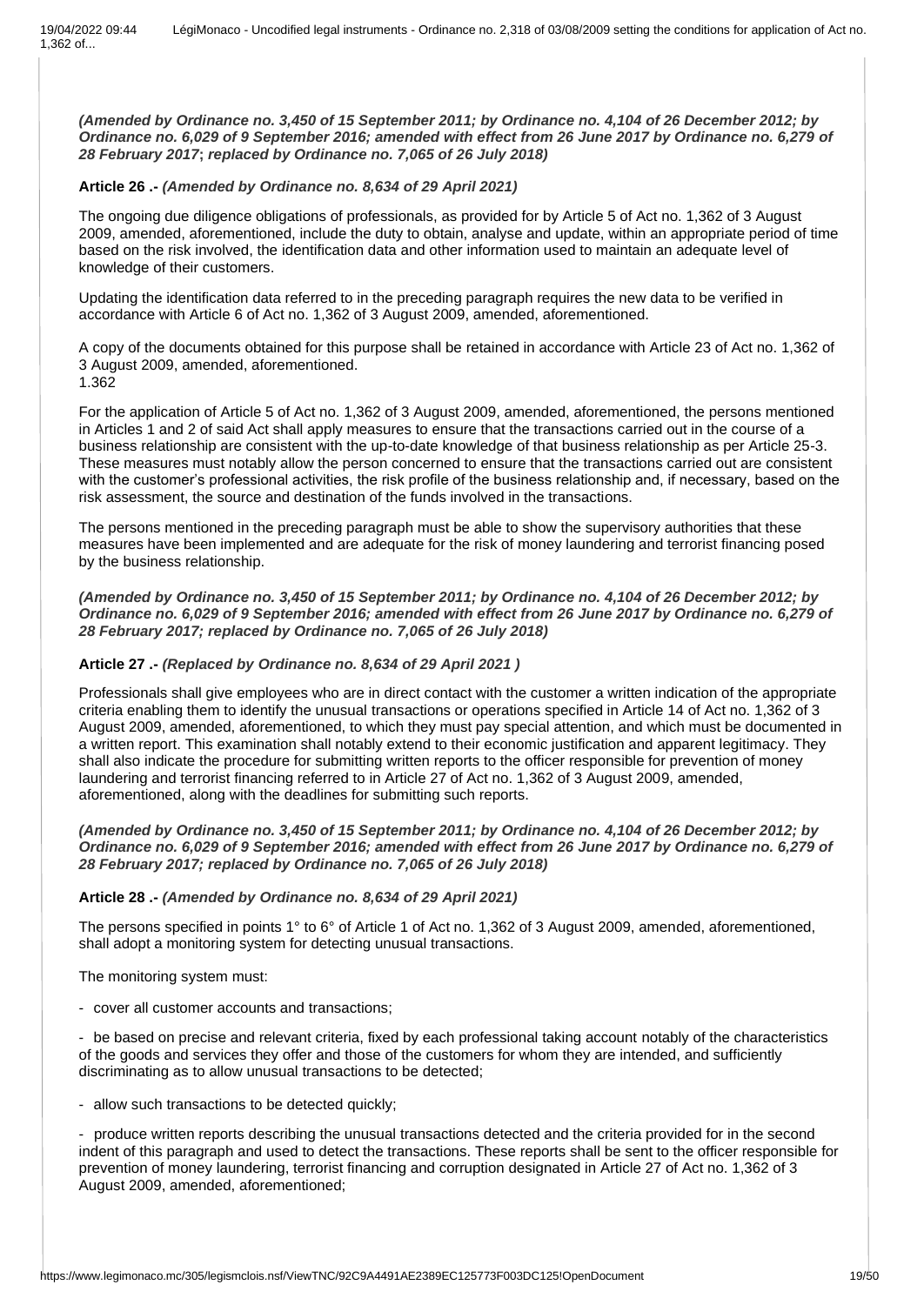***(Amended by Ordinance no. 3,450 of 15 September 2011; by Ordinance no. 4,104 of 26 December 2012; by Ordinance no. 6,029 of 9 September 2016; amended with effect from 26 June 2017 by Ordinance no. 6,279 of 28 February 2017*****; *****replaced by Ordinance no. 7,065 of 26 July 2018)***

**Article 26 .-** ***(Amended by Ordinance no. 8,634 of 29 April 2021)***

The ongoing due diligence obligations of professionals, as provided for by Article 5 of Act no. 1,362 of 3 August 2009, amended, aforementioned, include the duty to obtain, analyse and update, within an appropriate period of time based on the risk involved, the identification data and other information used to maintain an adequate level of knowledge of their customers.

Updating the identification data referred to in the preceding paragraph requires the new data to be verified in accordance with Article 6 of Act no. 1,362 of 3 August 2009, amended, aforementioned.

A copy of the documents obtained for this purpose shall be retained in accordance with Article 23 of Act no. 1,362 of 3 August 2009, amended, aforementioned.
1.362

For the application of Article 5 of Act no. 1,362 of 3 August 2009, amended, aforementioned, the persons mentioned in Articles 1 and 2 of said Act shall apply measures to ensure that the transactions carried out in the course of a business relationship are consistent with the up-to-date knowledge of that business relationship as per Article 25-3. These measures must notably allow the person concerned to ensure that the transactions carried out are consistent with the customer's professional activities, the risk profile of the business relationship and, if necessary, based on the risk assessment, the source and destination of the funds involved in the transactions.

The persons mentioned in the preceding paragraph must be able to show the supervisory authorities that these measures have been implemented and are adequate for the risk of money laundering and terrorist financing posed by the business relationship.

***(Amended by Ordinance no. 3,450 of 15 September 2011; by Ordinance no. 4,104 of 26 December 2012; by Ordinance no. 6,029 of 9 September 2016; amended with effect from 26 June 2017 by Ordinance no. 6,279 of 28 February 2017; replaced by Ordinance no. 7,065 of 26 July 2018)***

**Article 27 .-** ***(Replaced by Ordinance no. 8,634 of 29 April 2021 )***

Professionals shall give employees who are in direct contact with the customer a written indication of the appropriate criteria enabling them to identify the unusual transactions or operations specified in Article 14 of Act no. 1,362 of 3 August 2009, amended, aforementioned, to which they must pay special attention, and which must be documented in a written report. This examination shall notably extend to their economic justification and apparent legitimacy. They shall also indicate the procedure for submitting written reports to the officer responsible for prevention of money laundering and terrorist financing referred to in Article 27 of Act no. 1,362 of 3 August 2009, amended, aforementioned, along with the deadlines for submitting such reports.

***(Amended by Ordinance no. 3,450 of 15 September 2011; by Ordinance no. 4,104 of 26 December 2012; by Ordinance no. 6,029 of 9 September 2016; amended with effect from 26 June 2017 by Ordinance no. 6,279 of 28 February 2017; replaced by Ordinance no. 7,065 of 26 July 2018)***

**Article 28 .-** ***(Amended by Ordinance no. 8,634 of 29 April 2021)***

The persons specified in points 1° to 6° of Article 1 of Act no. 1,362 of 3 August 2009, amended, aforementioned, shall adopt a monitoring system for detecting unusual transactions.

The monitoring system must:

- cover all customer accounts and transactions;

- be based on precise and relevant criteria, fixed by each professional taking account notably of the characteristics of the goods and services they offer and those of the customers for whom they are intended, and sufficiently discriminating as to allow unusual transactions to be detected;

- allow such transactions to be detected quickly;

- produce written reports describing the unusual transactions detected and the criteria provided for in the second indent of this paragraph and used to detect the transactions. These reports shall be sent to the officer responsible for prevention of money laundering, terrorist financing and corruption designated in Article 27 of Act no. 1,362 of 3 August 2009, amended, aforementioned;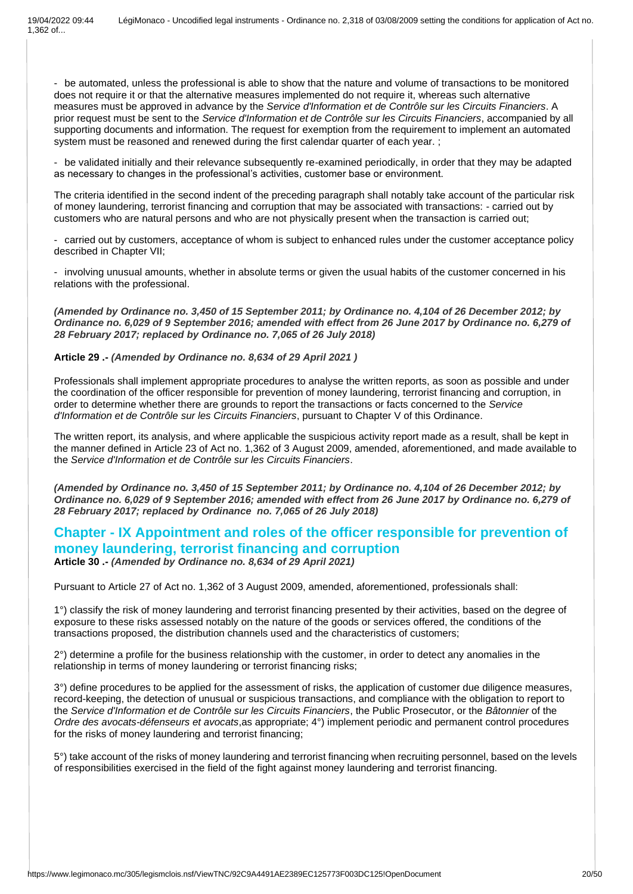- be automated, unless the professional is able to show that the nature and volume of transactions to be monitored does not require it or that the alternative measures implemented do not require it, whereas such alternative measures must be approved in advance by the *Service d'Information et de Contrôle sur les Circuits Financiers*. A prior request must be sent to the *Service d'Information et de Contrôle sur les Circuits Financiers*, accompanied by all supporting documents and information. The request for exemption from the requirement to implement an automated system must be reasoned and renewed during the first calendar quarter of each year. ;

- be validated initially and their relevance subsequently re-examined periodically, in order that they may be adapted as necessary to changes in the professional's activities, customer base or environment.

The criteria identified in the second indent of the preceding paragraph shall notably take account of the particular risk of money laundering, terrorist financing and corruption that may be associated with transactions: - carried out by customers who are natural persons and who are not physically present when the transaction is carried out;

- carried out by customers, acceptance of whom is subject to enhanced rules under the customer acceptance policy described in Chapter VII;

- involving unusual amounts, whether in absolute terms or given the usual habits of the customer concerned in his relations with the professional.

***(Amended by Ordinance no. 3,450 of 15 September 2011; by Ordinance no. 4,104 of 26 December 2012; by Ordinance no. 6,029 of 9 September 2016; amended with effect from 26 June 2017 by Ordinance no. 6,279 of 28 February 2017; replaced by Ordinance no. 7,065 of 26 July 2018)***

**Article 29 .-** ***(Amended by Ordinance no. 8,634 of 29 April 2021 )***

Professionals shall implement appropriate procedures to analyse the written reports, as soon as possible and under the coordination of the officer responsible for prevention of money laundering, terrorist financing and corruption, in order to determine whether there are grounds to report the transactions or facts concerned to the *Service d'Information et de Contrôle sur les Circuits Financiers*, pursuant to Chapter V of this Ordinance.

The written report, its analysis, and where applicable the suspicious activity report made as a result, shall be kept in the manner defined in Article 23 of Act no. 1,362 of 3 August 2009, amended, aforementioned, and made available to the *Service d'Information et de Contrôle sur les Circuits Financiers*.

***(Amended by Ordinance no. 3,450 of 15 September 2011; by Ordinance no. 4,104 of 26 December 2012; by Ordinance no. 6,029 of 9 September 2016; amended with effect from 26 June 2017 by Ordinance no. 6,279 of 28 February 2017; replaced by Ordinance no. 7,065 of 26 July 2018)***

## Chapter - IX Appointment and roles of the officer responsible for prevention of money laundering, terrorist financing and corruption

**Article 30 .-** ***(Amended by Ordinance no. 8,634 of 29 April 2021)***

Pursuant to Article 27 of Act no. 1,362 of 3 August 2009, amended, aforementioned, professionals shall:

1°) classify the risk of money laundering and terrorist financing presented by their activities, based on the degree of exposure to these risks assessed notably on the nature of the goods or services offered, the conditions of the transactions proposed, the distribution channels used and the characteristics of customers;

2°) determine a profile for the business relationship with the customer, in order to detect any anomalies in the relationship in terms of money laundering or terrorist financing risks;

3°) define procedures to be applied for the assessment of risks, the application of customer due diligence measures, record-keeping, the detection of unusual or suspicious transactions, and compliance with the obligation to report to the *Service d'Information et de Contrôle sur les Circuits Financiers*, the Public Prosecutor, or the *Bâtonnier* of the *Ordre des avocats-défenseurs et avocats*,as appropriate; 4°) implement periodic and permanent control procedures for the risks of money laundering and terrorist financing;

5°) take account of the risks of money laundering and terrorist financing when recruiting personnel, based on the levels of responsibilities exercised in the field of the fight against money laundering and terrorist financing.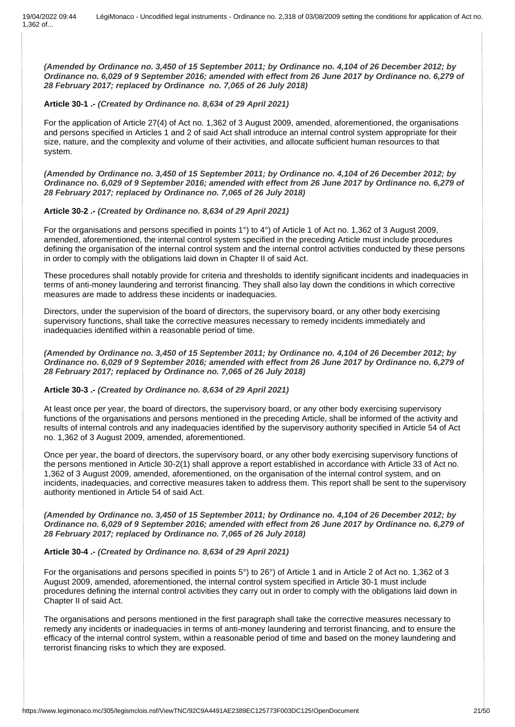***(Amended by Ordinance no. 3,450 of 15 September 2011; by Ordinance no. 4,104 of 26 December 2012; by Ordinance no. 6,029 of 9 September 2016; amended with effect from 26 June 2017 by Ordinance no. 6,279 of 28 February 2017; replaced by Ordinance no. 7,065 of 26 July 2018)***

**Article 30-1 .-** ***(Created by Ordinance no. 8,634 of 29 April 2021)***

For the application of Article 27(4) of Act no. 1,362 of 3 August 2009, amended, aforementioned, the organisations and persons specified in Articles 1 and 2 of said Act shall introduce an internal control system appropriate for their size, nature, and the complexity and volume of their activities, and allocate sufficient human resources to that system.

***(Amended by Ordinance no. 3,450 of 15 September 2011; by Ordinance no. 4,104 of 26 December 2012; by Ordinance no. 6,029 of 9 September 2016; amended with effect from 26 June 2017 by Ordinance no. 6,279 of 28 February 2017; replaced by Ordinance no. 7,065 of 26 July 2018)***

**Article 30-2 .-** ***(Created by Ordinance no. 8,634 of 29 April 2021)***

For the organisations and persons specified in points 1°) to 4°) of Article 1 of Act no. 1,362 of 3 August 2009, amended, aforementioned, the internal control system specified in the preceding Article must include procedures defining the organisation of the internal control system and the internal control activities conducted by these persons in order to comply with the obligations laid down in Chapter II of said Act.

These procedures shall notably provide for criteria and thresholds to identify significant incidents and inadequacies in terms of anti-money laundering and terrorist financing. They shall also lay down the conditions in which corrective measures are made to address these incidents or inadequacies.

Directors, under the supervision of the board of directors, the supervisory board, or any other body exercising supervisory functions, shall take the corrective measures necessary to remedy incidents immediately and inadequacies identified within a reasonable period of time.

***(Amended by Ordinance no. 3,450 of 15 September 2011; by Ordinance no. 4,104 of 26 December 2012; by Ordinance no. 6,029 of 9 September 2016; amended with effect from 26 June 2017 by Ordinance no. 6,279 of 28 February 2017; replaced by Ordinance no. 7,065 of 26 July 2018)***

**Article 30-3 .-** ***(Created by Ordinance no. 8,634 of 29 April 2021)***

At least once per year, the board of directors, the supervisory board, or any other body exercising supervisory functions of the organisations and persons mentioned in the preceding Article, shall be informed of the activity and results of internal controls and any inadequacies identified by the supervisory authority specified in Article 54 of Act no. 1,362 of 3 August 2009, amended, aforementioned.

Once per year, the board of directors, the supervisory board, or any other body exercising supervisory functions of the persons mentioned in Article 30-2(1) shall approve a report established in accordance with Article 33 of Act no. 1,362 of 3 August 2009, amended, aforementioned, on the organisation of the internal control system, and on incidents, inadequacies, and corrective measures taken to address them. This report shall be sent to the supervisory authority mentioned in Article 54 of said Act.

***(Amended by Ordinance no. 3,450 of 15 September 2011; by Ordinance no. 4,104 of 26 December 2012; by Ordinance no. 6,029 of 9 September 2016; amended with effect from 26 June 2017 by Ordinance no. 6,279 of 28 February 2017; replaced by Ordinance no. 7,065 of 26 July 2018)***

**Article 30-4 .-** ***(Created by Ordinance no. 8,634 of 29 April 2021)***

For the organisations and persons specified in points 5°) to 26°) of Article 1 and in Article 2 of Act no. 1,362 of 3 August 2009, amended, aforementioned, the internal control system specified in Article 30-1 must include procedures defining the internal control activities they carry out in order to comply with the obligations laid down in Chapter II of said Act.

The organisations and persons mentioned in the first paragraph shall take the corrective measures necessary to remedy any incidents or inadequacies in terms of anti-money laundering and terrorist financing, and to ensure the efficacy of the internal control system, within a reasonable period of time and based on the money laundering and terrorist financing risks to which they are exposed.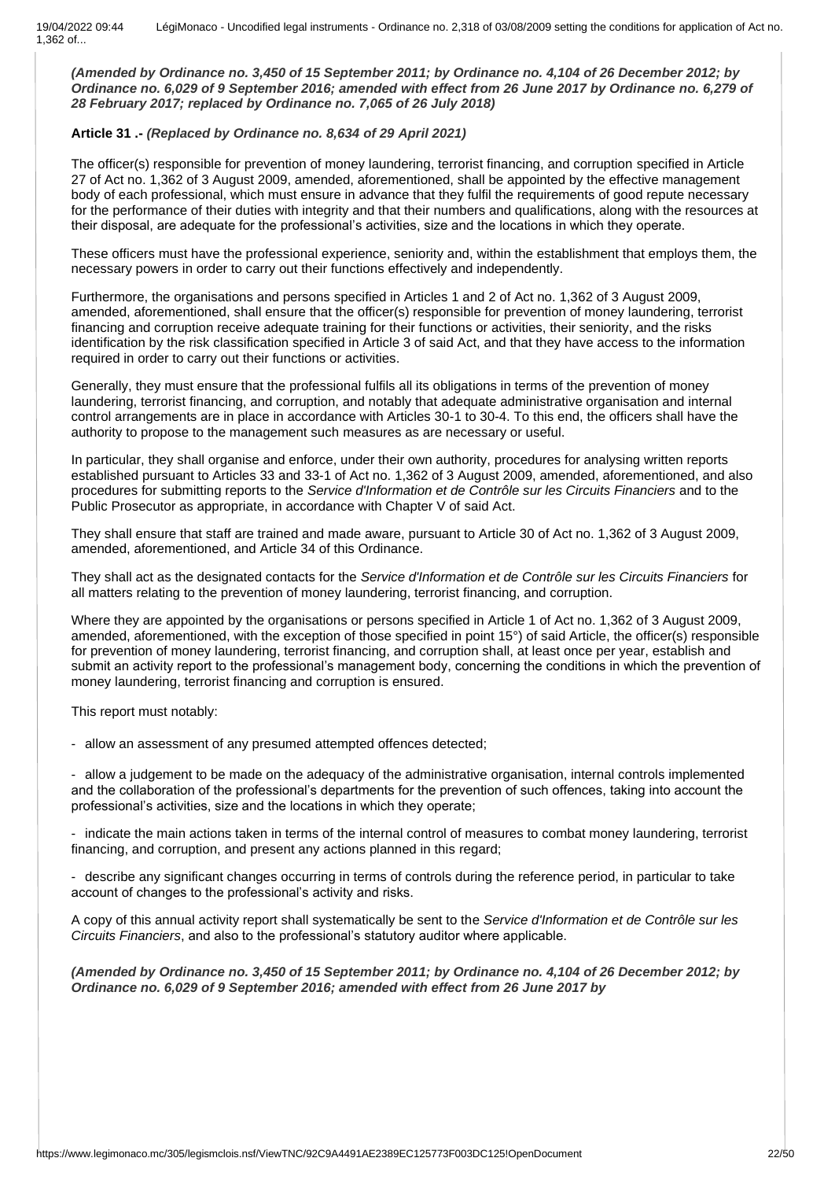*(Amended by Ordinance no. 3,450 of 15 September 2011; by Ordinance no. 4,104 of 26 December 2012; by Ordinance no. 6,029 of 9 September 2016; amended with effect from 26 June 2017 by Ordinance no. 6,279 of 28 February 2017; replaced by Ordinance no. 7,065 of 26 July 2018)*

**Article 31 .-** *(Replaced by Ordinance no. 8,634 of 29 April 2021)*

The officer(s) responsible for prevention of money laundering, terrorist financing, and corruption specified in Article 27 of Act no. 1,362 of 3 August 2009, amended, aforementioned, shall be appointed by the effective management body of each professional, which must ensure in advance that they fulfil the requirements of good repute necessary for the performance of their duties with integrity and that their numbers and qualifications, along with the resources at their disposal, are adequate for the professional's activities, size and the locations in which they operate.

These officers must have the professional experience, seniority and, within the establishment that employs them, the necessary powers in order to carry out their functions effectively and independently.

Furthermore, the organisations and persons specified in Articles 1 and 2 of Act no. 1,362 of 3 August 2009, amended, aforementioned, shall ensure that the officer(s) responsible for prevention of money laundering, terrorist financing and corruption receive adequate training for their functions or activities, their seniority, and the risks identification by the risk classification specified in Article 3 of said Act, and that they have access to the information required in order to carry out their functions or activities.

Generally, they must ensure that the professional fulfils all its obligations in terms of the prevention of money laundering, terrorist financing, and corruption, and notably that adequate administrative organisation and internal control arrangements are in place in accordance with Articles 30-1 to 30-4. To this end, the officers shall have the authority to propose to the management such measures as are necessary or useful.

In particular, they shall organise and enforce, under their own authority, procedures for analysing written reports established pursuant to Articles 33 and 33-1 of Act no. 1,362 of 3 August 2009, amended, aforementioned, and also procedures for submitting reports to the *Service d'Information et de Contrôle sur les Circuits Financiers* and to the Public Prosecutor as appropriate, in accordance with Chapter V of said Act.

They shall ensure that staff are trained and made aware, pursuant to Article 30 of Act no. 1,362 of 3 August 2009, amended, aforementioned, and Article 34 of this Ordinance.

They shall act as the designated contacts for the *Service d'Information et de Contrôle sur les Circuits Financiers* for all matters relating to the prevention of money laundering, terrorist financing, and corruption.

Where they are appointed by the organisations or persons specified in Article 1 of Act no. 1,362 of 3 August 2009, amended, aforementioned, with the exception of those specified in point 15°) of said Article, the officer(s) responsible for prevention of money laundering, terrorist financing, and corruption shall, at least once per year, establish and submit an activity report to the professional's management body, concerning the conditions in which the prevention of money laundering, terrorist financing and corruption is ensured.

This report must notably:

- allow an assessment of any presumed attempted offences detected;

- allow a judgement to be made on the adequacy of the administrative organisation, internal controls implemented and the collaboration of the professional's departments for the prevention of such offences, taking into account the professional's activities, size and the locations in which they operate;

- indicate the main actions taken in terms of the internal control of measures to combat money laundering, terrorist financing, and corruption, and present any actions planned in this regard;

- describe any significant changes occurring in terms of controls during the reference period, in particular to take account of changes to the professional's activity and risks.

A copy of this annual activity report shall systematically be sent to the *Service d'Information et de Contrôle sur les Circuits Financiers*, and also to the professional's statutory auditor where applicable.

*(Amended by Ordinance no. 3,450 of 15 September 2011; by Ordinance no. 4,104 of 26 December 2012; by Ordinance no. 6,029 of 9 September 2016; amended with effect from 26 June 2017 by*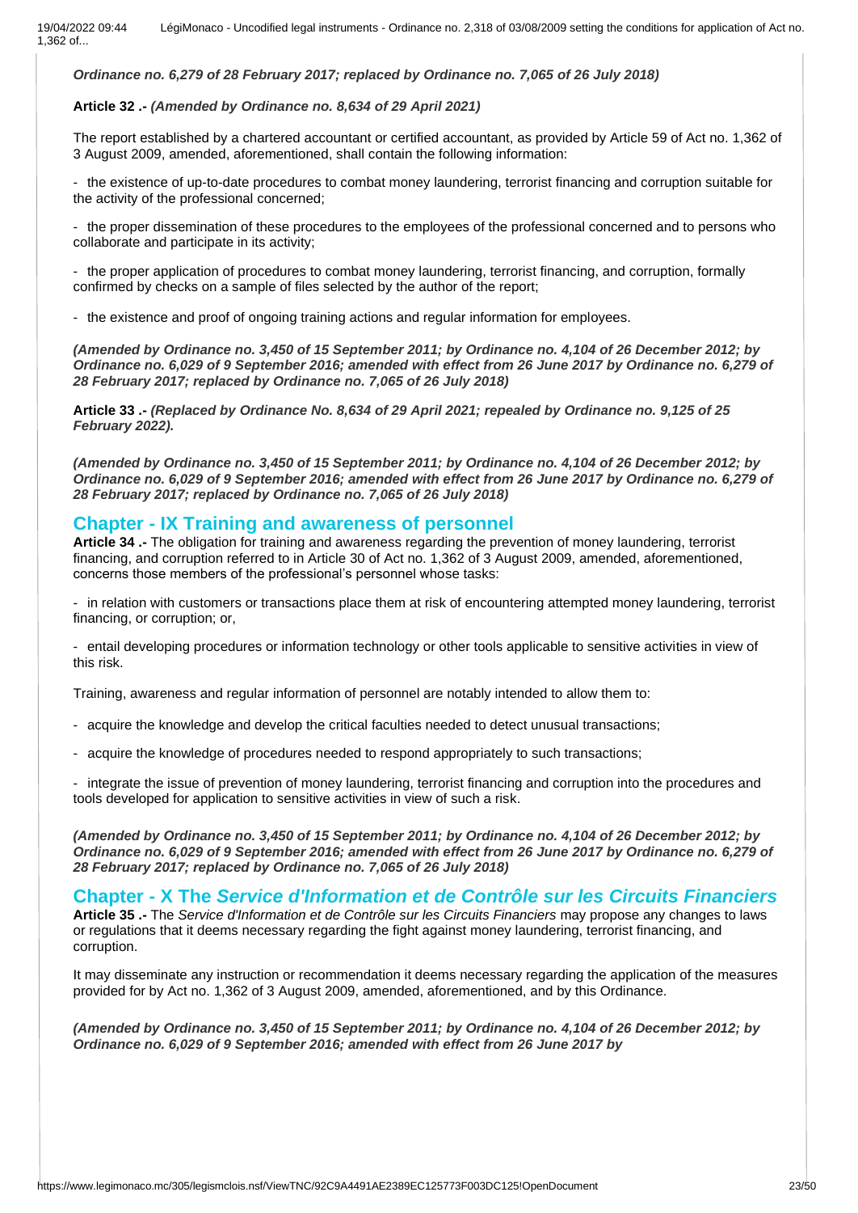***Ordinance no. 6,279 of 28 February 2017; replaced by Ordinance no. 7,065 of 26 July 2018)***

**Article 32 .-** ***(Amended by Ordinance no. 8,634 of 29 April 2021)***

The report established by a chartered accountant or certified accountant, as provided by Article 59 of Act no. 1,362 of 3 August 2009, amended, aforementioned, shall contain the following information:

- the existence of up-to-date procedures to combat money laundering, terrorist financing and corruption suitable for the activity of the professional concerned;

- the proper dissemination of these procedures to the employees of the professional concerned and to persons who collaborate and participate in its activity;

- the proper application of procedures to combat money laundering, terrorist financing, and corruption, formally confirmed by checks on a sample of files selected by the author of the report;

- the existence and proof of ongoing training actions and regular information for employees.

***(Amended by Ordinance no. 3,450 of 15 September 2011; by Ordinance no. 4,104 of 26 December 2012; by Ordinance no. 6,029 of 9 September 2016; amended with effect from 26 June 2017 by Ordinance no. 6,279 of 28 February 2017; replaced by Ordinance no. 7,065 of 26 July 2018)***

**Article 33 .-** ***(Replaced by Ordinance No. 8,634 of 29 April 2021; repealed by Ordinance no. 9,125 of 25 February 2022).***

***(Amended by Ordinance no. 3,450 of 15 September 2011; by Ordinance no. 4,104 of 26 December 2012; by Ordinance no. 6,029 of 9 September 2016; amended with effect from 26 June 2017 by Ordinance no. 6,279 of 28 February 2017; replaced by Ordinance no. 7,065 of 26 July 2018)***

## Chapter - IX Training and awareness of personnel

**Article 34 .-** The obligation for training and awareness regarding the prevention of money laundering, terrorist financing, and corruption referred to in Article 30 of Act no. 1,362 of 3 August 2009, amended, aforementioned, concerns those members of the professional's personnel whose tasks:

- in relation with customers or transactions place them at risk of encountering attempted money laundering, terrorist financing, or corruption; or,

- entail developing procedures or information technology or other tools applicable to sensitive activities in view of this risk.

Training, awareness and regular information of personnel are notably intended to allow them to:

- acquire the knowledge and develop the critical faculties needed to detect unusual transactions;

- acquire the knowledge of procedures needed to respond appropriately to such transactions;

- integrate the issue of prevention of money laundering, terrorist financing and corruption into the procedures and tools developed for application to sensitive activities in view of such a risk.

***(Amended by Ordinance no. 3,450 of 15 September 2011; by Ordinance no. 4,104 of 26 December 2012; by Ordinance no. 6,029 of 9 September 2016; amended with effect from 26 June 2017 by Ordinance no. 6,279 of 28 February 2017; replaced by Ordinance no. 7,065 of 26 July 2018)***

## Chapter - X The *Service d'Information et de Contrôle sur les Circuits Financiers*

**Article 35 .-** The *Service d'Information et de Contrôle sur les Circuits Financiers* may propose any changes to laws or regulations that it deems necessary regarding the fight against money laundering, terrorist financing, and corruption.

It may disseminate any instruction or recommendation it deems necessary regarding the application of the measures provided for by Act no. 1,362 of 3 August 2009, amended, aforementioned, and by this Ordinance.

***(Amended by Ordinance no. 3,450 of 15 September 2011; by Ordinance no. 4,104 of 26 December 2012; by Ordinance no. 6,029 of 9 September 2016; amended with effect from 26 June 2017 by***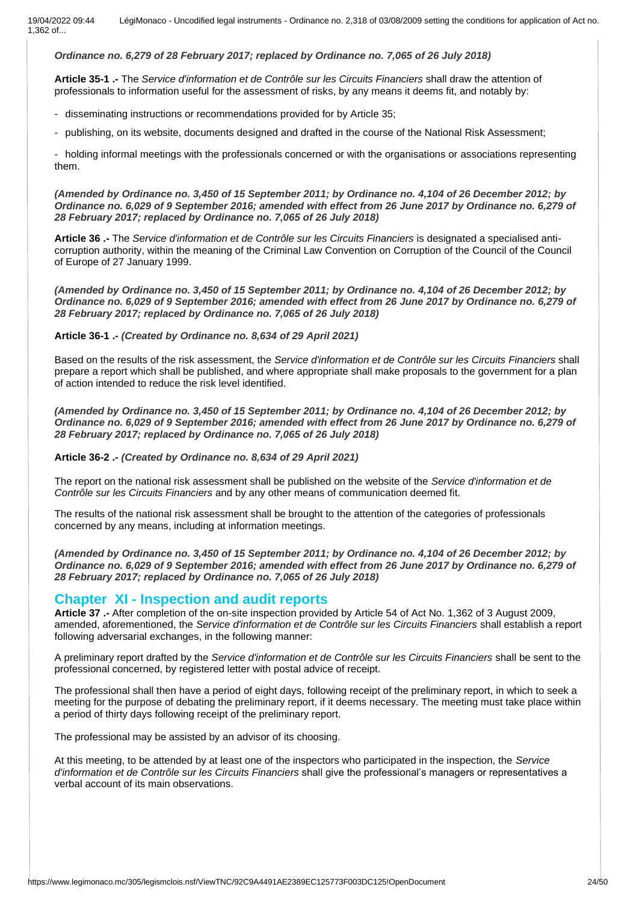***Ordinance no. 6,279 of 28 February 2017; replaced by Ordinance no. 7,065 of 26 July 2018)***

**Article 35-1 .-** The *Service d'information et de Contrôle sur les Circuits Financiers* shall draw the attention of professionals to information useful for the assessment of risks, by any means it deems fit, and notably by:

- disseminating instructions or recommendations provided for by Article 35;
- publishing, on its website, documents designed and drafted in the course of the National Risk Assessment;
- holding informal meetings with the professionals concerned or with the organisations or associations representing them.

***(Amended by Ordinance no. 3,450 of 15 September 2011; by Ordinance no. 4,104 of 26 December 2012; by Ordinance no. 6,029 of 9 September 2016; amended with effect from 26 June 2017 by Ordinance no. 6,279 of 28 February 2017; replaced by Ordinance no. 7,065 of 26 July 2018)***

**Article 36 .-** The *Service d'information et de Contrôle sur les Circuits Financiers* is designated a specialised anti-corruption authority, within the meaning of the Criminal Law Convention on Corruption of the Council of the Council of Europe of 27 January 1999.

***(Amended by Ordinance no. 3,450 of 15 September 2011; by Ordinance no. 4,104 of 26 December 2012; by Ordinance no. 6,029 of 9 September 2016; amended with effect from 26 June 2017 by Ordinance no. 6,279 of 28 February 2017; replaced by Ordinance no. 7,065 of 26 July 2018)***

**Article 36-1 .-** ***(Created by Ordinance no. 8,634 of 29 April 2021)***

Based on the results of the risk assessment, the *Service d'information et de Contrôle sur les Circuits Financiers* shall prepare a report which shall be published, and where appropriate shall make proposals to the government for a plan of action intended to reduce the risk level identified.

***(Amended by Ordinance no. 3,450 of 15 September 2011; by Ordinance no. 4,104 of 26 December 2012; by Ordinance no. 6,029 of 9 September 2016; amended with effect from 26 June 2017 by Ordinance no. 6,279 of 28 February 2017; replaced by Ordinance no. 7,065 of 26 July 2018)***

**Article 36-2 .-** ***(Created by Ordinance no. 8,634 of 29 April 2021)***

The report on the national risk assessment shall be published on the website of the *Service d'information et de Contrôle sur les Circuits Financiers* and by any other means of communication deemed fit.

The results of the national risk assessment shall be brought to the attention of the categories of professionals concerned by any means, including at information meetings.

***(Amended by Ordinance no. 3,450 of 15 September 2011; by Ordinance no. 4,104 of 26 December 2012; by Ordinance no. 6,029 of 9 September 2016; amended with effect from 26 June 2017 by Ordinance no. 6,279 of 28 February 2017; replaced by Ordinance no. 7,065 of 26 July 2018)***

## Chapter XI - Inspection and audit reports

**Article 37 .-** After completion of the on-site inspection provided by Article 54 of Act No. 1,362 of 3 August 2009, amended, aforementioned, the *Service d'information et de Contrôle sur les Circuits Financiers* shall establish a report following adversarial exchanges, in the following manner:

A preliminary report drafted by the *Service d'information et de Contrôle sur les Circuits Financiers* shall be sent to the professional concerned, by registered letter with postal advice of receipt.

The professional shall then have a period of eight days, following receipt of the preliminary report, in which to seek a meeting for the purpose of debating the preliminary report, if it deems necessary. The meeting must take place within a period of thirty days following receipt of the preliminary report.

The professional may be assisted by an advisor of its choosing.

At this meeting, to be attended by at least one of the inspectors who participated in the inspection, the *Service d'information et de Contrôle sur les Circuits Financiers* shall give the professional's managers or representatives a verbal account of its main observations.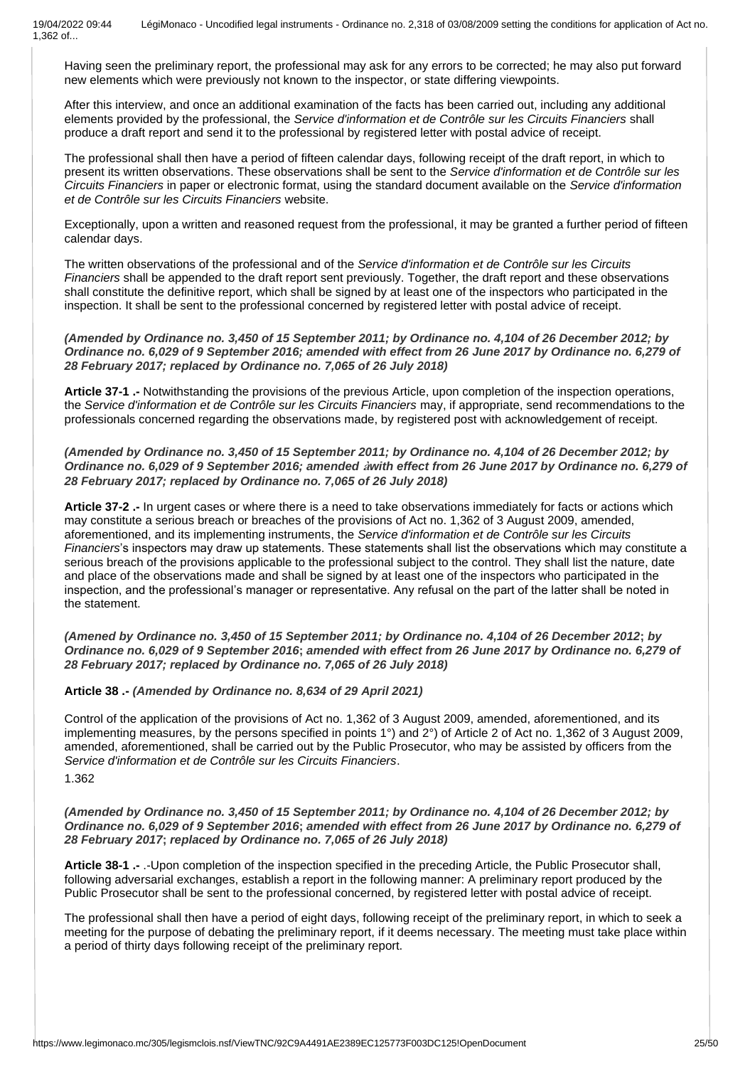Having seen the preliminary report, the professional may ask for any errors to be corrected; he may also put forward new elements which were previously not known to the inspector, or state differing viewpoints.

After this interview, and once an additional examination of the facts has been carried out, including any additional elements provided by the professional, the *Service d'information et de Contrôle sur les Circuits Financiers* shall produce a draft report and send it to the professional by registered letter with postal advice of receipt.

The professional shall then have a period of fifteen calendar days, following receipt of the draft report, in which to present its written observations. These observations shall be sent to the *Service d'information et de Contrôle sur les Circuits Financiers* in paper or electronic format, using the standard document available on the *Service d'information et de Contrôle sur les Circuits Financiers* website.

Exceptionally, upon a written and reasoned request from the professional, it may be granted a further period of fifteen calendar days.

The written observations of the professional and of the *Service d'information et de Contrôle sur les Circuits Financiers* shall be appended to the draft report sent previously. Together, the draft report and these observations shall constitute the definitive report, which shall be signed by at least one of the inspectors who participated in the inspection. It shall be sent to the professional concerned by registered letter with postal advice of receipt.

***(Amended by Ordinance no. 3,450 of 15 September 2011; by Ordinance no. 4,104 of 26 December 2012; by Ordinance no. 6,029 of 9 September 2016; amended with effect from 26 June 2017 by Ordinance no. 6,279 of 28 February 2017; replaced by Ordinance no. 7,065 of 26 July 2018)***

**Article 37-1 .-** Notwithstanding the provisions of the previous Article, upon completion of the inspection operations, the *Service d'information et de Contrôle sur les Circuits Financiers* may, if appropriate, send recommendations to the professionals concerned regarding the observations made, by registered post with acknowledgement of receipt.

***(Amended by Ordinance no. 3,450 of 15 September 2011; by Ordinance no. 4,104 of 26 December 2012; by Ordinance no. 6,029 of 9 September 2016; amended àwith effect from 26 June 2017 by Ordinance no. 6,279 of 28 February 2017; replaced by Ordinance no. 7,065 of 26 July 2018)***

**Article 37-2 .-** In urgent cases or where there is a need to take observations immediately for facts or actions which may constitute a serious breach or breaches of the provisions of Act no. 1,362 of 3 August 2009, amended, aforementioned, and its implementing instruments, the *Service d'information et de Contrôle sur les Circuits Financiers*'s inspectors may draw up statements. These statements shall list the observations which may constitute a serious breach of the provisions applicable to the professional subject to the control. They shall list the nature, date and place of the observations made and shall be signed by at least one of the inspectors who participated in the inspection, and the professional's manager or representative. Any refusal on the part of the latter shall be noted in the statement.

***(Amened by Ordinance no. 3,450 of 15 September 2011; by Ordinance no. 4,104 of 26 December 2012; by Ordinance no. 6,029 of 9 September 2016; amended with effect from 26 June 2017 by Ordinance no. 6,279 of 28 February 2017; replaced by Ordinance no. 7,065 of 26 July 2018)***

**Article 38 .-** ***(Amended by Ordinance no. 8,634 of 29 April 2021)***

Control of the application of the provisions of Act no. 1,362 of 3 August 2009, amended, aforementioned, and its implementing measures, by the persons specified in points 1°) and 2°) of Article 2 of Act no. 1,362 of 3 August 2009, amended, aforementioned, shall be carried out by the Public Prosecutor, who may be assisted by officers from the *Service d'information et de Contrôle sur les Circuits Financiers*.

1.362

***(Amended by Ordinance no. 3,450 of 15 September 2011; by Ordinance no. 4,104 of 26 December 2012; by Ordinance no. 6,029 of 9 September 2016; amended with effect from 26 June 2017 by Ordinance no. 6,279 of 28 February 2017; replaced by Ordinance no. 7,065 of 26 July 2018)***

**Article 38-1 .-** .-Upon completion of the inspection specified in the preceding Article, the Public Prosecutor shall, following adversarial exchanges, establish a report in the following manner: A preliminary report produced by the Public Prosecutor shall be sent to the professional concerned, by registered letter with postal advice of receipt.

The professional shall then have a period of eight days, following receipt of the preliminary report, in which to seek a meeting for the purpose of debating the preliminary report, if it deems necessary. The meeting must take place within a period of thirty days following receipt of the preliminary report.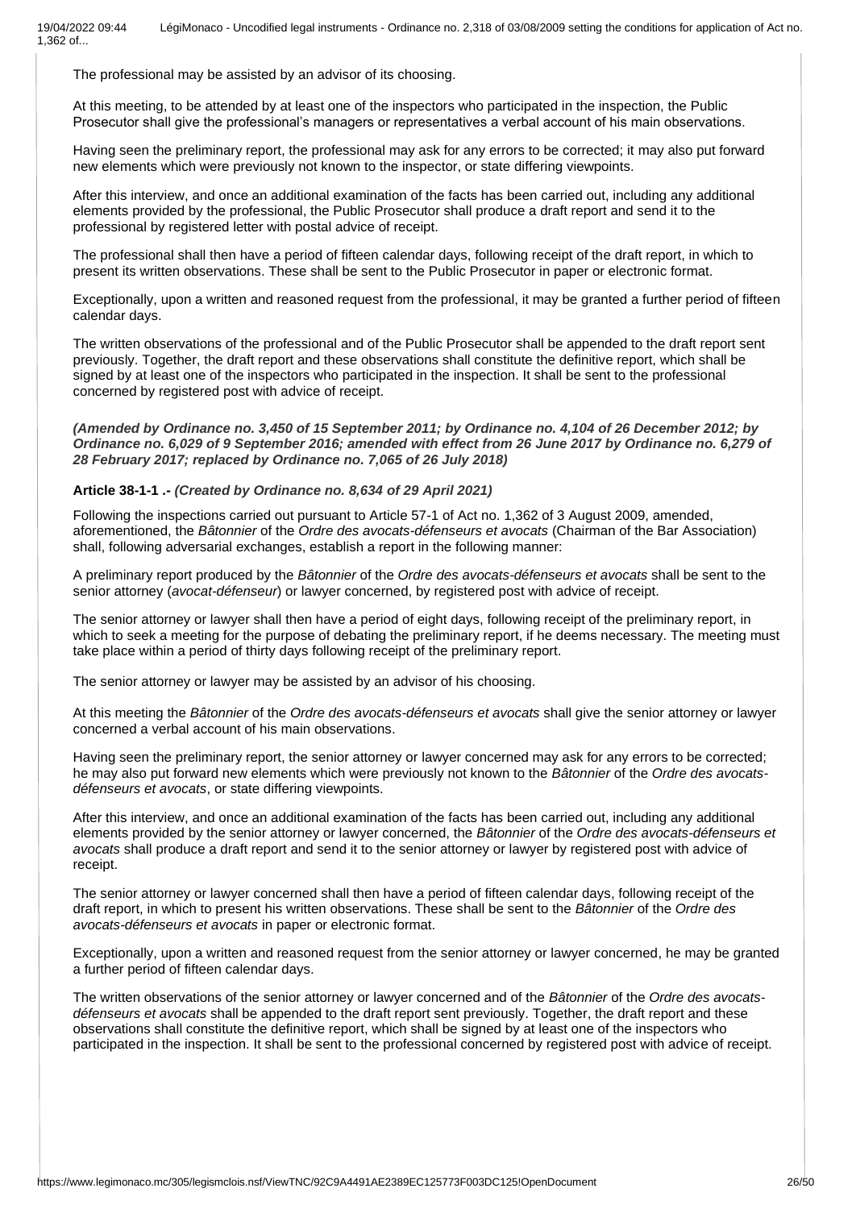The professional may be assisted by an advisor of its choosing.

At this meeting, to be attended by at least one of the inspectors who participated in the inspection, the Public Prosecutor shall give the professional's managers or representatives a verbal account of his main observations.

Having seen the preliminary report, the professional may ask for any errors to be corrected; it may also put forward new elements which were previously not known to the inspector, or state differing viewpoints.

After this interview, and once an additional examination of the facts has been carried out, including any additional elements provided by the professional, the Public Prosecutor shall produce a draft report and send it to the professional by registered letter with postal advice of receipt.

The professional shall then have a period of fifteen calendar days, following receipt of the draft report, in which to present its written observations. These shall be sent to the Public Prosecutor in paper or electronic format.

Exceptionally, upon a written and reasoned request from the professional, it may be granted a further period of fifteen calendar days.

The written observations of the professional and of the Public Prosecutor shall be appended to the draft report sent previously. Together, the draft report and these observations shall constitute the definitive report, which shall be signed by at least one of the inspectors who participated in the inspection. It shall be sent to the professional concerned by registered post with advice of receipt.

***(Amended by Ordinance no. 3,450 of 15 September 2011; by Ordinance no. 4,104 of 26 December 2012; by Ordinance no. 6,029 of 9 September 2016; amended with effect from 26 June 2017 by Ordinance no. 6,279 of 28 February 2017; replaced by Ordinance no. 7,065 of 26 July 2018)***

**Article 38-1-1 .-** ***(Created by Ordinance no. 8,634 of 29 April 2021)***

Following the inspections carried out pursuant to Article 57-1 of Act no. 1,362 of 3 August 2009, amended, aforementioned, the *Bâtonnier* of the *Ordre des avocats-défenseurs et avocats* (Chairman of the Bar Association) shall, following adversarial exchanges, establish a report in the following manner:

A preliminary report produced by the *Bâtonnier* of the *Ordre des avocats-défenseurs et avocats* shall be sent to the senior attorney (*avocat-défenseur*) or lawyer concerned, by registered post with advice of receipt.

The senior attorney or lawyer shall then have a period of eight days, following receipt of the preliminary report, in which to seek a meeting for the purpose of debating the preliminary report, if he deems necessary. The meeting must take place within a period of thirty days following receipt of the preliminary report.

The senior attorney or lawyer may be assisted by an advisor of his choosing.

At this meeting the *Bâtonnier* of the *Ordre des avocats-défenseurs et avocats* shall give the senior attorney or lawyer concerned a verbal account of his main observations.

Having seen the preliminary report, the senior attorney or lawyer concerned may ask for any errors to be corrected; he may also put forward new elements which were previously not known to the *Bâtonnier* of the *Ordre des avocats-défenseurs et avocats*, or state differing viewpoints.

After this interview, and once an additional examination of the facts has been carried out, including any additional elements provided by the senior attorney or lawyer concerned, the *Bâtonnier* of the *Ordre des avocats-défenseurs et avocats* shall produce a draft report and send it to the senior attorney or lawyer by registered post with advice of receipt.

The senior attorney or lawyer concerned shall then have a period of fifteen calendar days, following receipt of the draft report, in which to present his written observations. These shall be sent to the *Bâtonnier* of the *Ordre des avocats-défenseurs et avocats* in paper or electronic format.

Exceptionally, upon a written and reasoned request from the senior attorney or lawyer concerned, he may be granted a further period of fifteen calendar days.

The written observations of the senior attorney or lawyer concerned and of the *Bâtonnier* of the *Ordre des avocats-défenseurs et avocats* shall be appended to the draft report sent previously. Together, the draft report and these observations shall constitute the definitive report, which shall be signed by at least one of the inspectors who participated in the inspection. It shall be sent to the professional concerned by registered post with advice of receipt.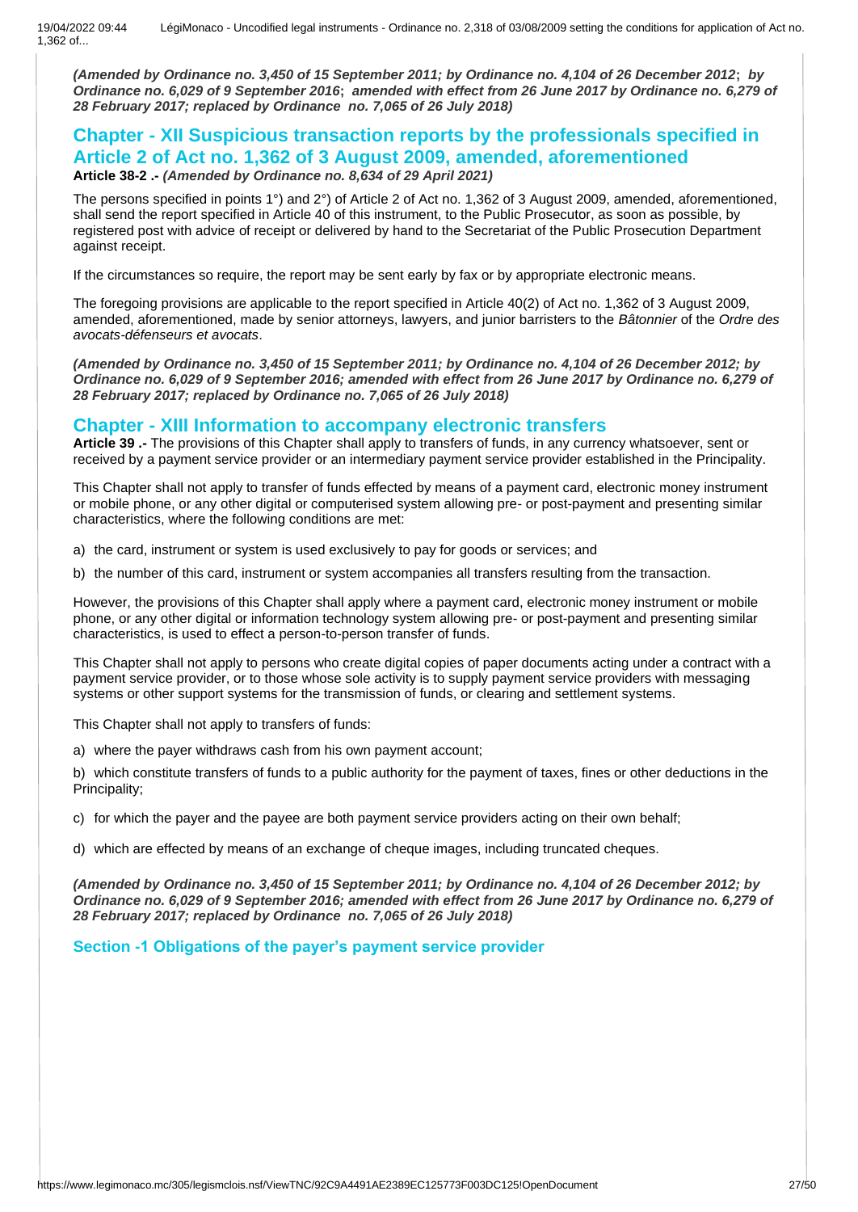***(Amended by Ordinance no. 3,450 of 15 September 2011; by Ordinance no. 4,104 of 26 December 2012; by Ordinance no. 6,029 of 9 September 2016; amended with effect from 26 June 2017 by Ordinance no. 6,279 of 28 February 2017; replaced by Ordinance no. 7,065 of 26 July 2018)***

## Chapter - XII Suspicious transaction reports by the professionals specified in Article 2 of Act no. 1,362 of 3 August 2009, amended, aforementioned

**Article 38-2 .-** ***(Amended by Ordinance no. 8,634 of 29 April 2021)***

The persons specified in points 1°) and 2°) of Article 2 of Act no. 1,362 of 3 August 2009, amended, aforementioned, shall send the report specified in Article 40 of this instrument, to the Public Prosecutor, as soon as possible, by registered post with advice of receipt or delivered by hand to the Secretariat of the Public Prosecution Department against receipt.

If the circumstances so require, the report may be sent early by fax or by appropriate electronic means.

The foregoing provisions are applicable to the report specified in Article 40(2) of Act no. 1,362 of 3 August 2009, amended, aforementioned, made by senior attorneys, lawyers, and junior barristers to the *Bâtonnier* of the *Ordre des avocats-défenseurs et avocats*.

***(Amended by Ordinance no. 3,450 of 15 September 2011; by Ordinance no. 4,104 of 26 December 2012; by Ordinance no. 6,029 of 9 September 2016; amended with effect from 26 June 2017 by Ordinance no. 6,279 of 28 February 2017; replaced by Ordinance no. 7,065 of 26 July 2018)***

## Chapter - XIII Information to accompany electronic transfers

**Article 39 .-** The provisions of this Chapter shall apply to transfers of funds, in any currency whatsoever, sent or received by a payment service provider or an intermediary payment service provider established in the Principality.

This Chapter shall not apply to transfer of funds effected by means of a payment card, electronic money instrument or mobile phone, or any other digital or computerised system allowing pre- or post-payment and presenting similar characteristics, where the following conditions are met:

a) the card, instrument or system is used exclusively to pay for goods or services; and

b) the number of this card, instrument or system accompanies all transfers resulting from the transaction.

However, the provisions of this Chapter shall apply where a payment card, electronic money instrument or mobile phone, or any other digital or information technology system allowing pre- or post-payment and presenting similar characteristics, is used to effect a person-to-person transfer of funds.

This Chapter shall not apply to persons who create digital copies of paper documents acting under a contract with a payment service provider, or to those whose sole activity is to supply payment service providers with messaging systems or other support systems for the transmission of funds, or clearing and settlement systems.

This Chapter shall not apply to transfers of funds:

a) where the payer withdraws cash from his own payment account;

b) which constitute transfers of funds to a public authority for the payment of taxes, fines or other deductions in the Principality;

c) for which the payer and the payee are both payment service providers acting on their own behalf;

d) which are effected by means of an exchange of cheque images, including truncated cheques.

***(Amended by Ordinance no. 3,450 of 15 September 2011; by Ordinance no. 4,104 of 26 December 2012; by Ordinance no. 6,029 of 9 September 2016; amended with effect from 26 June 2017 by Ordinance no. 6,279 of 28 February 2017; replaced by Ordinance no. 7,065 of 26 July 2018)***

### Section -1 Obligations of the payer's payment service provider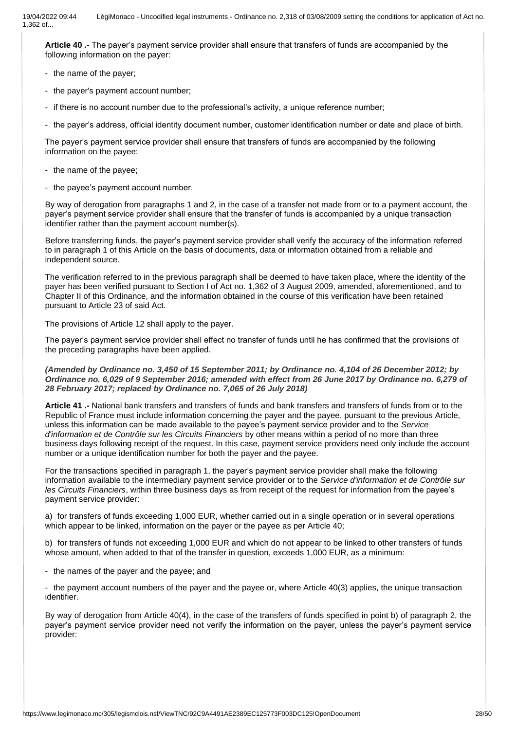**Article 40 .-** The payer's payment service provider shall ensure that transfers of funds are accompanied by the following information on the payer:

- the name of the payer;
- the payer's payment account number;
- if there is no account number due to the professional's activity, a unique reference number;
- the payer's address, official identity document number, customer identification number or date and place of birth.

The payer's payment service provider shall ensure that transfers of funds are accompanied by the following information on the payee:

- the name of the payee;
- the payee's payment account number.

By way of derogation from paragraphs 1 and 2, in the case of a transfer not made from or to a payment account, the payer's payment service provider shall ensure that the transfer of funds is accompanied by a unique transaction identifier rather than the payment account number(s).

Before transferring funds, the payer's payment service provider shall verify the accuracy of the information referred to in paragraph 1 of this Article on the basis of documents, data or information obtained from a reliable and independent source.

The verification referred to in the previous paragraph shall be deemed to have taken place, where the identity of the payer has been verified pursuant to Section I of Act no. 1,362 of 3 August 2009, amended, aforementioned, and to Chapter II of this Ordinance, and the information obtained in the course of this verification have been retained pursuant to Article 23 of said Act.

The provisions of Article 12 shall apply to the payer.

The payer's payment service provider shall effect no transfer of funds until he has confirmed that the provisions of the preceding paragraphs have been applied.

***(Amended by Ordinance no. 3,450 of 15 September 2011; by Ordinance no. 4,104 of 26 December 2012; by Ordinance no. 6,029 of 9 September 2016; amended with effect from 26 June 2017 by Ordinance no. 6,279 of 28 February 2017; replaced by Ordinance no. 7,065 of 26 July 2018)***

**Article 41 .-** National bank transfers and transfers of funds and bank transfers and transfers of funds from or to the Republic of France must include information concerning the payer and the payee, pursuant to the previous Article, unless this information can be made available to the payee's payment service provider and to the *Service d'information et de Contrôle sur les Circuits Financiers* by other means within a period of no more than three business days following receipt of the request. In this case, payment service providers need only include the account number or a unique identification number for both the payer and the payee.

For the transactions specified in paragraph 1, the payer's payment service provider shall make the following information available to the intermediary payment service provider or to the *Service d'information et de Contrôle sur les Circuits Financiers*, within three business days as from receipt of the request for information from the payee's payment service provider:

a) for transfers of funds exceeding 1,000 EUR, whether carried out in a single operation or in several operations which appear to be linked, information on the payer or the payee as per Article 40;

b) for transfers of funds not exceeding 1,000 EUR and which do not appear to be linked to other transfers of funds whose amount, when added to that of the transfer in question, exceeds 1,000 EUR, as a minimum:

- the names of the payer and the payee; and
- the payment account numbers of the payer and the payee or, where Article 40(3) applies, the unique transaction identifier.

By way of derogation from Article 40(4), in the case of the transfers of funds specified in point b) of paragraph 2, the payer's payment service provider need not verify the information on the payer, unless the payer's payment service provider: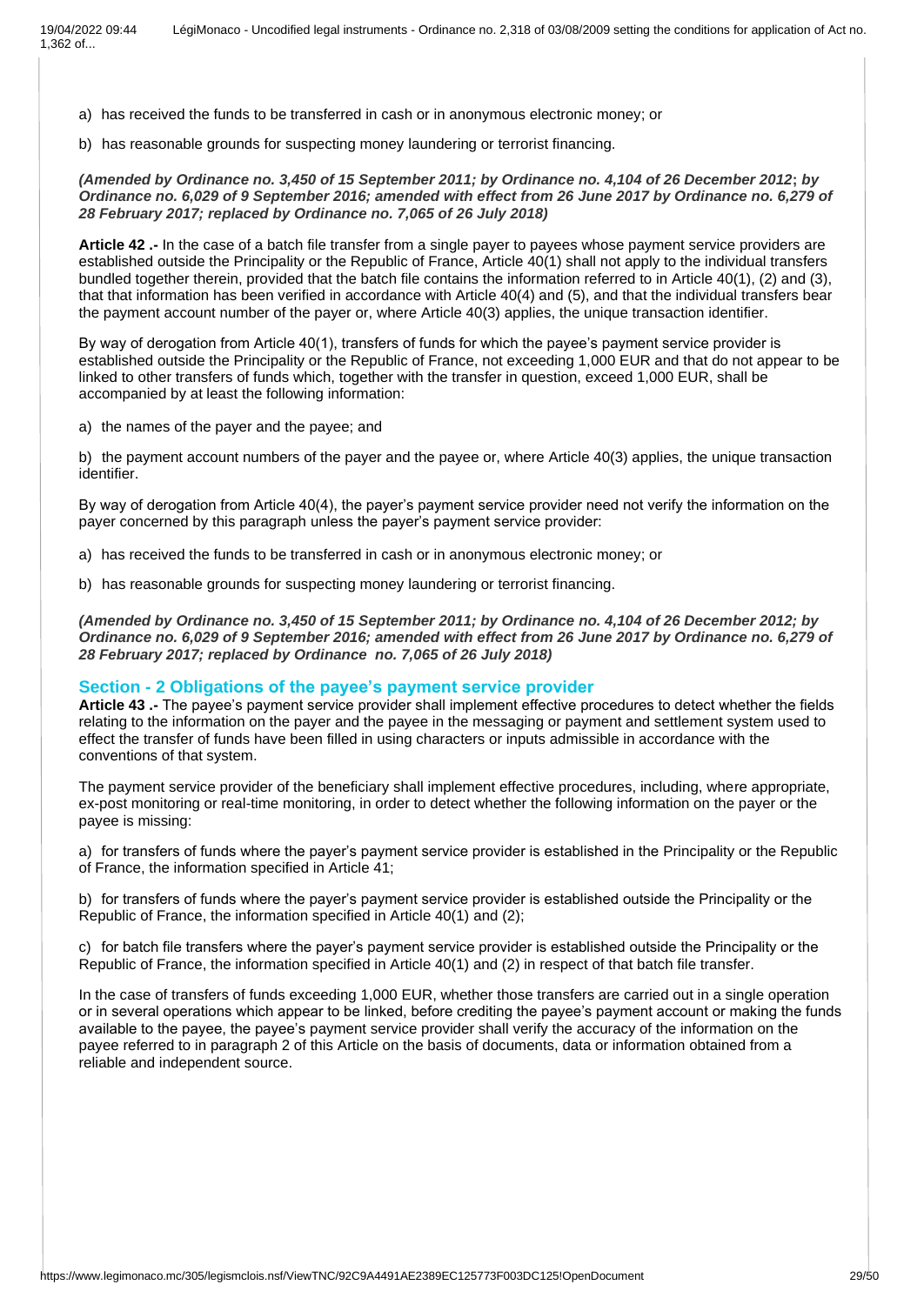a) has received the funds to be transferred in cash or in anonymous electronic money; or

b) has reasonable grounds for suspecting money laundering or terrorist financing.

***(Amended by Ordinance no. 3,450 of 15 September 2011; by Ordinance no. 4,104 of 26 December 2012; by Ordinance no. 6,029 of 9 September 2016; amended with effect from 26 June 2017 by Ordinance no. 6,279 of 28 February 2017; replaced by Ordinance no. 7,065 of 26 July 2018)***

**Article 42 .-** In the case of a batch file transfer from a single payer to payees whose payment service providers are established outside the Principality or the Republic of France, Article 40(1) shall not apply to the individual transfers bundled together therein, provided that the batch file contains the information referred to in Article 40(1), (2) and (3), that that information has been verified in accordance with Article 40(4) and (5), and that the individual transfers bear the payment account number of the payer or, where Article 40(3) applies, the unique transaction identifier.

By way of derogation from Article 40(1), transfers of funds for which the payee's payment service provider is established outside the Principality or the Republic of France, not exceeding 1,000 EUR and that do not appear to be linked to other transfers of funds which, together with the transfer in question, exceed 1,000 EUR, shall be accompanied by at least the following information:

a) the names of the payer and the payee; and

b) the payment account numbers of the payer and the payee or, where Article 40(3) applies, the unique transaction identifier.

By way of derogation from Article 40(4), the payer's payment service provider need not verify the information on the payer concerned by this paragraph unless the payer's payment service provider:

a) has received the funds to be transferred in cash or in anonymous electronic money; or

b) has reasonable grounds for suspecting money laundering or terrorist financing.

***(Amended by Ordinance no. 3,450 of 15 September 2011; by Ordinance no. 4,104 of 26 December 2012; by Ordinance no. 6,029 of 9 September 2016; amended with effect from 26 June 2017 by Ordinance no. 6,279 of 28 February 2017; replaced by Ordinance no. 7,065 of 26 July 2018)***

## Section - 2 Obligations of the payee's payment service provider

**Article 43 .-** The payee's payment service provider shall implement effective procedures to detect whether the fields relating to the information on the payer and the payee in the messaging or payment and settlement system used to effect the transfer of funds have been filled in using characters or inputs admissible in accordance with the conventions of that system.

The payment service provider of the beneficiary shall implement effective procedures, including, where appropriate, ex-post monitoring or real-time monitoring, in order to detect whether the following information on the payer or the payee is missing:

a) for transfers of funds where the payer's payment service provider is established in the Principality or the Republic of France, the information specified in Article 41;

b) for transfers of funds where the payer's payment service provider is established outside the Principality or the Republic of France, the information specified in Article 40(1) and (2);

c) for batch file transfers where the payer's payment service provider is established outside the Principality or the Republic of France, the information specified in Article 40(1) and (2) in respect of that batch file transfer.

In the case of transfers of funds exceeding 1,000 EUR, whether those transfers are carried out in a single operation or in several operations which appear to be linked, before crediting the payee's payment account or making the funds available to the payee, the payee's payment service provider shall verify the accuracy of the information on the payee referred to in paragraph 2 of this Article on the basis of documents, data or information obtained from a reliable and independent source.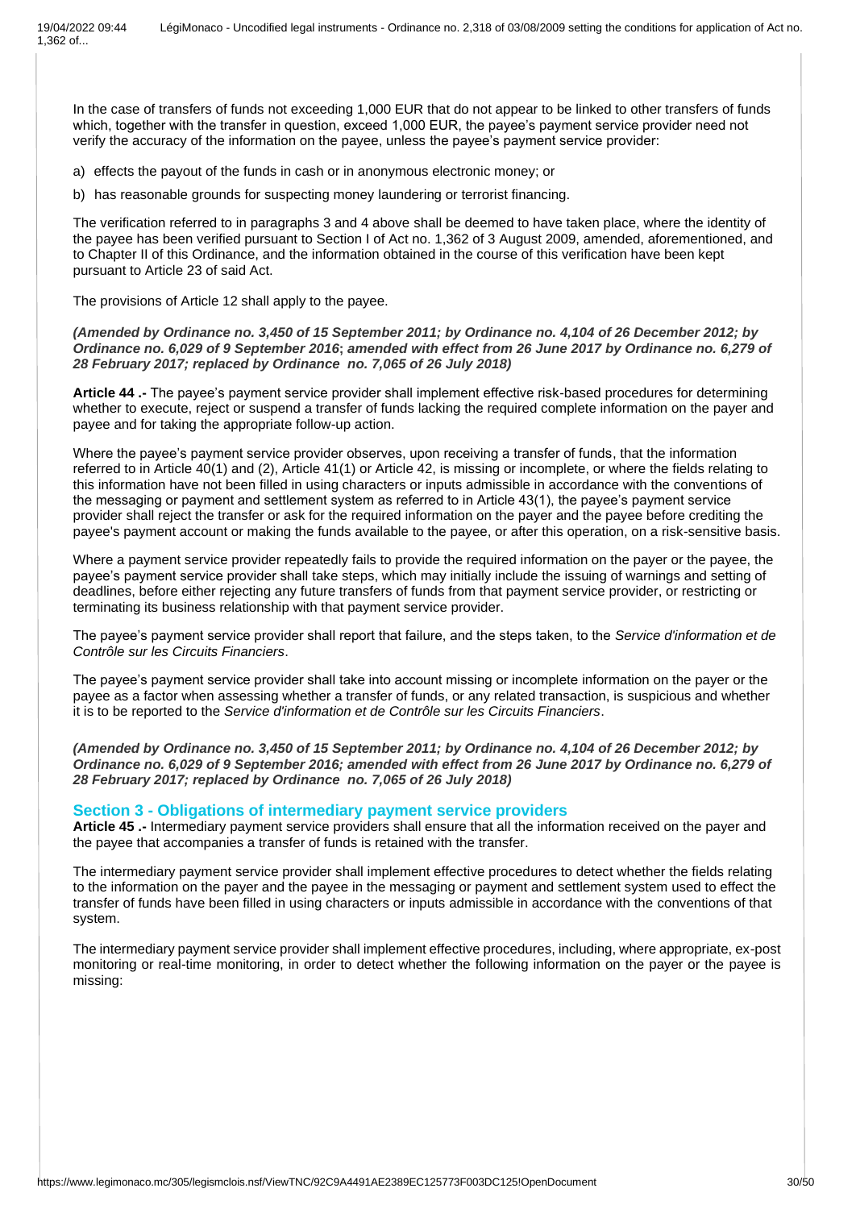In the case of transfers of funds not exceeding 1,000 EUR that do not appear to be linked to other transfers of funds which, together with the transfer in question, exceed 1,000 EUR, the payee's payment service provider need not verify the accuracy of the information on the payee, unless the payee's payment service provider:

a) effects the payout of the funds in cash or in anonymous electronic money; or

b) has reasonable grounds for suspecting money laundering or terrorist financing.

The verification referred to in paragraphs 3 and 4 above shall be deemed to have taken place, where the identity of the payee has been verified pursuant to Section I of Act no. 1,362 of 3 August 2009, amended, aforementioned, and to Chapter II of this Ordinance, and the information obtained in the course of this verification have been kept pursuant to Article 23 of said Act.

The provisions of Article 12 shall apply to the payee.

***(Amended by Ordinance no. 3,450 of 15 September 2011; by Ordinance no. 4,104 of 26 December 2012; by Ordinance no. 6,029 of 9 September 2016; amended with effect from 26 June 2017 by Ordinance no. 6,279 of 28 February 2017; replaced by Ordinance no. 7,065 of 26 July 2018)***

**Article 44 .-** The payee's payment service provider shall implement effective risk-based procedures for determining whether to execute, reject or suspend a transfer of funds lacking the required complete information on the payer and payee and for taking the appropriate follow-up action.

Where the payee's payment service provider observes, upon receiving a transfer of funds, that the information referred to in Article 40(1) and (2), Article 41(1) or Article 42, is missing or incomplete, or where the fields relating to this information have not been filled in using characters or inputs admissible in accordance with the conventions of the messaging or payment and settlement system as referred to in Article 43(1), the payee's payment service provider shall reject the transfer or ask for the required information on the payer and the payee before crediting the payee's payment account or making the funds available to the payee, or after this operation, on a risk-sensitive basis.

Where a payment service provider repeatedly fails to provide the required information on the payer or the payee, the payee's payment service provider shall take steps, which may initially include the issuing of warnings and setting of deadlines, before either rejecting any future transfers of funds from that payment service provider, or restricting or terminating its business relationship with that payment service provider.

The payee's payment service provider shall report that failure, and the steps taken, to the *Service d'information et de Contrôle sur les Circuits Financiers*.

The payee's payment service provider shall take into account missing or incomplete information on the payer or the payee as a factor when assessing whether a transfer of funds, or any related transaction, is suspicious and whether it is to be reported to the *Service d'information et de Contrôle sur les Circuits Financiers*.

***(Amended by Ordinance no. 3,450 of 15 September 2011; by Ordinance no. 4,104 of 26 December 2012; by Ordinance no. 6,029 of 9 September 2016; amended with effect from 26 June 2017 by Ordinance no. 6,279 of 28 February 2017; replaced by Ordinance no. 7,065 of 26 July 2018)***

### Section 3 - Obligations of intermediary payment service providers

**Article 45 .-** Intermediary payment service providers shall ensure that all the information received on the payer and the payee that accompanies a transfer of funds is retained with the transfer.

The intermediary payment service provider shall implement effective procedures to detect whether the fields relating to the information on the payer and the payee in the messaging or payment and settlement system used to effect the transfer of funds have been filled in using characters or inputs admissible in accordance with the conventions of that system.

The intermediary payment service provider shall implement effective procedures, including, where appropriate, ex-post monitoring or real-time monitoring, in order to detect whether the following information on the payer or the payee is missing: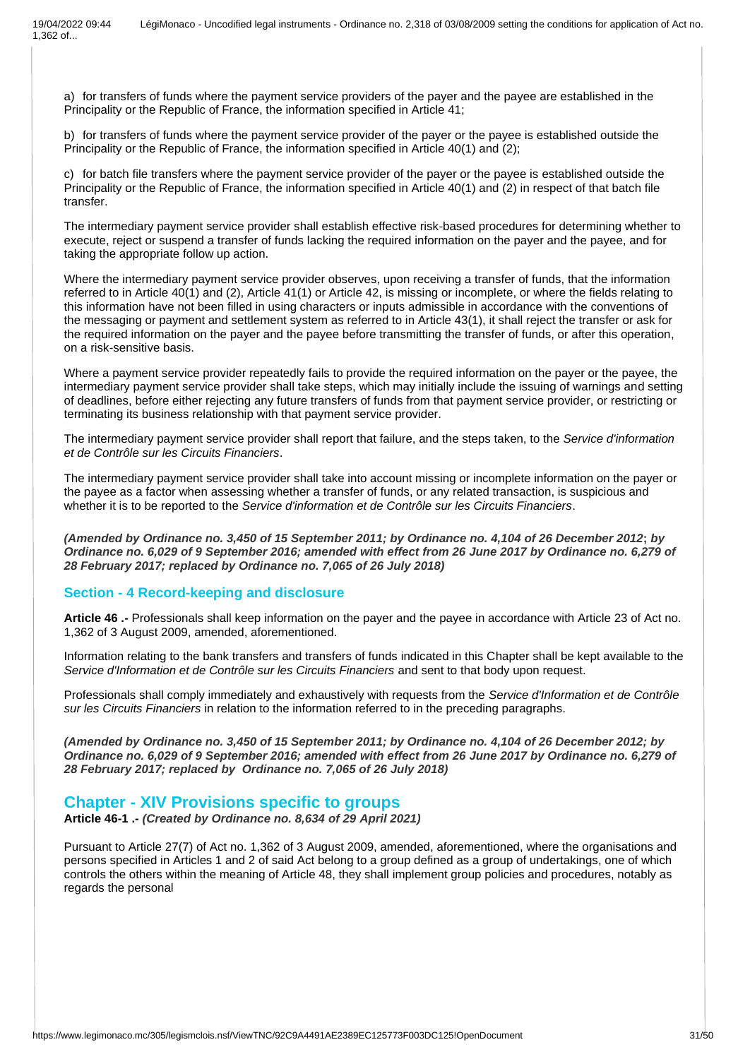a) for transfers of funds where the payment service providers of the payer and the payee are established in the Principality or the Republic of France, the information specified in Article 41;

b) for transfers of funds where the payment service provider of the payer or the payee is established outside the Principality or the Republic of France, the information specified in Article 40(1) and (2);

c) for batch file transfers where the payment service provider of the payer or the payee is established outside the Principality or the Republic of France, the information specified in Article 40(1) and (2) in respect of that batch file transfer.

The intermediary payment service provider shall establish effective risk-based procedures for determining whether to execute, reject or suspend a transfer of funds lacking the required information on the payer and the payee, and for taking the appropriate follow up action.

Where the intermediary payment service provider observes, upon receiving a transfer of funds, that the information referred to in Article 40(1) and (2), Article 41(1) or Article 42, is missing or incomplete, or where the fields relating to this information have not been filled in using characters or inputs admissible in accordance with the conventions of the messaging or payment and settlement system as referred to in Article 43(1), it shall reject the transfer or ask for the required information on the payer and the payee before transmitting the transfer of funds, or after this operation, on a risk-sensitive basis.

Where a payment service provider repeatedly fails to provide the required information on the payer or the payee, the intermediary payment service provider shall take steps, which may initially include the issuing of warnings and setting of deadlines, before either rejecting any future transfers of funds from that payment service provider, or restricting or terminating its business relationship with that payment service provider.

The intermediary payment service provider shall report that failure, and the steps taken, to the *Service d'information et de Contrôle sur les Circuits Financiers*.

The intermediary payment service provider shall take into account missing or incomplete information on the payer or the payee as a factor when assessing whether a transfer of funds, or any related transaction, is suspicious and whether it is to be reported to the *Service d'information et de Contrôle sur les Circuits Financiers*.

***(Amended by Ordinance no. 3,450 of 15 September 2011; by Ordinance no. 4,104 of 26 December 2012; by Ordinance no. 6,029 of 9 September 2016; amended with effect from 26 June 2017 by Ordinance no. 6,279 of 28 February 2017; replaced by Ordinance no. 7,065 of 26 July 2018)***

## Section - 4 Record-keeping and disclosure

**Article 46 .-** Professionals shall keep information on the payer and the payee in accordance with Article 23 of Act no. 1,362 of 3 August 2009, amended, aforementioned.

Information relating to the bank transfers and transfers of funds indicated in this Chapter shall be kept available to the *Service d'Information et de Contrôle sur les Circuits Financiers* and sent to that body upon request.

Professionals shall comply immediately and exhaustively with requests from the *Service d'Information et de Contrôle sur les Circuits Financiers* in relation to the information referred to in the preceding paragraphs.

***(Amended by Ordinance no. 3,450 of 15 September 2011; by Ordinance no. 4,104 of 26 December 2012; by Ordinance no. 6,029 of 9 September 2016; amended with effect from 26 June 2017 by Ordinance no. 6,279 of 28 February 2017; replaced by Ordinance no. 7,065 of 26 July 2018)***

## Chapter - XIV Provisions specific to groups

**Article 46-1 .-** ***(Created by Ordinance no. 8,634 of 29 April 2021)***

Pursuant to Article 27(7) of Act no. 1,362 of 3 August 2009, amended, aforementioned, where the organisations and persons specified in Articles 1 and 2 of said Act belong to a group defined as a group of undertakings, one of which controls the others within the meaning of Article 48, they shall implement group policies and procedures, notably as regards the personal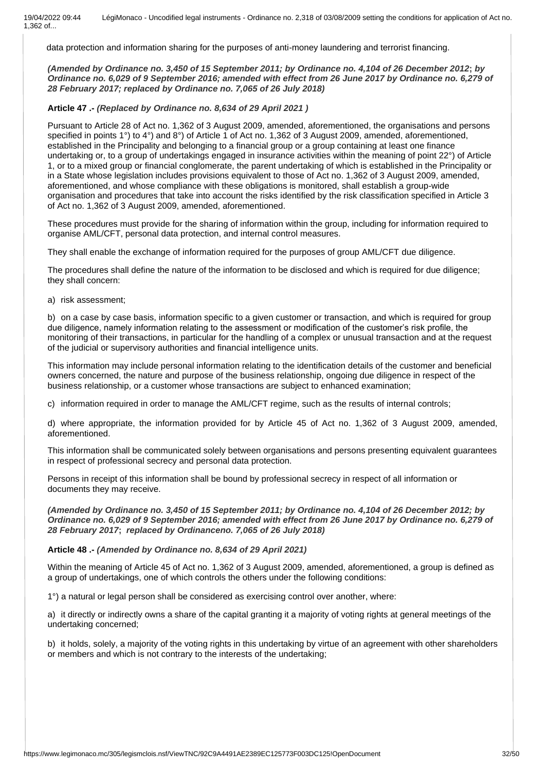data protection and information sharing for the purposes of anti-money laundering and terrorist financing.

***(Amended by Ordinance no. 3,450 of 15 September 2011; by Ordinance no. 4,104 of 26 December 2012; by Ordinance no. 6,029 of 9 September 2016; amended with effect from 26 June 2017 by Ordinance no. 6,279 of 28 February 2017; replaced by Ordinance no. 7,065 of 26 July 2018)***

**Article 47 .-** ***(Replaced by Ordinance no. 8,634 of 29 April 2021 )***

Pursuant to Article 28 of Act no. 1,362 of 3 August 2009, amended, aforementioned, the organisations and persons specified in points 1°) to 4°) and 8°) of Article 1 of Act no. 1,362 of 3 August 2009, amended, aforementioned, established in the Principality and belonging to a financial group or a group containing at least one finance undertaking or, to a group of undertakings engaged in insurance activities within the meaning of point 22°) of Article 1, or to a mixed group or financial conglomerate, the parent undertaking of which is established in the Principality or in a State whose legislation includes provisions equivalent to those of Act no. 1,362 of 3 August 2009, amended, aforementioned, and whose compliance with these obligations is monitored, shall establish a group-wide organisation and procedures that take into account the risks identified by the risk classification specified in Article 3 of Act no. 1,362 of 3 August 2009, amended, aforementioned.

These procedures must provide for the sharing of information within the group, including for information required to organise AML/CFT, personal data protection, and internal control measures.

They shall enable the exchange of information required for the purposes of group AML/CFT due diligence.

The procedures shall define the nature of the information to be disclosed and which is required for due diligence; they shall concern:

a) risk assessment;

b) on a case by case basis, information specific to a given customer or transaction, and which is required for group due diligence, namely information relating to the assessment or modification of the customer's risk profile, the monitoring of their transactions, in particular for the handling of a complex or unusual transaction and at the request of the judicial or supervisory authorities and financial intelligence units.

This information may include personal information relating to the identification details of the customer and beneficial owners concerned, the nature and purpose of the business relationship, ongoing due diligence in respect of the business relationship, or a customer whose transactions are subject to enhanced examination;

c) information required in order to manage the AML/CFT regime, such as the results of internal controls;

d) where appropriate, the information provided for by Article 45 of Act no. 1,362 of 3 August 2009, amended, aforementioned.

This information shall be communicated solely between organisations and persons presenting equivalent guarantees in respect of professional secrecy and personal data protection.

Persons in receipt of this information shall be bound by professional secrecy in respect of all information or documents they may receive.

***(Amended by Ordinance no. 3,450 of 15 September 2011; by Ordinance no. 4,104 of 26 December 2012; by Ordinance no. 6,029 of 9 September 2016; amended with effect from 26 June 2017 by Ordinance no. 6,279 of 28 February 2017; replaced by Ordinanceno. 7,065 of 26 July 2018)***

**Article 48 .-** ***(Amended by Ordinance no. 8,634 of 29 April 2021)***

Within the meaning of Article 45 of Act no. 1,362 of 3 August 2009, amended, aforementioned, a group is defined as a group of undertakings, one of which controls the others under the following conditions:

1°) a natural or legal person shall be considered as exercising control over another, where:

a) it directly or indirectly owns a share of the capital granting it a majority of voting rights at general meetings of the undertaking concerned;

b) it holds, solely, a majority of the voting rights in this undertaking by virtue of an agreement with other shareholders or members and which is not contrary to the interests of the undertaking;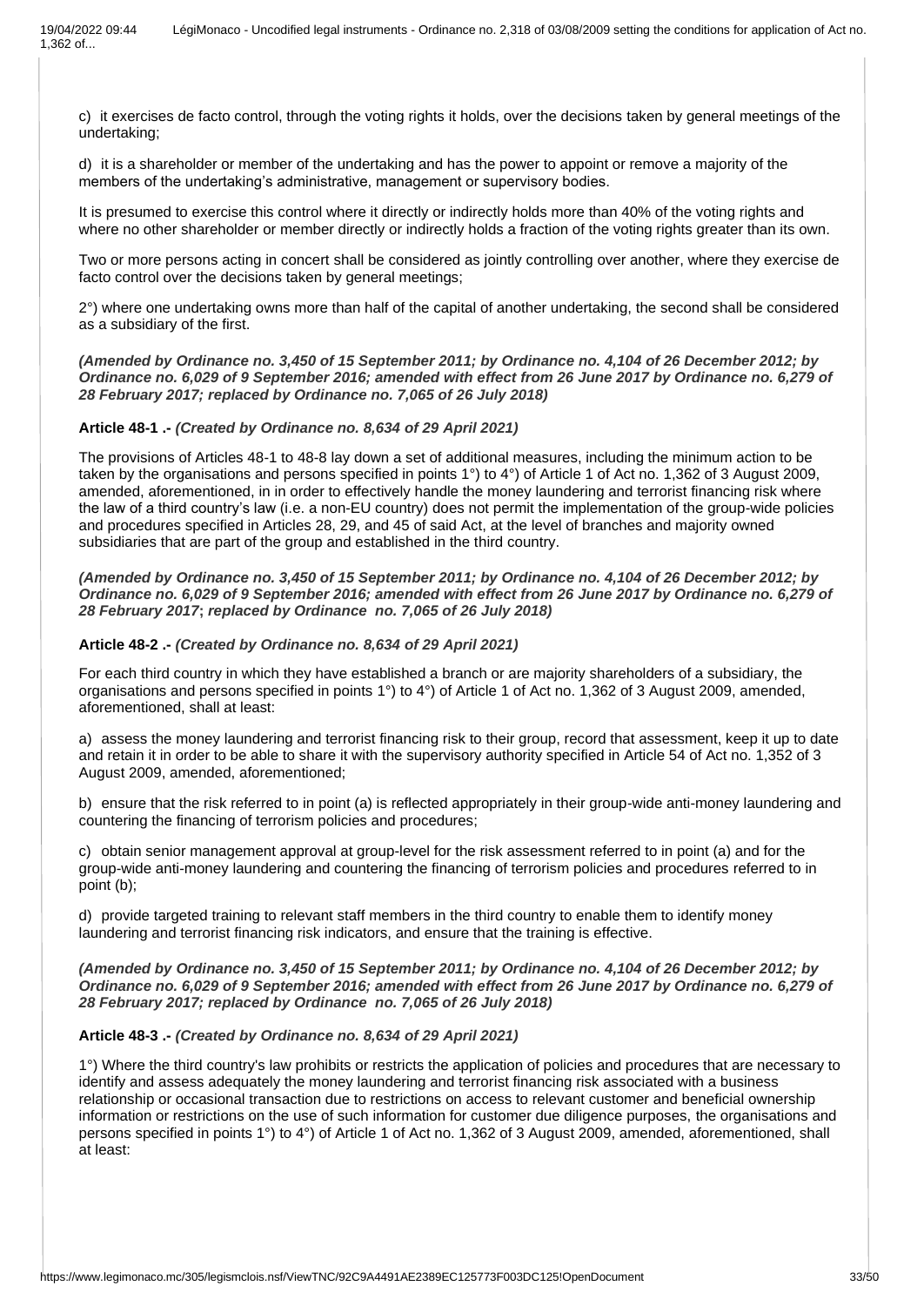c) it exercises de facto control, through the voting rights it holds, over the decisions taken by general meetings of the undertaking;

d) it is a shareholder or member of the undertaking and has the power to appoint or remove a majority of the members of the undertaking's administrative, management or supervisory bodies.

It is presumed to exercise this control where it directly or indirectly holds more than 40% of the voting rights and where no other shareholder or member directly or indirectly holds a fraction of the voting rights greater than its own.

Two or more persons acting in concert shall be considered as jointly controlling over another, where they exercise de facto control over the decisions taken by general meetings;

2°) where one undertaking owns more than half of the capital of another undertaking, the second shall be considered as a subsidiary of the first.

***(Amended by Ordinance no. 3,450 of 15 September 2011; by Ordinance no. 4,104 of 26 December 2012; by Ordinance no. 6,029 of 9 September 2016; amended with effect from 26 June 2017 by Ordinance no. 6,279 of 28 February 2017; replaced by Ordinance no. 7,065 of 26 July 2018)***

**Article 48-1 .-** ***(Created by Ordinance no. 8,634 of 29 April 2021)***

The provisions of Articles 48-1 to 48-8 lay down a set of additional measures, including the minimum action to be taken by the organisations and persons specified in points 1°) to 4°) of Article 1 of Act no. 1,362 of 3 August 2009, amended, aforementioned, in in order to effectively handle the money laundering and terrorist financing risk where the law of a third country's law (i.e. a non-EU country) does not permit the implementation of the group-wide policies and procedures specified in Articles 28, 29, and 45 of said Act, at the level of branches and majority owned subsidiaries that are part of the group and established in the third country.

***(Amended by Ordinance no. 3,450 of 15 September 2011; by Ordinance no. 4,104 of 26 December 2012; by Ordinance no. 6,029 of 9 September 2016; amended with effect from 26 June 2017 by Ordinance no. 6,279 of 28 February 2017; replaced by Ordinance no. 7,065 of 26 July 2018)***

**Article 48-2 .-** ***(Created by Ordinance no. 8,634 of 29 April 2021)***

For each third country in which they have established a branch or are majority shareholders of a subsidiary, the organisations and persons specified in points 1°) to 4°) of Article 1 of Act no. 1,362 of 3 August 2009, amended, aforementioned, shall at least:

a) assess the money laundering and terrorist financing risk to their group, record that assessment, keep it up to date and retain it in order to be able to share it with the supervisory authority specified in Article 54 of Act no. 1,352 of 3 August 2009, amended, aforementioned;

b) ensure that the risk referred to in point (a) is reflected appropriately in their group-wide anti-money laundering and countering the financing of terrorism policies and procedures;

c) obtain senior management approval at group-level for the risk assessment referred to in point (a) and for the group-wide anti-money laundering and countering the financing of terrorism policies and procedures referred to in point (b);

d) provide targeted training to relevant staff members in the third country to enable them to identify money laundering and terrorist financing risk indicators, and ensure that the training is effective.

***(Amended by Ordinance no. 3,450 of 15 September 2011; by Ordinance no. 4,104 of 26 December 2012; by Ordinance no. 6,029 of 9 September 2016; amended with effect from 26 June 2017 by Ordinance no. 6,279 of 28 February 2017; replaced by Ordinance no. 7,065 of 26 July 2018)***

**Article 48-3 .-** ***(Created by Ordinance no. 8,634 of 29 April 2021)***

1°) Where the third country's law prohibits or restricts the application of policies and procedures that are necessary to identify and assess adequately the money laundering and terrorist financing risk associated with a business relationship or occasional transaction due to restrictions on access to relevant customer and beneficial ownership information or restrictions on the use of such information for customer due diligence purposes, the organisations and persons specified in points 1°) to 4°) of Article 1 of Act no. 1,362 of 3 August 2009, amended, aforementioned, shall at least: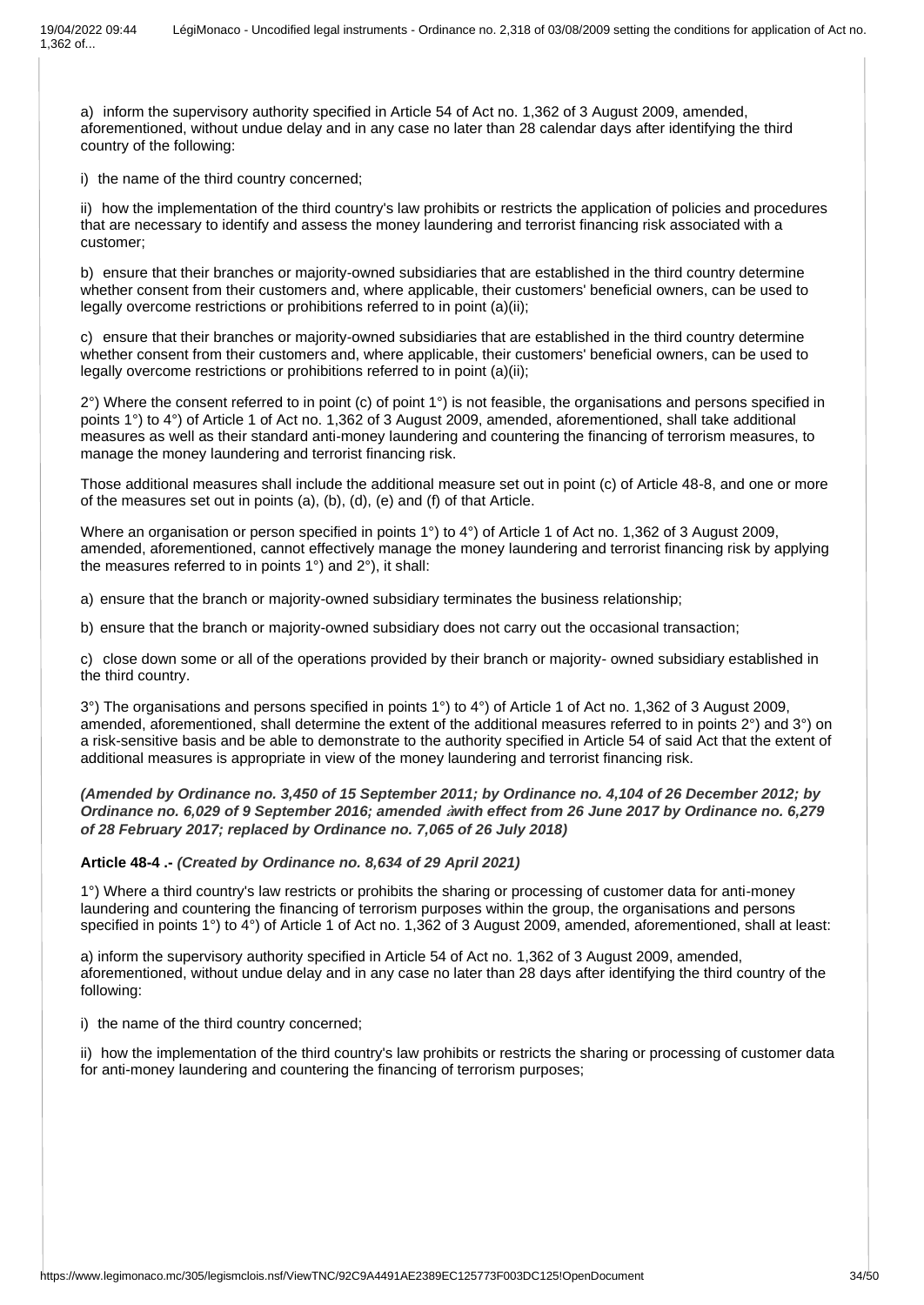a) inform the supervisory authority specified in Article 54 of Act no. 1,362 of 3 August 2009, amended, aforementioned, without undue delay and in any case no later than 28 calendar days after identifying the third country of the following:

i) the name of the third country concerned;

ii) how the implementation of the third country's law prohibits or restricts the application of policies and procedures that are necessary to identify and assess the money laundering and terrorist financing risk associated with a customer;

b) ensure that their branches or majority-owned subsidiaries that are established in the third country determine whether consent from their customers and, where applicable, their customers' beneficial owners, can be used to legally overcome restrictions or prohibitions referred to in point (a)(ii);

c) ensure that their branches or majority-owned subsidiaries that are established in the third country determine whether consent from their customers and, where applicable, their customers' beneficial owners, can be used to legally overcome restrictions or prohibitions referred to in point (a)(ii);

2°) Where the consent referred to in point (c) of point 1°) is not feasible, the organisations and persons specified in points 1°) to 4°) of Article 1 of Act no. 1,362 of 3 August 2009, amended, aforementioned, shall take additional measures as well as their standard anti-money laundering and countering the financing of terrorism measures, to manage the money laundering and terrorist financing risk.

Those additional measures shall include the additional measure set out in point (c) of Article 48-8, and one or more of the measures set out in points (a), (b), (d), (e) and (f) of that Article.

Where an organisation or person specified in points 1°) to 4°) of Article 1 of Act no. 1,362 of 3 August 2009, amended, aforementioned, cannot effectively manage the money laundering and terrorist financing risk by applying the measures referred to in points 1°) and 2°), it shall:

a) ensure that the branch or majority-owned subsidiary terminates the business relationship;

b) ensure that the branch or majority-owned subsidiary does not carry out the occasional transaction;

c) close down some or all of the operations provided by their branch or majority- owned subsidiary established in the third country.

3°) The organisations and persons specified in points 1°) to 4°) of Article 1 of Act no. 1,362 of 3 August 2009, amended, aforementioned, shall determine the extent of the additional measures referred to in points 2°) and 3°) on a risk-sensitive basis and be able to demonstrate to the authority specified in Article 54 of said Act that the extent of additional measures is appropriate in view of the money laundering and terrorist financing risk.

***(Amended by Ordinance no. 3,450 of 15 September 2011; by Ordinance no. 4,104 of 26 December 2012; by Ordinance no. 6,029 of 9 September 2016; amended àwith effect from 26 June 2017 by Ordinance no. 6,279 of 28 February 2017; replaced by Ordinance no. 7,065 of 26 July 2018)***

**Article 48-4 .-** ***(Created by Ordinance no. 8,634 of 29 April 2021)***

1°) Where a third country's law restricts or prohibits the sharing or processing of customer data for anti-money laundering and countering the financing of terrorism purposes within the group, the organisations and persons specified in points 1°) to 4°) of Article 1 of Act no. 1,362 of 3 August 2009, amended, aforementioned, shall at least:

a) inform the supervisory authority specified in Article 54 of Act no. 1,362 of 3 August 2009, amended, aforementioned, without undue delay and in any case no later than 28 days after identifying the third country of the following:

i) the name of the third country concerned;

ii) how the implementation of the third country's law prohibits or restricts the sharing or processing of customer data for anti-money laundering and countering the financing of terrorism purposes;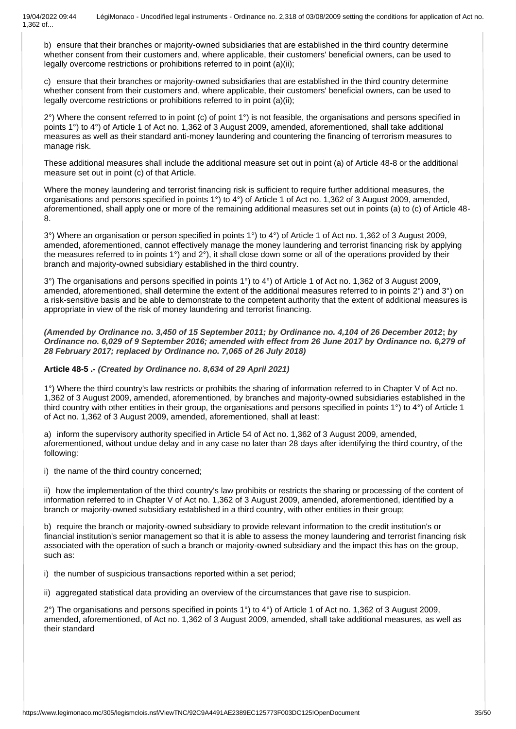b) ensure that their branches or majority-owned subsidiaries that are established in the third country determine whether consent from their customers and, where applicable, their customers' beneficial owners, can be used to legally overcome restrictions or prohibitions referred to in point (a)(ii);

c) ensure that their branches or majority-owned subsidiaries that are established in the third country determine whether consent from their customers and, where applicable, their customers' beneficial owners, can be used to legally overcome restrictions or prohibitions referred to in point (a)(ii);

2°) Where the consent referred to in point (c) of point 1°) is not feasible, the organisations and persons specified in points 1°) to 4°) of Article 1 of Act no. 1,362 of 3 August 2009, amended, aforementioned, shall take additional measures as well as their standard anti-money laundering and countering the financing of terrorism measures to manage risk.

These additional measures shall include the additional measure set out in point (a) of Article 48-8 or the additional measure set out in point (c) of that Article.

Where the money laundering and terrorist financing risk is sufficient to require further additional measures, the organisations and persons specified in points 1°) to 4°) of Article 1 of Act no. 1,362 of 3 August 2009, amended, aforementioned, shall apply one or more of the remaining additional measures set out in points (a) to (c) of Article 48-8.

3°) Where an organisation or person specified in points 1°) to 4°) of Article 1 of Act no. 1,362 of 3 August 2009, amended, aforementioned, cannot effectively manage the money laundering and terrorist financing risk by applying the measures referred to in points 1°) and 2°), it shall close down some or all of the operations provided by their branch and majority-owned subsidiary established in the third country.

3°) The organisations and persons specified in points 1°) to 4°) of Article 1 of Act no. 1,362 of 3 August 2009, amended, aforementioned, shall determine the extent of the additional measures referred to in points 2°) and 3°) on a risk-sensitive basis and be able to demonstrate to the competent authority that the extent of additional measures is appropriate in view of the risk of money laundering and terrorist financing.

***(Amended by Ordinance no. 3,450 of 15 September 2011; by Ordinance no. 4,104 of 26 December 2012*; *by Ordinance no. 6,029 of 9 September 2016; amended with effect from 26 June 2017 by Ordinance no. 6,279 of 28 February 2017; replaced by Ordinance no. 7,065 of 26 July 2018)***

**Article 48-5 .-** ***(Created by Ordinance no. 8,634 of 29 April 2021)***

1°) Where the third country's law restricts or prohibits the sharing of information referred to in Chapter V of Act no. 1,362 of 3 August 2009, amended, aforementioned, by branches and majority-owned subsidiaries established in the third country with other entities in their group, the organisations and persons specified in points 1°) to 4°) of Article 1 of Act no. 1,362 of 3 August 2009, amended, aforementioned, shall at least:

a) inform the supervisory authority specified in Article 54 of Act no. 1,362 of 3 August 2009, amended, aforementioned, without undue delay and in any case no later than 28 days after identifying the third country, of the following:

i) the name of the third country concerned;

ii) how the implementation of the third country's law prohibits or restricts the sharing or processing of the content of information referred to in Chapter V of Act no. 1,362 of 3 August 2009, amended, aforementioned, identified by a branch or majority-owned subsidiary established in a third country, with other entities in their group;

b) require the branch or majority-owned subsidiary to provide relevant information to the credit institution's or financial institution's senior management so that it is able to assess the money laundering and terrorist financing risk associated with the operation of such a branch or majority-owned subsidiary and the impact this has on the group, such as:

i) the number of suspicious transactions reported within a set period;

ii) aggregated statistical data providing an overview of the circumstances that gave rise to suspicion.

2°) The organisations and persons specified in points 1°) to 4°) of Article 1 of Act no. 1,362 of 3 August 2009, amended, aforementioned, of Act no. 1,362 of 3 August 2009, amended, shall take additional measures, as well as their standard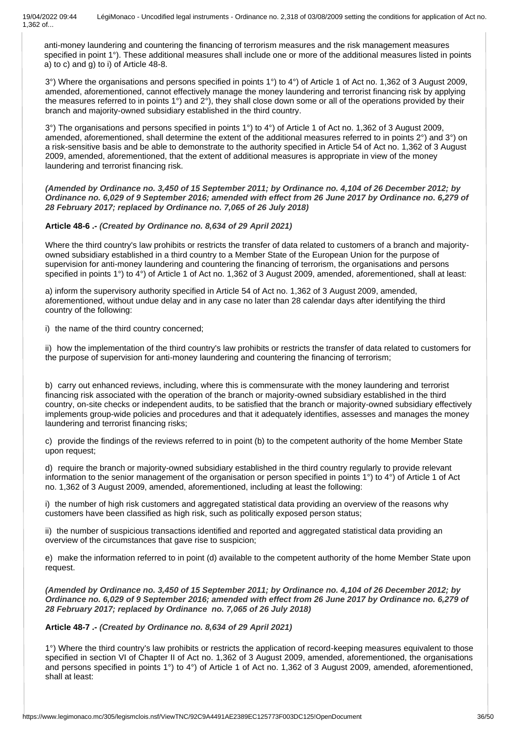anti-money laundering and countering the financing of terrorism measures and the risk management measures specified in point 1°). These additional measures shall include one or more of the additional measures listed in points a) to c) and g) to i) of Article 48-8.

3°) Where the organisations and persons specified in points 1°) to 4°) of Article 1 of Act no. 1,362 of 3 August 2009, amended, aforementioned, cannot effectively manage the money laundering and terrorist financing risk by applying the measures referred to in points 1°) and 2°), they shall close down some or all of the operations provided by their branch and majority-owned subsidiary established in the third country.

3°) The organisations and persons specified in points 1°) to 4°) of Article 1 of Act no. 1,362 of 3 August 2009, amended, aforementioned, shall determine the extent of the additional measures referred to in points 2°) and 3°) on a risk-sensitive basis and be able to demonstrate to the authority specified in Article 54 of Act no. 1,362 of 3 August 2009, amended, aforementioned, that the extent of additional measures is appropriate in view of the money laundering and terrorist financing risk.

***(Amended by Ordinance no. 3,450 of 15 September 2011; by Ordinance no. 4,104 of 26 December 2012; by Ordinance no. 6,029 of 9 September 2016; amended with effect from 26 June 2017 by Ordinance no. 6,279 of 28 February 2017; replaced by Ordinance no. 7,065 of 26 July 2018)***

**Article 48-6 .-** ***(Created by Ordinance no. 8,634 of 29 April 2021)***

Where the third country's law prohibits or restricts the transfer of data related to customers of a branch and majority-owned subsidiary established in a third country to a Member State of the European Union for the purpose of supervision for anti-money laundering and countering the financing of terrorism, the organisations and persons specified in points 1°) to 4°) of Article 1 of Act no. 1,362 of 3 August 2009, amended, aforementioned, shall at least:

a) inform the supervisory authority specified in Article 54 of Act no. 1,362 of 3 August 2009, amended, aforementioned, without undue delay and in any case no later than 28 calendar days after identifying the third country of the following:

i) the name of the third country concerned;

ii) how the implementation of the third country's law prohibits or restricts the transfer of data related to customers for the purpose of supervision for anti-money laundering and countering the financing of terrorism;

b) carry out enhanced reviews, including, where this is commensurate with the money laundering and terrorist financing risk associated with the operation of the branch or majority-owned subsidiary established in the third country, on-site checks or independent audits, to be satisfied that the branch or majority-owned subsidiary effectively implements group-wide policies and procedures and that it adequately identifies, assesses and manages the money laundering and terrorist financing risks;

c) provide the findings of the reviews referred to in point (b) to the competent authority of the home Member State upon request;

d) require the branch or majority-owned subsidiary established in the third country regularly to provide relevant information to the senior management of the organisation or person specified in points 1°) to 4°) of Article 1 of Act no. 1,362 of 3 August 2009, amended, aforementioned, including at least the following:

i) the number of high risk customers and aggregated statistical data providing an overview of the reasons why customers have been classified as high risk, such as politically exposed person status;

ii) the number of suspicious transactions identified and reported and aggregated statistical data providing an overview of the circumstances that gave rise to suspicion;

e) make the information referred to in point (d) available to the competent authority of the home Member State upon request.

***(Amended by Ordinance no. 3,450 of 15 September 2011; by Ordinance no. 4,104 of 26 December 2012; by Ordinance no. 6,029 of 9 September 2016; amended with effect from 26 June 2017 by Ordinance no. 6,279 of 28 February 2017; replaced by Ordinance no. 7,065 of 26 July 2018)***

**Article 48-7 .-** ***(Created by Ordinance no. 8,634 of 29 April 2021)***

1°) Where the third country's law prohibits or restricts the application of record-keeping measures equivalent to those specified in section VI of Chapter II of Act no. 1,362 of 3 August 2009, amended, aforementioned, the organisations and persons specified in points 1°) to 4°) of Article 1 of Act no. 1,362 of 3 August 2009, amended, aforementioned, shall at least: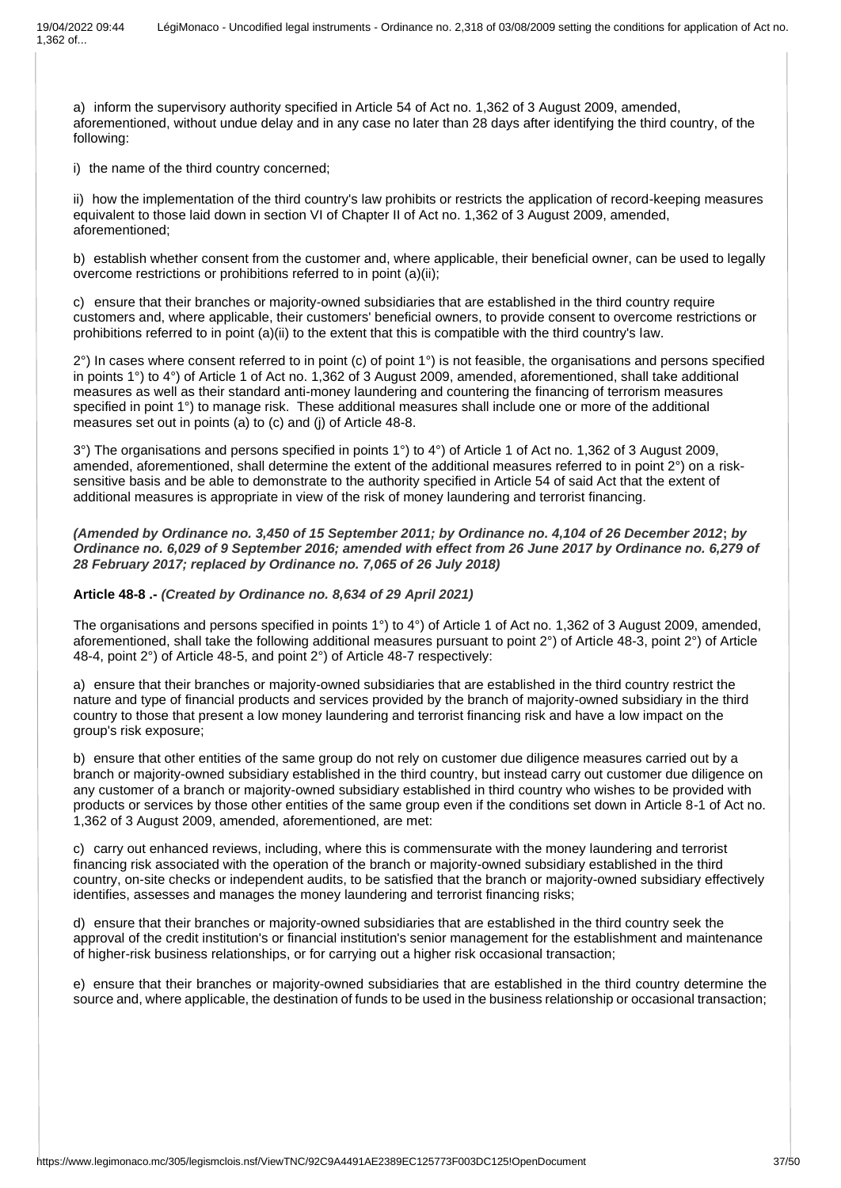a) inform the supervisory authority specified in Article 54 of Act no. 1,362 of 3 August 2009, amended, aforementioned, without undue delay and in any case no later than 28 days after identifying the third country, of the following:

i) the name of the third country concerned;

ii) how the implementation of the third country's law prohibits or restricts the application of record-keeping measures equivalent to those laid down in section VI of Chapter II of Act no. 1,362 of 3 August 2009, amended, aforementioned;

b) establish whether consent from the customer and, where applicable, their beneficial owner, can be used to legally overcome restrictions or prohibitions referred to in point (a)(ii);

c) ensure that their branches or majority-owned subsidiaries that are established in the third country require customers and, where applicable, their customers' beneficial owners, to provide consent to overcome restrictions or prohibitions referred to in point (a)(ii) to the extent that this is compatible with the third country's law.

2°) In cases where consent referred to in point (c) of point 1°) is not feasible, the organisations and persons specified in points 1°) to 4°) of Article 1 of Act no. 1,362 of 3 August 2009, amended, aforementioned, shall take additional measures as well as their standard anti-money laundering and countering the financing of terrorism measures specified in point 1°) to manage risk. These additional measures shall include one or more of the additional measures set out in points (a) to (c) and (j) of Article 48-8.

3°) The organisations and persons specified in points 1°) to 4°) of Article 1 of Act no. 1,362 of 3 August 2009, amended, aforementioned, shall determine the extent of the additional measures referred to in point 2°) on a risk-sensitive basis and be able to demonstrate to the authority specified in Article 54 of said Act that the extent of additional measures is appropriate in view of the risk of money laundering and terrorist financing.

***(Amended by Ordinance no. 3,450 of 15 September 2011; by Ordinance no. 4,104 of 26 December 2012; by Ordinance no. 6,029 of 9 September 2016; amended with effect from 26 June 2017 by Ordinance no. 6,279 of 28 February 2017; replaced by Ordinance no. 7,065 of 26 July 2018)***

**Article 48-8 .-** ***(Created by Ordinance no. 8,634 of 29 April 2021)***

The organisations and persons specified in points 1°) to 4°) of Article 1 of Act no. 1,362 of 3 August 2009, amended, aforementioned, shall take the following additional measures pursuant to point 2°) of Article 48-3, point 2°) of Article 48-4, point 2°) of Article 48-5, and point 2°) of Article 48-7 respectively:

a) ensure that their branches or majority-owned subsidiaries that are established in the third country restrict the nature and type of financial products and services provided by the branch of majority-owned subsidiary in the third country to those that present a low money laundering and terrorist financing risk and have a low impact on the group's risk exposure;

b) ensure that other entities of the same group do not rely on customer due diligence measures carried out by a branch or majority-owned subsidiary established in the third country, but instead carry out customer due diligence on any customer of a branch or majority-owned subsidiary established in third country who wishes to be provided with products or services by those other entities of the same group even if the conditions set down in Article 8-1 of Act no. 1,362 of 3 August 2009, amended, aforementioned, are met:

c) carry out enhanced reviews, including, where this is commensurate with the money laundering and terrorist financing risk associated with the operation of the branch or majority-owned subsidiary established in the third country, on-site checks or independent audits, to be satisfied that the branch or majority-owned subsidiary effectively identifies, assesses and manages the money laundering and terrorist financing risks;

d) ensure that their branches or majority-owned subsidiaries that are established in the third country seek the approval of the credit institution's or financial institution's senior management for the establishment and maintenance of higher-risk business relationships, or for carrying out a higher risk occasional transaction;

e) ensure that their branches or majority-owned subsidiaries that are established in the third country determine the source and, where applicable, the destination of funds to be used in the business relationship or occasional transaction;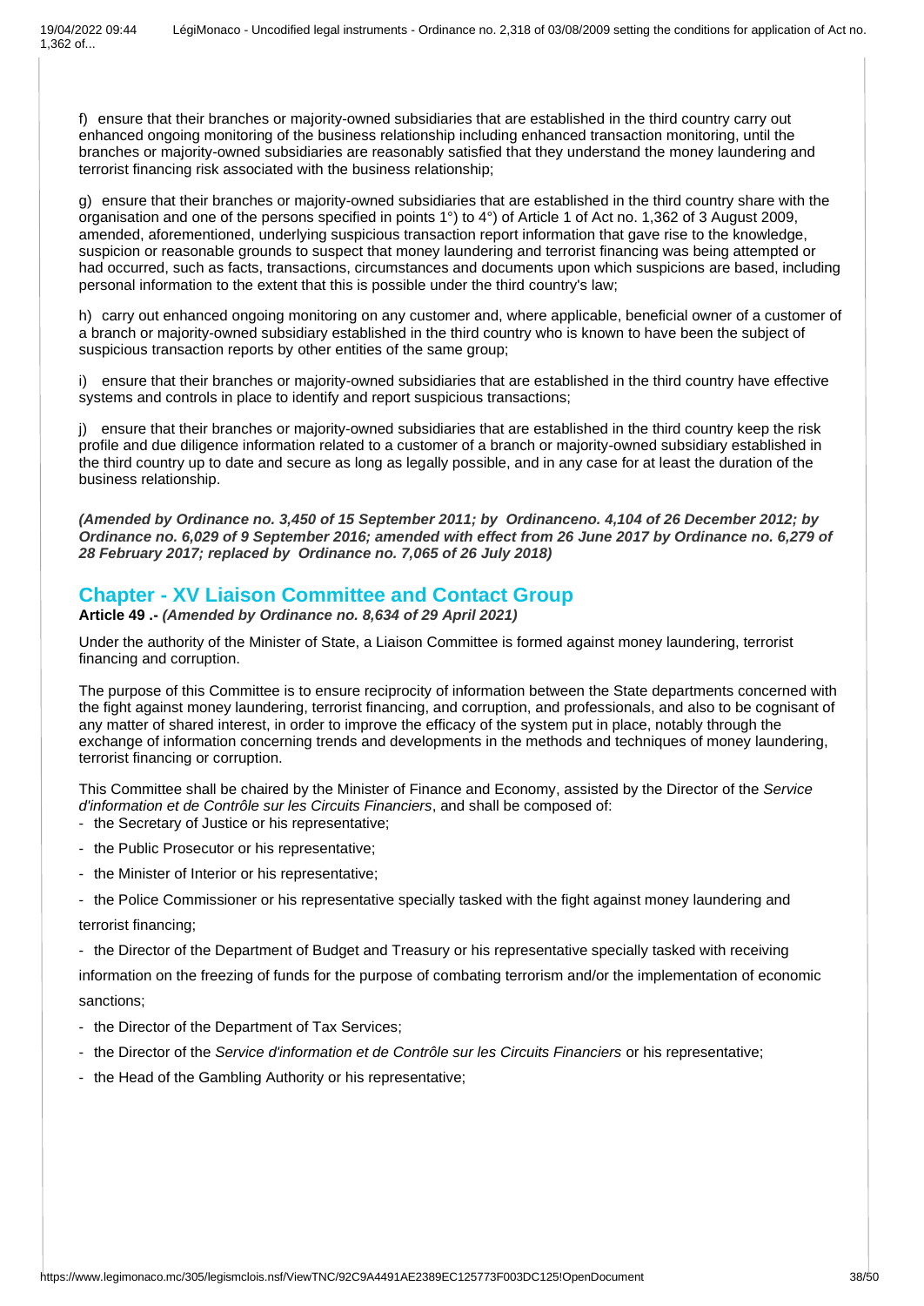f) ensure that their branches or majority-owned subsidiaries that are established in the third country carry out enhanced ongoing monitoring of the business relationship including enhanced transaction monitoring, until the branches or majority-owned subsidiaries are reasonably satisfied that they understand the money laundering and terrorist financing risk associated with the business relationship;

g) ensure that their branches or majority-owned subsidiaries that are established in the third country share with the organisation and one of the persons specified in points 1°) to 4°) of Article 1 of Act no. 1,362 of 3 August 2009, amended, aforementioned, underlying suspicious transaction report information that gave rise to the knowledge, suspicion or reasonable grounds to suspect that money laundering and terrorist financing was being attempted or had occurred, such as facts, transactions, circumstances and documents upon which suspicions are based, including personal information to the extent that this is possible under the third country's law;

h) carry out enhanced ongoing monitoring on any customer and, where applicable, beneficial owner of a customer of a branch or majority-owned subsidiary established in the third country who is known to have been the subject of suspicious transaction reports by other entities of the same group;

i) ensure that their branches or majority-owned subsidiaries that are established in the third country have effective systems and controls in place to identify and report suspicious transactions;

j) ensure that their branches or majority-owned subsidiaries that are established in the third country keep the risk profile and due diligence information related to a customer of a branch or majority-owned subsidiary established in the third country up to date and secure as long as legally possible, and in any case for at least the duration of the business relationship.

***(Amended by Ordinance no. 3,450 of 15 September 2011; by Ordinanceno. 4,104 of 26 December 2012; by Ordinance no. 6,029 of 9 September 2016; amended with effect from 26 June 2017 by Ordinance no. 6,279 of 28 February 2017; replaced by Ordinance no. 7,065 of 26 July 2018)***

## Chapter - XV Liaison Committee and Contact Group

**Article 49 .-** ***(Amended by Ordinance no. 8,634 of 29 April 2021)***

Under the authority of the Minister of State, a Liaison Committee is formed against money laundering, terrorist financing and corruption.

The purpose of this Committee is to ensure reciprocity of information between the State departments concerned with the fight against money laundering, terrorist financing, and corruption, and professionals, and also to be cognisant of any matter of shared interest, in order to improve the efficacy of the system put in place, notably through the exchange of information concerning trends and developments in the methods and techniques of money laundering, terrorist financing or corruption.

This Committee shall be chaired by the Minister of Finance and Economy, assisted by the Director of the *Service d'information et de Contrôle sur les Circuits Financiers*, and shall be composed of:

- the Secretary of Justice or his representative;
- the Public Prosecutor or his representative;
- the Minister of Interior or his representative;
- the Police Commissioner or his representative specially tasked with the fight against money laundering and terrorist financing;
- the Director of the Department of Budget and Treasury or his representative specially tasked with receiving information on the freezing of funds for the purpose of combating terrorism and/or the implementation of economic sanctions;
- the Director of the Department of Tax Services;
- the Director of the *Service d'information et de Contrôle sur les Circuits Financiers* or his representative;
- the Head of the Gambling Authority or his representative;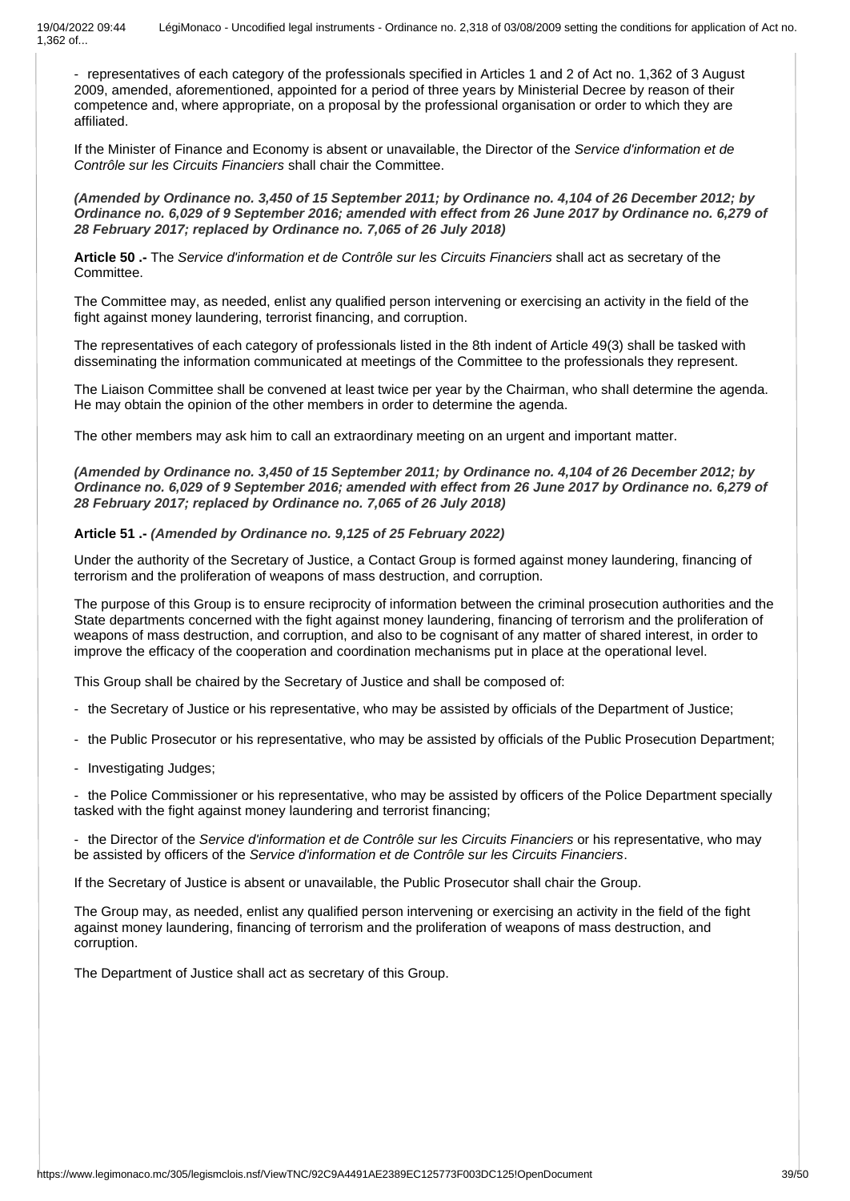- representatives of each category of the professionals specified in Articles 1 and 2 of Act no. 1,362 of 3 August 2009, amended, aforementioned, appointed for a period of three years by Ministerial Decree by reason of their competence and, where appropriate, on a proposal by the professional organisation or order to which they are affiliated.

If the Minister of Finance and Economy is absent or unavailable, the Director of the *Service d'information et de Contrôle sur les Circuits Financiers* shall chair the Committee.

***(Amended by Ordinance no. 3,450 of 15 September 2011; by Ordinance no. 4,104 of 26 December 2012; by Ordinance no. 6,029 of 9 September 2016; amended with effect from 26 June 2017 by Ordinance no. 6,279 of 28 February 2017; replaced by Ordinance no. 7,065 of 26 July 2018)***

**Article 50 .-** The *Service d'information et de Contrôle sur les Circuits Financiers* shall act as secretary of the Committee.

The Committee may, as needed, enlist any qualified person intervening or exercising an activity in the field of the fight against money laundering, terrorist financing, and corruption.

The representatives of each category of professionals listed in the 8th indent of Article 49(3) shall be tasked with disseminating the information communicated at meetings of the Committee to the professionals they represent.

The Liaison Committee shall be convened at least twice per year by the Chairman, who shall determine the agenda. He may obtain the opinion of the other members in order to determine the agenda.

The other members may ask him to call an extraordinary meeting on an urgent and important matter.

***(Amended by Ordinance no. 3,450 of 15 September 2011; by Ordinance no. 4,104 of 26 December 2012; by Ordinance no. 6,029 of 9 September 2016; amended with effect from 26 June 2017 by Ordinance no. 6,279 of 28 February 2017; replaced by Ordinance no. 7,065 of 26 July 2018)***

**Article 51 .-** ***(Amended by Ordinance no. 9,125 of 25 February 2022)***

Under the authority of the Secretary of Justice, a Contact Group is formed against money laundering, financing of terrorism and the proliferation of weapons of mass destruction, and corruption.

The purpose of this Group is to ensure reciprocity of information between the criminal prosecution authorities and the State departments concerned with the fight against money laundering, financing of terrorism and the proliferation of weapons of mass destruction, and corruption, and also to be cognisant of any matter of shared interest, in order to improve the efficacy of the cooperation and coordination mechanisms put in place at the operational level.

This Group shall be chaired by the Secretary of Justice and shall be composed of:

- the Secretary of Justice or his representative, who may be assisted by officials of the Department of Justice;

- the Public Prosecutor or his representative, who may be assisted by officials of the Public Prosecution Department;

- Investigating Judges;

- the Police Commissioner or his representative, who may be assisted by officers of the Police Department specially tasked with the fight against money laundering and terrorist financing;

- the Director of the *Service d'information et de Contrôle sur les Circuits Financiers* or his representative, who may be assisted by officers of the *Service d'information et de Contrôle sur les Circuits Financiers*.

If the Secretary of Justice is absent or unavailable, the Public Prosecutor shall chair the Group.

The Group may, as needed, enlist any qualified person intervening or exercising an activity in the field of the fight against money laundering, financing of terrorism and the proliferation of weapons of mass destruction, and corruption.

The Department of Justice shall act as secretary of this Group.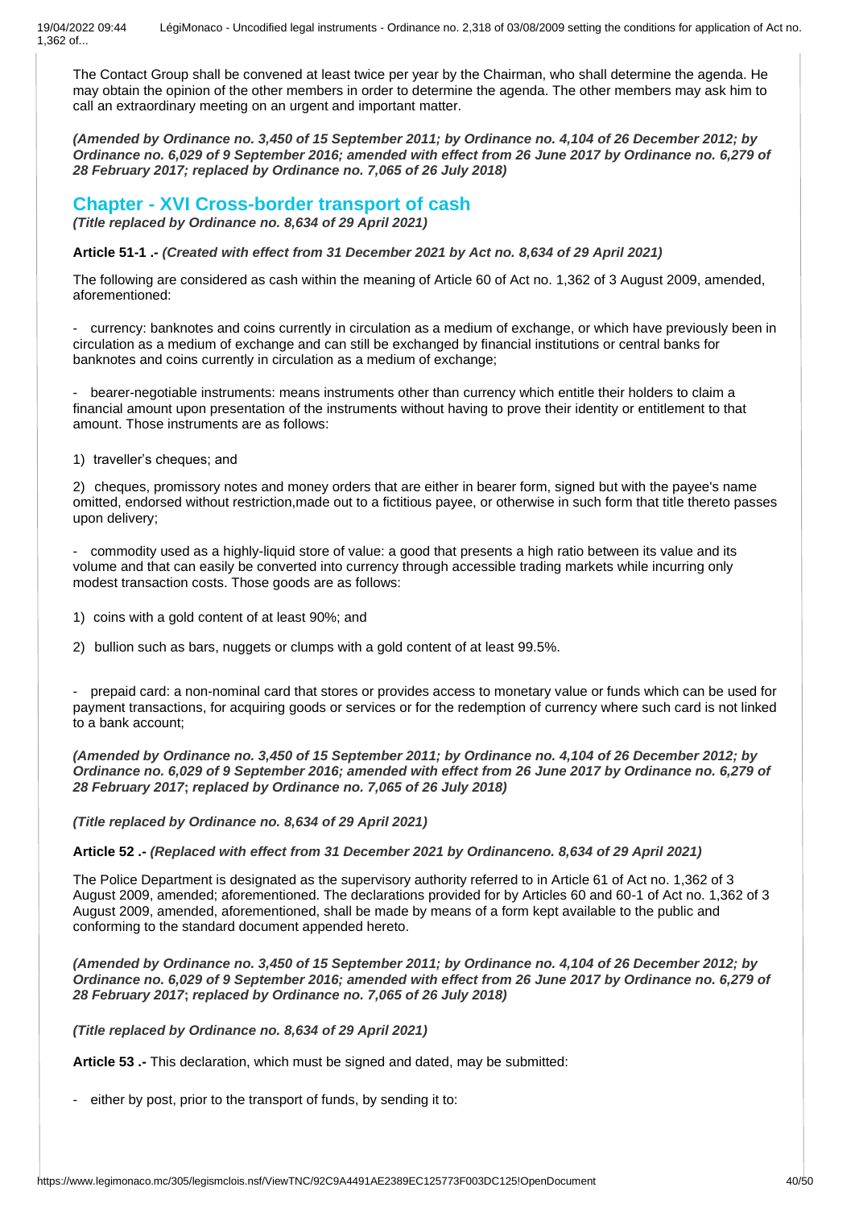The Contact Group shall be convened at least twice per year by the Chairman, who shall determine the agenda. He may obtain the opinion of the other members in order to determine the agenda. The other members may ask him to call an extraordinary meeting on an urgent and important matter.

***(Amended by Ordinance no. 3,450 of 15 September 2011; by Ordinance no. 4,104 of 26 December 2012; by Ordinance no. 6,029 of 9 September 2016; amended with effect from 26 June 2017 by Ordinance no. 6,279 of 28 February 2017; replaced by Ordinance no. 7,065 of 26 July 2018)***

## Chapter - XVI Cross-border transport of cash

***(Title replaced by Ordinance no. 8,634 of 29 April 2021)***

**Article 51-1 .-** ***(Created with effect from 31 December 2021 by Act no. 8,634 of 29 April 2021)***

The following are considered as cash within the meaning of Article 60 of Act no. 1,362 of 3 August 2009, amended, aforementioned:

- currency: banknotes and coins currently in circulation as a medium of exchange, or which have previously been in circulation as a medium of exchange and can still be exchanged by financial institutions or central banks for banknotes and coins currently in circulation as a medium of exchange;

- bearer-negotiable instruments: means instruments other than currency which entitle their holders to claim a financial amount upon presentation of the instruments without having to prove their identity or entitlement to that amount. Those instruments are as follows:

1) traveller's cheques; and

2) cheques, promissory notes and money orders that are either in bearer form, signed but with the payee's name omitted, endorsed without restriction,made out to a fictitious payee, or otherwise in such form that title thereto passes upon delivery;

- commodity used as a highly-liquid store of value: a good that presents a high ratio between its value and its volume and that can easily be converted into currency through accessible trading markets while incurring only modest transaction costs. Those goods are as follows:

1) coins with a gold content of at least 90%; and

2) bullion such as bars, nuggets or clumps with a gold content of at least 99.5%.

- prepaid card: a non-nominal card that stores or provides access to monetary value or funds which can be used for payment transactions, for acquiring goods or services or for the redemption of currency where such card is not linked to a bank account;

***(Amended by Ordinance no. 3,450 of 15 September 2011; by Ordinance no. 4,104 of 26 December 2012; by Ordinance no. 6,029 of 9 September 2016; amended with effect from 26 June 2017 by Ordinance no. 6,279 of 28 February 2017; replaced by Ordinance no. 7,065 of 26 July 2018)***

***(Title replaced by Ordinance no. 8,634 of 29 April 2021)***

**Article 52 .-** ***(Replaced with effect from 31 December 2021 by Ordinanceno. 8,634 of 29 April 2021)***

The Police Department is designated as the supervisory authority referred to in Article 61 of Act no. 1,362 of 3 August 2009, amended; aforementioned. The declarations provided for by Articles 60 and 60-1 of Act no. 1,362 of 3 August 2009, amended, aforementioned, shall be made by means of a form kept available to the public and conforming to the standard document appended hereto.

***(Amended by Ordinance no. 3,450 of 15 September 2011; by Ordinance no. 4,104 of 26 December 2012; by Ordinance no. 6,029 of 9 September 2016; amended with effect from 26 June 2017 by Ordinance no. 6,279 of 28 February 2017; replaced by Ordinance no. 7,065 of 26 July 2018)***

***(Title replaced by Ordinance no. 8,634 of 29 April 2021)***

**Article 53 .-** This declaration, which must be signed and dated, may be submitted:

- either by post, prior to the transport of funds, by sending it to: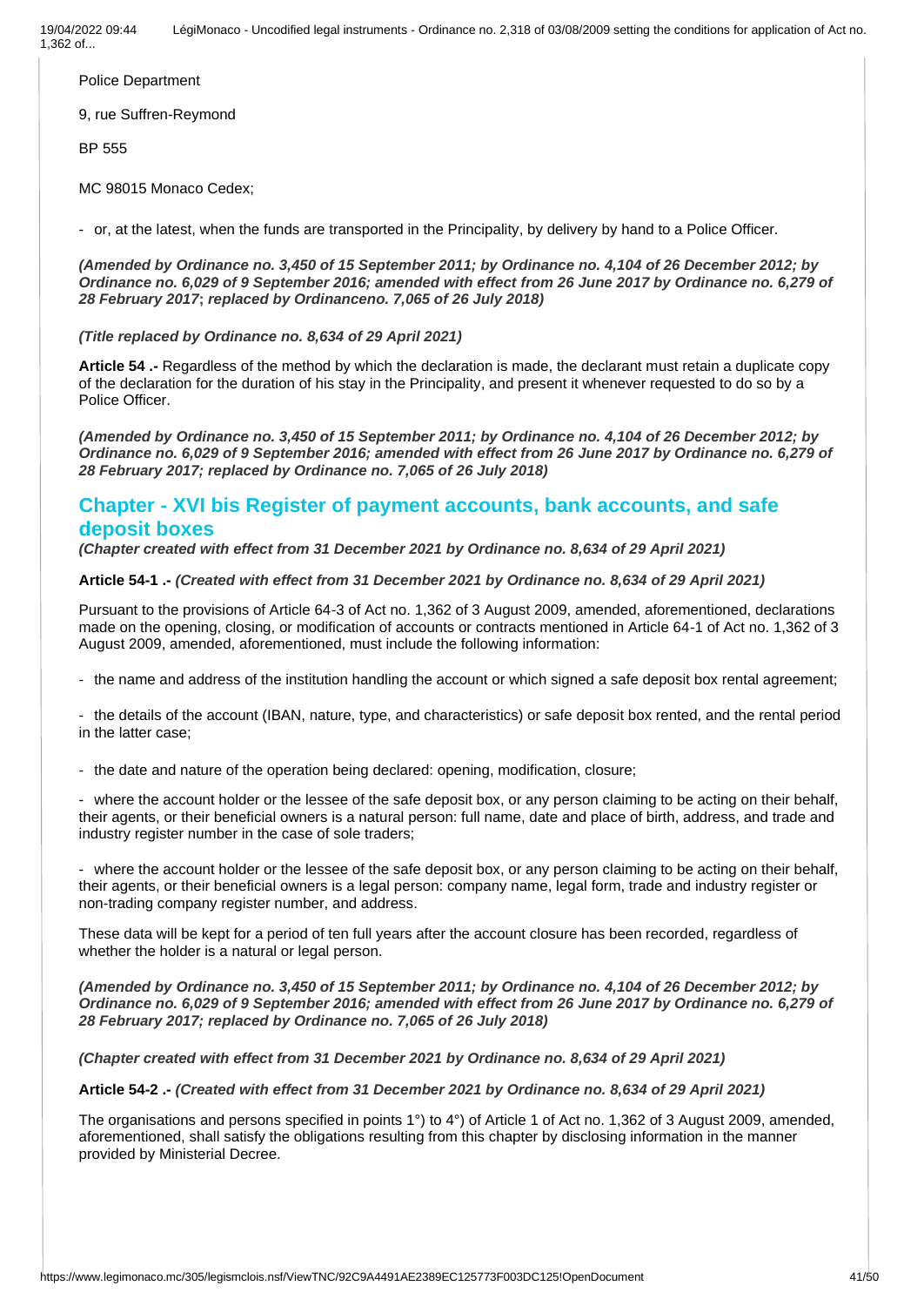Police Department

9, rue Suffren-Reymond

BP 555

MC 98015 Monaco Cedex;

- or, at the latest, when the funds are transported in the Principality, by delivery by hand to a Police Officer.

***(Amended by Ordinance no. 3,450 of 15 September 2011; by Ordinance no. 4,104 of 26 December 2012; by Ordinance no. 6,029 of 9 September 2016; amended with effect from 26 June 2017 by Ordinance no. 6,279 of 28 February 2017; replaced by Ordinanceno. 7,065 of 26 July 2018)***

***(Title replaced by Ordinance no. 8,634 of 29 April 2021)***

**Article 54 .-** Regardless of the method by which the declaration is made, the declarant must retain a duplicate copy of the declaration for the duration of his stay in the Principality, and present it whenever requested to do so by a Police Officer.

***(Amended by Ordinance no. 3,450 of 15 September 2011; by Ordinance no. 4,104 of 26 December 2012; by Ordinance no. 6,029 of 9 September 2016; amended with effect from 26 June 2017 by Ordinance no. 6,279 of 28 February 2017; replaced by Ordinance no. 7,065 of 26 July 2018)***

## Chapter - XVI bis Register of payment accounts, bank accounts, and safe deposit boxes

***(Chapter created with effect from 31 December 2021 by Ordinance no. 8,634 of 29 April 2021)***

**Article 54-1 .-** ***(Created with effect from 31 December 2021 by Ordinance no. 8,634 of 29 April 2021)***

Pursuant to the provisions of Article 64-3 of Act no. 1,362 of 3 August 2009, amended, aforementioned, declarations made on the opening, closing, or modification of accounts or contracts mentioned in Article 64-1 of Act no. 1,362 of 3 August 2009, amended, aforementioned, must include the following information:

- the name and address of the institution handling the account or which signed a safe deposit box rental agreement;

- the details of the account (IBAN, nature, type, and characteristics) or safe deposit box rented, and the rental period in the latter case;

- the date and nature of the operation being declared: opening, modification, closure;

- where the account holder or the lessee of the safe deposit box, or any person claiming to be acting on their behalf, their agents, or their beneficial owners is a natural person: full name, date and place of birth, address, and trade and industry register number in the case of sole traders;

- where the account holder or the lessee of the safe deposit box, or any person claiming to be acting on their behalf, their agents, or their beneficial owners is a legal person: company name, legal form, trade and industry register or non-trading company register number, and address.

These data will be kept for a period of ten full years after the account closure has been recorded, regardless of whether the holder is a natural or legal person.

***(Amended by Ordinance no. 3,450 of 15 September 2011; by Ordinance no. 4,104 of 26 December 2012; by Ordinance no. 6,029 of 9 September 2016; amended with effect from 26 June 2017 by Ordinance no. 6,279 of 28 February 2017; replaced by Ordinance no. 7,065 of 26 July 2018)***

***(Chapter created with effect from 31 December 2021 by Ordinance no. 8,634 of 29 April 2021)***

**Article 54-2 .-** ***(Created with effect from 31 December 2021 by Ordinance no. 8,634 of 29 April 2021)***

The organisations and persons specified in points 1°) to 4°) of Article 1 of Act no. 1,362 of 3 August 2009, amended, aforementioned, shall satisfy the obligations resulting from this chapter by disclosing information in the manner provided by Ministerial Decree.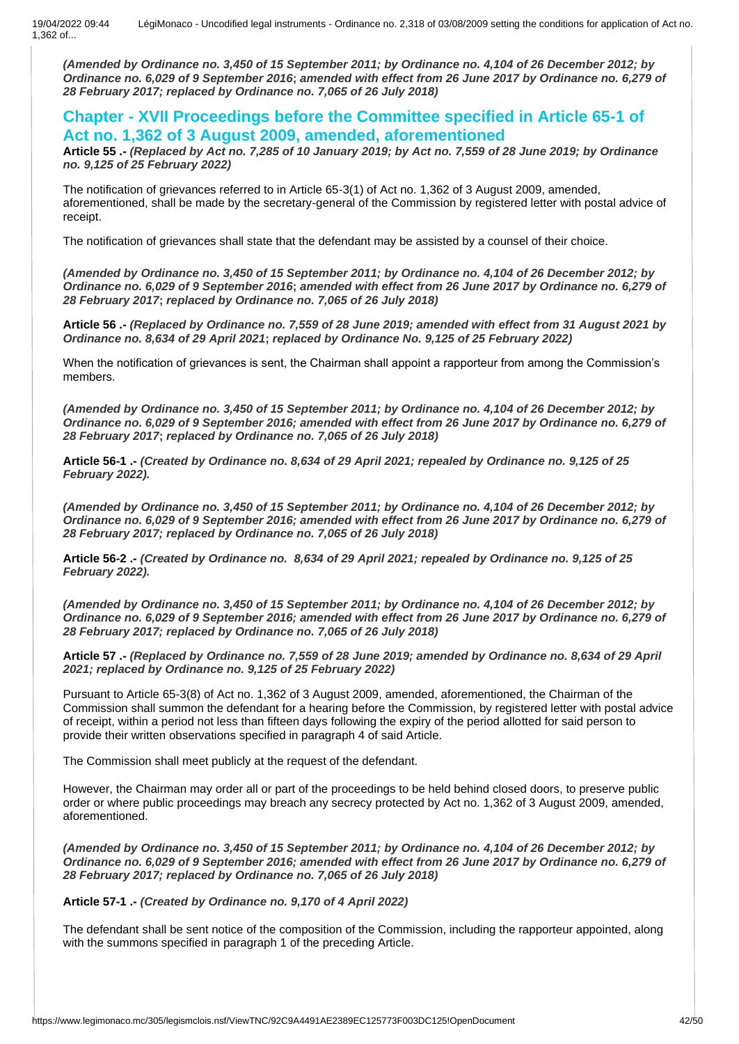*(Amended by Ordinance no. 3,450 of 15 September 2011; by Ordinance no. 4,104 of 26 December 2012; by Ordinance no. 6,029 of 9 September 2016; amended with effect from 26 June 2017 by Ordinance no. 6,279 of 28 February 2017; replaced by Ordinance no. 7,065 of 26 July 2018)*

## Chapter - XVII Proceedings before the Committee specified in Article 65-1 of Act no. 1,362 of 3 August 2009, amended, aforementioned

**Article 55 .-** ***(Replaced by Act no. 7,285 of 10 January 2019; by Act no. 7,559 of 28 June 2019; by Ordinance no. 9,125 of 25 February 2022)***

The notification of grievances referred to in Article 65-3(1) of Act no. 1,362 of 3 August 2009, amended, aforementioned, shall be made by the secretary-general of the Commission by registered letter with postal advice of receipt.

The notification of grievances shall state that the defendant may be assisted by a counsel of their choice.

***(Amended by Ordinance no. 3,450 of 15 September 2011; by Ordinance no. 4,104 of 26 December 2012; by Ordinance no. 6,029 of 9 September 2016; amended with effect from 26 June 2017 by Ordinance no. 6,279 of 28 February 2017; replaced by Ordinance no. 7,065 of 26 July 2018)***

**Article 56 .-** ***(Replaced by Ordinance no. 7,559 of 28 June 2019; amended with effect from 31 August 2021 by Ordinance no. 8,634 of 29 April 2021; replaced by Ordinance No. 9,125 of 25 February 2022)***

When the notification of grievances is sent, the Chairman shall appoint a rapporteur from among the Commission's members.

***(Amended by Ordinance no. 3,450 of 15 September 2011; by Ordinance no. 4,104 of 26 December 2012; by Ordinance no. 6,029 of 9 September 2016; amended with effect from 26 June 2017 by Ordinance no. 6,279 of 28 February 2017; replaced by Ordinance no. 7,065 of 26 July 2018)***

**Article 56-1 .-** ***(Created by Ordinance no. 8,634 of 29 April 2021; repealed by Ordinance no. 9,125 of 25 February 2022).***

***(Amended by Ordinance no. 3,450 of 15 September 2011; by Ordinance no. 4,104 of 26 December 2012; by Ordinance no. 6,029 of 9 September 2016; amended with effect from 26 June 2017 by Ordinance no. 6,279 of 28 February 2017; replaced by Ordinance no. 7,065 of 26 July 2018)***

**Article 56-2 .-** ***(Created by Ordinance no. 8,634 of 29 April 2021; repealed by Ordinance no. 9,125 of 25 February 2022).***

***(Amended by Ordinance no. 3,450 of 15 September 2011; by Ordinance no. 4,104 of 26 December 2012; by Ordinance no. 6,029 of 9 September 2016; amended with effect from 26 June 2017 by Ordinance no. 6,279 of 28 February 2017; replaced by Ordinance no. 7,065 of 26 July 2018)***

**Article 57 .-** ***(Replaced by Ordinance no. 7,559 of 28 June 2019; amended by Ordinance no. 8,634 of 29 April 2021; replaced by Ordinance no. 9,125 of 25 February 2022)***

Pursuant to Article 65-3(8) of Act no. 1,362 of 3 August 2009, amended, aforementioned, the Chairman of the Commission shall summon the defendant for a hearing before the Commission, by registered letter with postal advice of receipt, within a period not less than fifteen days following the expiry of the period allotted for said person to provide their written observations specified in paragraph 4 of said Article.

The Commission shall meet publicly at the request of the defendant.

However, the Chairman may order all or part of the proceedings to be held behind closed doors, to preserve public order or where public proceedings may breach any secrecy protected by Act no. 1,362 of 3 August 2009, amended, aforementioned.

***(Amended by Ordinance no. 3,450 of 15 September 2011; by Ordinance no. 4,104 of 26 December 2012; by Ordinance no. 6,029 of 9 September 2016; amended with effect from 26 June 2017 by Ordinance no. 6,279 of 28 February 2017; replaced by Ordinance no. 7,065 of 26 July 2018)***

**Article 57-1 .-** ***(Created by Ordinance no. 9,170 of 4 April 2022)***

The defendant shall be sent notice of the composition of the Commission, including the rapporteur appointed, along with the summons specified in paragraph 1 of the preceding Article.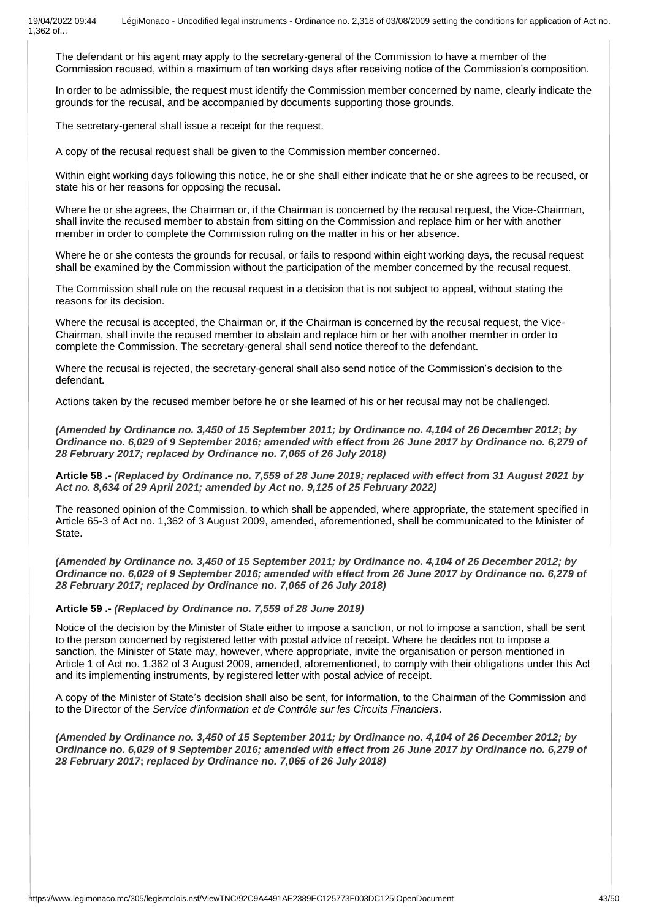The defendant or his agent may apply to the secretary-general of the Commission to have a member of the Commission recused, within a maximum of ten working days after receiving notice of the Commission's composition.

In order to be admissible, the request must identify the Commission member concerned by name, clearly indicate the grounds for the recusal, and be accompanied by documents supporting those grounds.

The secretary-general shall issue a receipt for the request.

A copy of the recusal request shall be given to the Commission member concerned.

Within eight working days following this notice, he or she shall either indicate that he or she agrees to be recused, or state his or her reasons for opposing the recusal.

Where he or she agrees, the Chairman or, if the Chairman is concerned by the recusal request, the Vice-Chairman, shall invite the recused member to abstain from sitting on the Commission and replace him or her with another member in order to complete the Commission ruling on the matter in his or her absence.

Where he or she contests the grounds for recusal, or fails to respond within eight working days, the recusal request shall be examined by the Commission without the participation of the member concerned by the recusal request.

The Commission shall rule on the recusal request in a decision that is not subject to appeal, without stating the reasons for its decision.

Where the recusal is accepted, the Chairman or, if the Chairman is concerned by the recusal request, the Vice-Chairman, shall invite the recused member to abstain and replace him or her with another member in order to complete the Commission. The secretary-general shall send notice thereof to the defendant.

Where the recusal is rejected, the secretary-general shall also send notice of the Commission's decision to the defendant.

Actions taken by the recused member before he or she learned of his or her recusal may not be challenged.

***(Amended by Ordinance no. 3,450 of 15 September 2011; by Ordinance no. 4,104 of 26 December 2012; by Ordinance no. 6,029 of 9 September 2016; amended with effect from 26 June 2017 by Ordinance no. 6,279 of 28 February 2017; replaced by Ordinance no. 7,065 of 26 July 2018)***

**Article 58 .-** ***(Replaced by Ordinance no. 7,559 of 28 June 2019; replaced with effect from 31 August 2021 by Act no. 8,634 of 29 April 2021; amended by Act no. 9,125 of 25 February 2022)***

The reasoned opinion of the Commission, to which shall be appended, where appropriate, the statement specified in Article 65-3 of Act no. 1,362 of 3 August 2009, amended, aforementioned, shall be communicated to the Minister of State.

***(Amended by Ordinance no. 3,450 of 15 September 2011; by Ordinance no. 4,104 of 26 December 2012; by Ordinance no. 6,029 of 9 September 2016; amended with effect from 26 June 2017 by Ordinance no. 6,279 of 28 February 2017; replaced by Ordinance no. 7,065 of 26 July 2018)***

**Article 59 .-** ***(Replaced by Ordinance no. 7,559 of 28 June 2019)***

Notice of the decision by the Minister of State either to impose a sanction, or not to impose a sanction, shall be sent to the person concerned by registered letter with postal advice of receipt. Where he decides not to impose a sanction, the Minister of State may, however, where appropriate, invite the organisation or person mentioned in Article 1 of Act no. 1,362 of 3 August 2009, amended, aforementioned, to comply with their obligations under this Act and its implementing instruments, by registered letter with postal advice of receipt.

A copy of the Minister of State's decision shall also be sent, for information, to the Chairman of the Commission and to the Director of the *Service d'information et de Contrôle sur les Circuits Financiers*.

***(Amended by Ordinance no. 3,450 of 15 September 2011; by Ordinance no. 4,104 of 26 December 2012; by Ordinance no. 6,029 of 9 September 2016; amended with effect from 26 June 2017 by Ordinance no. 6,279 of 28 February 2017; replaced by Ordinance no. 7,065 of 26 July 2018)***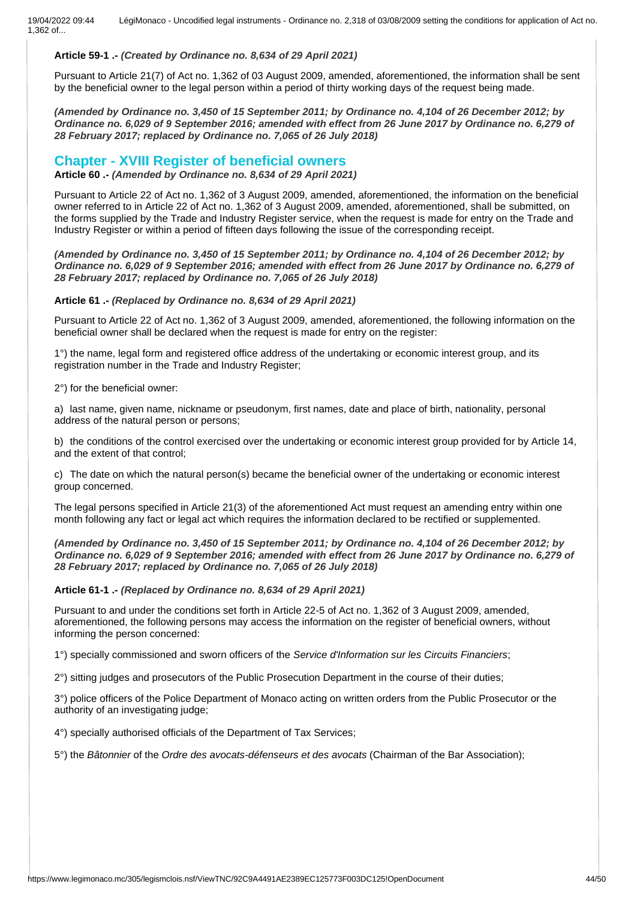**Article 59-1 .-** ***(Created by Ordinance no. 8,634 of 29 April 2021)***

Pursuant to Article 21(7) of Act no. 1,362 of 03 August 2009, amended, aforementioned, the information shall be sent by the beneficial owner to the legal person within a period of thirty working days of the request being made.

***(Amended by Ordinance no. 3,450 of 15 September 2011; by Ordinance no. 4,104 of 26 December 2012; by Ordinance no. 6,029 of 9 September 2016; amended with effect from 26 June 2017 by Ordinance no. 6,279 of 28 February 2017; replaced by Ordinance no. 7,065 of 26 July 2018)***

## Chapter - XVIII Register of beneficial owners

**Article 60 .-** ***(Amended by Ordinance no. 8,634 of 29 April 2021)***

Pursuant to Article 22 of Act no. 1,362 of 3 August 2009, amended, aforementioned, the information on the beneficial owner referred to in Article 22 of Act no. 1,362 of 3 August 2009, amended, aforementioned, shall be submitted, on the forms supplied by the Trade and Industry Register service, when the request is made for entry on the Trade and Industry Register or within a period of fifteen days following the issue of the corresponding receipt.

***(Amended by Ordinance no. 3,450 of 15 September 2011; by Ordinance no. 4,104 of 26 December 2012; by Ordinance no. 6,029 of 9 September 2016; amended with effect from 26 June 2017 by Ordinance no. 6,279 of 28 February 2017; replaced by Ordinance no. 7,065 of 26 July 2018)***

**Article 61 .-** ***(Replaced by Ordinance no. 8,634 of 29 April 2021)***

Pursuant to Article 22 of Act no. 1,362 of 3 August 2009, amended, aforementioned, the following information on the beneficial owner shall be declared when the request is made for entry on the register:

1°) the name, legal form and registered office address of the undertaking or economic interest group, and its registration number in the Trade and Industry Register;

2°) for the beneficial owner:

a) last name, given name, nickname or pseudonym, first names, date and place of birth, nationality, personal address of the natural person or persons;

b) the conditions of the control exercised over the undertaking or economic interest group provided for by Article 14, and the extent of that control;

c) The date on which the natural person(s) became the beneficial owner of the undertaking or economic interest group concerned.

The legal persons specified in Article 21(3) of the aforementioned Act must request an amending entry within one month following any fact or legal act which requires the information declared to be rectified or supplemented.

***(Amended by Ordinance no. 3,450 of 15 September 2011; by Ordinance no. 4,104 of 26 December 2012; by Ordinance no. 6,029 of 9 September 2016; amended with effect from 26 June 2017 by Ordinance no. 6,279 of 28 February 2017; replaced by Ordinance no. 7,065 of 26 July 2018)***

**Article 61-1 .-** ***(Replaced by Ordinance no. 8,634 of 29 April 2021)***

Pursuant to and under the conditions set forth in Article 22-5 of Act no. 1,362 of 3 August 2009, amended, aforementioned, the following persons may access the information on the register of beneficial owners, without informing the person concerned:

1°) specially commissioned and sworn officers of the *Service d'Information sur les Circuits Financiers*;

2°) sitting judges and prosecutors of the Public Prosecution Department in the course of their duties;

3°) police officers of the Police Department of Monaco acting on written orders from the Public Prosecutor or the authority of an investigating judge;

4°) specially authorised officials of the Department of Tax Services;

5°) the *Bâtonnier* of the *Ordre des avocats-défenseurs et des avocats* (Chairman of the Bar Association);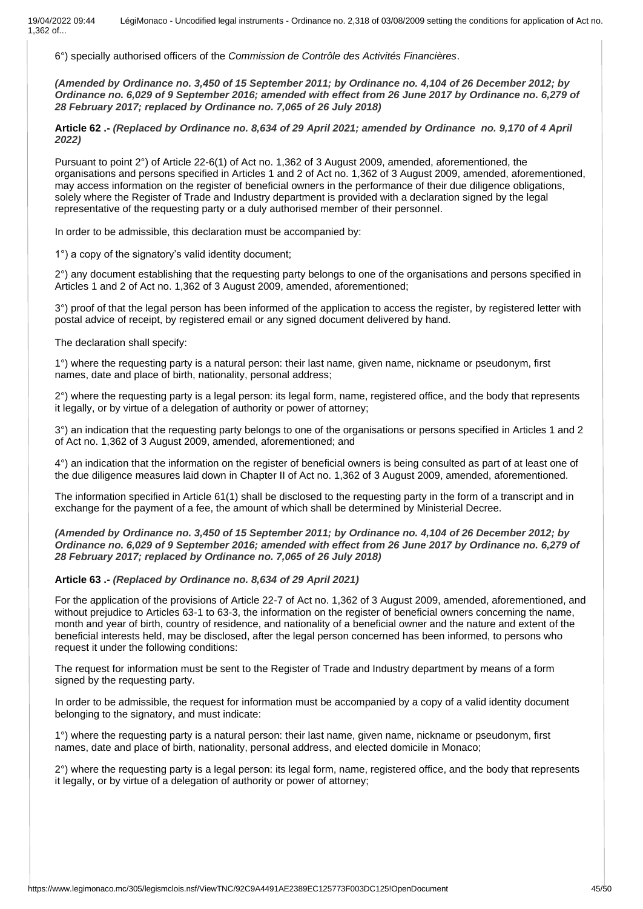6°) specially authorised officers of the *Commission de Contrôle des Activités Financières*.

***(Amended by Ordinance no. 3,450 of 15 September 2011; by Ordinance no. 4,104 of 26 December 2012; by Ordinance no. 6,029 of 9 September 2016; amended with effect from 26 June 2017 by Ordinance no. 6,279 of 28 February 2017; replaced by Ordinance no. 7,065 of 26 July 2018)***

**Article 62 .-** ***(Replaced by Ordinance no. 8,634 of 29 April 2021; amended by Ordinance no. 9,170 of 4 April 2022)***

Pursuant to point 2°) of Article 22-6(1) of Act no. 1,362 of 3 August 2009, amended, aforementioned, the organisations and persons specified in Articles 1 and 2 of Act no. 1,362 of 3 August 2009, amended, aforementioned, may access information on the register of beneficial owners in the performance of their due diligence obligations, solely where the Register of Trade and Industry department is provided with a declaration signed by the legal representative of the requesting party or a duly authorised member of their personnel.

In order to be admissible, this declaration must be accompanied by:

1°) a copy of the signatory's valid identity document;

2°) any document establishing that the requesting party belongs to one of the organisations and persons specified in Articles 1 and 2 of Act no. 1,362 of 3 August 2009, amended, aforementioned;

3°) proof of that the legal person has been informed of the application to access the register, by registered letter with postal advice of receipt, by registered email or any signed document delivered by hand.

The declaration shall specify:

1°) where the requesting party is a natural person: their last name, given name, nickname or pseudonym, first names, date and place of birth, nationality, personal address;

2°) where the requesting party is a legal person: its legal form, name, registered office, and the body that represents it legally, or by virtue of a delegation of authority or power of attorney;

3°) an indication that the requesting party belongs to one of the organisations or persons specified in Articles 1 and 2 of Act no. 1,362 of 3 August 2009, amended, aforementioned; and

4°) an indication that the information on the register of beneficial owners is being consulted as part of at least one of the due diligence measures laid down in Chapter II of Act no. 1,362 of 3 August 2009, amended, aforementioned.

The information specified in Article 61(1) shall be disclosed to the requesting party in the form of a transcript and in exchange for the payment of a fee, the amount of which shall be determined by Ministerial Decree.

***(Amended by Ordinance no. 3,450 of 15 September 2011; by Ordinance no. 4,104 of 26 December 2012; by Ordinance no. 6,029 of 9 September 2016; amended with effect from 26 June 2017 by Ordinance no. 6,279 of 28 February 2017; replaced by Ordinance no. 7,065 of 26 July 2018)***

**Article 63 .-** ***(Replaced by Ordinance no. 8,634 of 29 April 2021)***

For the application of the provisions of Article 22-7 of Act no. 1,362 of 3 August 2009, amended, aforementioned, and without prejudice to Articles 63-1 to 63-3, the information on the register of beneficial owners concerning the name, month and year of birth, country of residence, and nationality of a beneficial owner and the nature and extent of the beneficial interests held, may be disclosed, after the legal person concerned has been informed, to persons who request it under the following conditions:

The request for information must be sent to the Register of Trade and Industry department by means of a form signed by the requesting party.

In order to be admissible, the request for information must be accompanied by a copy of a valid identity document belonging to the signatory, and must indicate:

1°) where the requesting party is a natural person: their last name, given name, nickname or pseudonym, first names, date and place of birth, nationality, personal address, and elected domicile in Monaco;

2°) where the requesting party is a legal person: its legal form, name, registered office, and the body that represents it legally, or by virtue of a delegation of authority or power of attorney;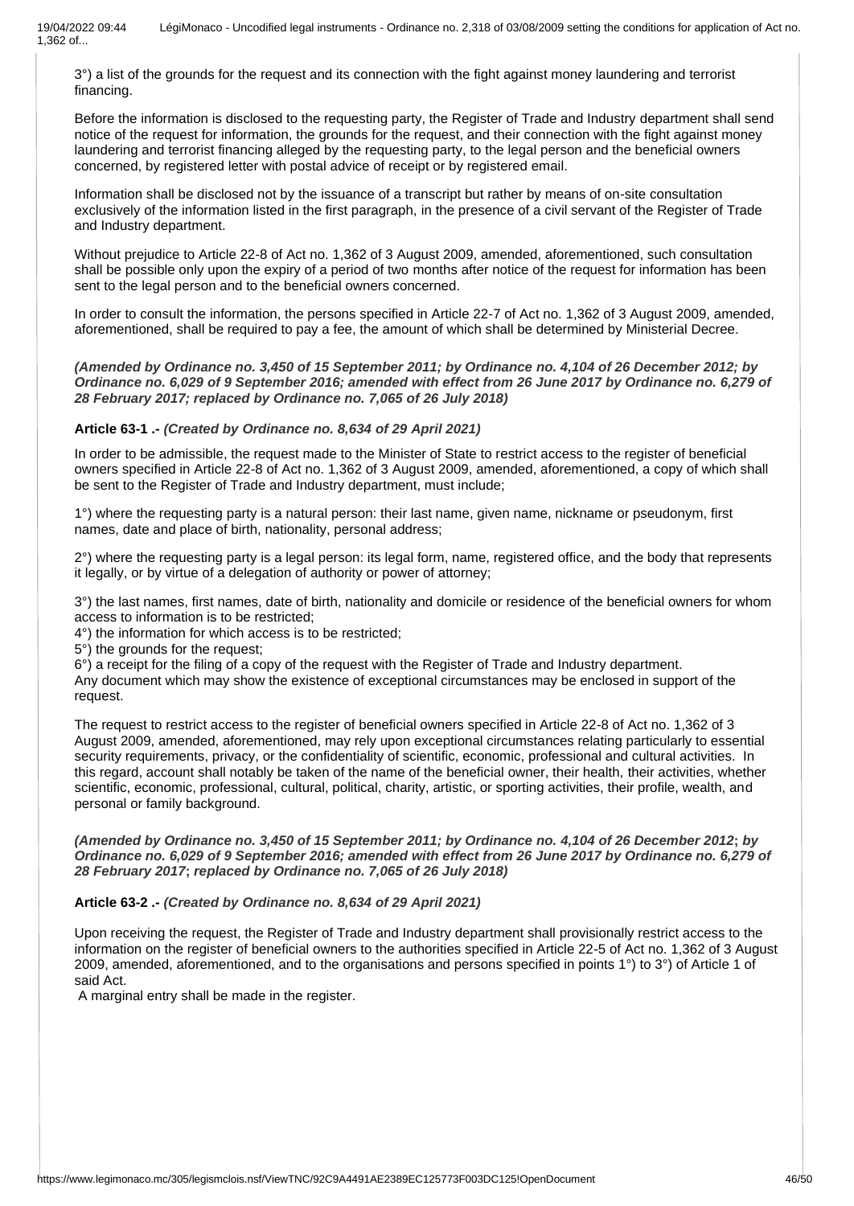3°) a list of the grounds for the request and its connection with the fight against money laundering and terrorist financing.

Before the information is disclosed to the requesting party, the Register of Trade and Industry department shall send notice of the request for information, the grounds for the request, and their connection with the fight against money laundering and terrorist financing alleged by the requesting party, to the legal person and the beneficial owners concerned, by registered letter with postal advice of receipt or by registered email.

Information shall be disclosed not by the issuance of a transcript but rather by means of on-site consultation exclusively of the information listed in the first paragraph, in the presence of a civil servant of the Register of Trade and Industry department.

Without prejudice to Article 22-8 of Act no. 1,362 of 3 August 2009, amended, aforementioned, such consultation shall be possible only upon the expiry of a period of two months after notice of the request for information has been sent to the legal person and to the beneficial owners concerned.

In order to consult the information, the persons specified in Article 22-7 of Act no. 1,362 of 3 August 2009, amended, aforementioned, shall be required to pay a fee, the amount of which shall be determined by Ministerial Decree.

***(Amended by Ordinance no. 3,450 of 15 September 2011; by Ordinance no. 4,104 of 26 December 2012; by Ordinance no. 6,029 of 9 September 2016; amended with effect from 26 June 2017 by Ordinance no. 6,279 of 28 February 2017; replaced by Ordinance no. 7,065 of 26 July 2018)***

**Article 63-1 .-** ***(Created by Ordinance no. 8,634 of 29 April 2021)***

In order to be admissible, the request made to the Minister of State to restrict access to the register of beneficial owners specified in Article 22-8 of Act no. 1,362 of 3 August 2009, amended, aforementioned, a copy of which shall be sent to the Register of Trade and Industry department, must include;

1°) where the requesting party is a natural person: their last name, given name, nickname or pseudonym, first names, date and place of birth, nationality, personal address;

2°) where the requesting party is a legal person: its legal form, name, registered office, and the body that represents it legally, or by virtue of a delegation of authority or power of attorney;

3°) the last names, first names, date of birth, nationality and domicile or residence of the beneficial owners for whom access to information is to be restricted;
4°) the information for which access is to be restricted;
5°) the grounds for the request;
6°) a receipt for the filing of a copy of the request with the Register of Trade and Industry department.
Any document which may show the existence of exceptional circumstances may be enclosed in support of the request.

The request to restrict access to the register of beneficial owners specified in Article 22-8 of Act no. 1,362 of 3 August 2009, amended, aforementioned, may rely upon exceptional circumstances relating particularly to essential security requirements, privacy, or the confidentiality of scientific, economic, professional and cultural activities. In this regard, account shall notably be taken of the name of the beneficial owner, their health, their activities, whether scientific, economic, professional, cultural, political, charity, artistic, or sporting activities, their profile, wealth, and personal or family background.

***(Amended by Ordinance no. 3,450 of 15 September 2011; by Ordinance no. 4,104 of 26 December 2012; by Ordinance no. 6,029 of 9 September 2016; amended with effect from 26 June 2017 by Ordinance no. 6,279 of 28 February 2017; replaced by Ordinance no. 7,065 of 26 July 2018)***

**Article 63-2 .-** ***(Created by Ordinance no. 8,634 of 29 April 2021)***

Upon receiving the request, the Register of Trade and Industry department shall provisionally restrict access to the information on the register of beneficial owners to the authorities specified in Article 22-5 of Act no. 1,362 of 3 August 2009, amended, aforementioned, and to the organisations and persons specified in points 1°) to 3°) of Article 1 of said Act.
A marginal entry shall be made in the register.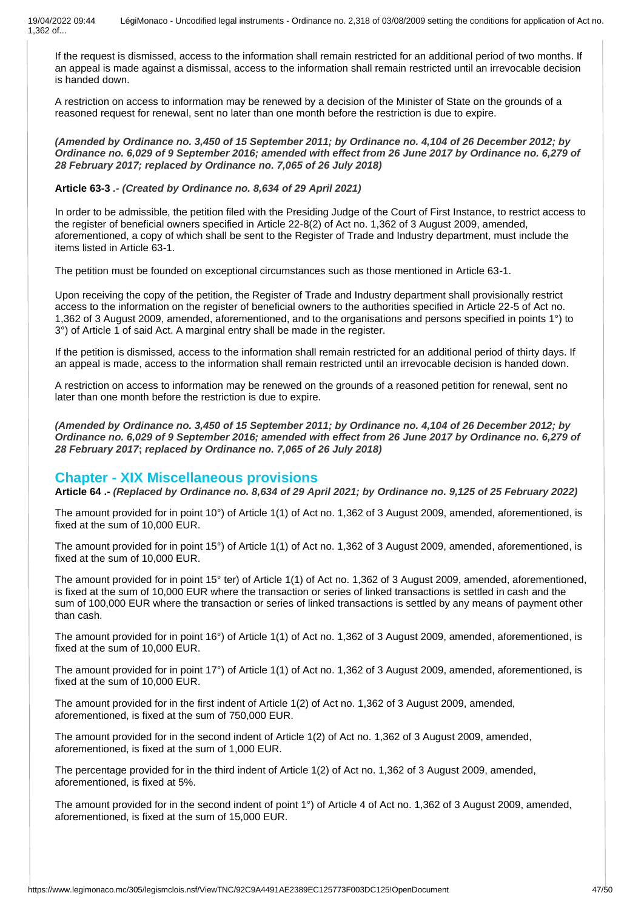If the request is dismissed, access to the information shall remain restricted for an additional period of two months. If an appeal is made against a dismissal, access to the information shall remain restricted until an irrevocable decision is handed down.

A restriction on access to information may be renewed by a decision of the Minister of State on the grounds of a reasoned request for renewal, sent no later than one month before the restriction is due to expire.

***(Amended by Ordinance no. 3,450 of 15 September 2011; by Ordinance no. 4,104 of 26 December 2012; by Ordinance no. 6,029 of 9 September 2016; amended with effect from 26 June 2017 by Ordinance no. 6,279 of 28 February 2017; replaced by Ordinance no. 7,065 of 26 July 2018)***

**Article 63-3** .- ***(Created by Ordinance no. 8,634 of 29 April 2021)***

In order to be admissible, the petition filed with the Presiding Judge of the Court of First Instance, to restrict access to the register of beneficial owners specified in Article 22-8(2) of Act no. 1,362 of 3 August 2009, amended, aforementioned, a copy of which shall be sent to the Register of Trade and Industry department, must include the items listed in Article 63-1.

The petition must be founded on exceptional circumstances such as those mentioned in Article 63-1.

Upon receiving the copy of the petition, the Register of Trade and Industry department shall provisionally restrict access to the information on the register of beneficial owners to the authorities specified in Article 22-5 of Act no. 1,362 of 3 August 2009, amended, aforementioned, and to the organisations and persons specified in points 1°) to 3°) of Article 1 of said Act. A marginal entry shall be made in the register.

If the petition is dismissed, access to the information shall remain restricted for an additional period of thirty days. If an appeal is made, access to the information shall remain restricted until an irrevocable decision is handed down.

A restriction on access to information may be renewed on the grounds of a reasoned petition for renewal, sent no later than one month before the restriction is due to expire.

***(Amended by Ordinance no. 3,450 of 15 September 2011; by Ordinance no. 4,104 of 26 December 2012; by Ordinance no. 6,029 of 9 September 2016; amended with effect from 26 June 2017 by Ordinance no. 6,279 of 28 February 2017; replaced by Ordinance no. 7,065 of 26 July 2018)***

## Chapter - XIX Miscellaneous provisions

**Article 64** .- ***(Replaced by Ordinance no. 8,634 of 29 April 2021; by Ordinance no. 9,125 of 25 February 2022)***

The amount provided for in point 10°) of Article 1(1) of Act no. 1,362 of 3 August 2009, amended, aforementioned, is fixed at the sum of 10,000 EUR.

The amount provided for in point 15°) of Article 1(1) of Act no. 1,362 of 3 August 2009, amended, aforementioned, is fixed at the sum of 10,000 EUR.

The amount provided for in point 15° ter) of Article 1(1) of Act no. 1,362 of 3 August 2009, amended, aforementioned, is fixed at the sum of 10,000 EUR where the transaction or series of linked transactions is settled in cash and the sum of 100,000 EUR where the transaction or series of linked transactions is settled by any means of payment other than cash.

The amount provided for in point 16°) of Article 1(1) of Act no. 1,362 of 3 August 2009, amended, aforementioned, is fixed at the sum of 10,000 EUR.

The amount provided for in point 17°) of Article 1(1) of Act no. 1,362 of 3 August 2009, amended, aforementioned, is fixed at the sum of 10,000 EUR.

The amount provided for in the first indent of Article 1(2) of Act no. 1,362 of 3 August 2009, amended, aforementioned, is fixed at the sum of 750,000 EUR.

The amount provided for in the second indent of Article 1(2) of Act no. 1,362 of 3 August 2009, amended, aforementioned, is fixed at the sum of 1,000 EUR.

The percentage provided for in the third indent of Article 1(2) of Act no. 1,362 of 3 August 2009, amended, aforementioned, is fixed at 5%.

The amount provided for in the second indent of point 1°) of Article 4 of Act no. 1,362 of 3 August 2009, amended, aforementioned, is fixed at the sum of 15,000 EUR.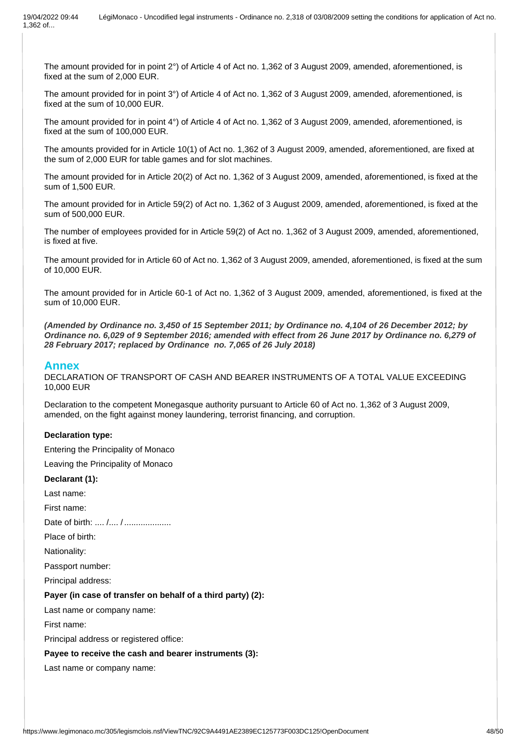The amount provided for in point 2°) of Article 4 of Act no. 1,362 of 3 August 2009, amended, aforementioned, is fixed at the sum of 2,000 EUR.

The amount provided for in point 3°) of Article 4 of Act no. 1,362 of 3 August 2009, amended, aforementioned, is fixed at the sum of 10,000 EUR.

The amount provided for in point 4°) of Article 4 of Act no. 1,362 of 3 August 2009, amended, aforementioned, is fixed at the sum of 100,000 EUR.

The amounts provided for in Article 10(1) of Act no. 1,362 of 3 August 2009, amended, aforementioned, are fixed at the sum of 2,000 EUR for table games and for slot machines.

The amount provided for in Article 20(2) of Act no. 1,362 of 3 August 2009, amended, aforementioned, is fixed at the sum of 1,500 EUR.

The amount provided for in Article 59(2) of Act no. 1,362 of 3 August 2009, amended, aforementioned, is fixed at the sum of 500,000 EUR.

The number of employees provided for in Article 59(2) of Act no. 1,362 of 3 August 2009, amended, aforementioned, is fixed at five.

The amount provided for in Article 60 of Act no. 1,362 of 3 August 2009, amended, aforementioned, is fixed at the sum of 10,000 EUR.

The amount provided for in Article 60-1 of Act no. 1,362 of 3 August 2009, amended, aforementioned, is fixed at the sum of 10,000 EUR.

***(Amended by Ordinance no. 3,450 of 15 September 2011; by Ordinance no. 4,104 of 26 December 2012; by Ordinance no. 6,029 of 9 September 2016; amended with effect from 26 June 2017 by Ordinance no. 6,279 of 28 February 2017; replaced by Ordinance no. 7,065 of 26 July 2018)***

## Annex

DECLARATION OF TRANSPORT OF CASH AND BEARER INSTRUMENTS OF A TOTAL VALUE EXCEEDING 10,000 EUR

Declaration to the competent Monegasque authority pursuant to Article 60 of Act no. 1,362 of 3 August 2009, amended, on the fight against money laundering, terrorist financing, and corruption.

**Declaration type:**

Entering the Principality of Monaco

Leaving the Principality of Monaco

**Declarant (1):**

Last name:

First name:

Date of birth: .... /.... /....................

Place of birth:

Nationality:

Passport number:

Principal address:

**Payer (in case of transfer on behalf of a third party) (2):**

Last name or company name:

First name:

Principal address or registered office:

**Payee to receive the cash and bearer instruments (3):**

Last name or company name: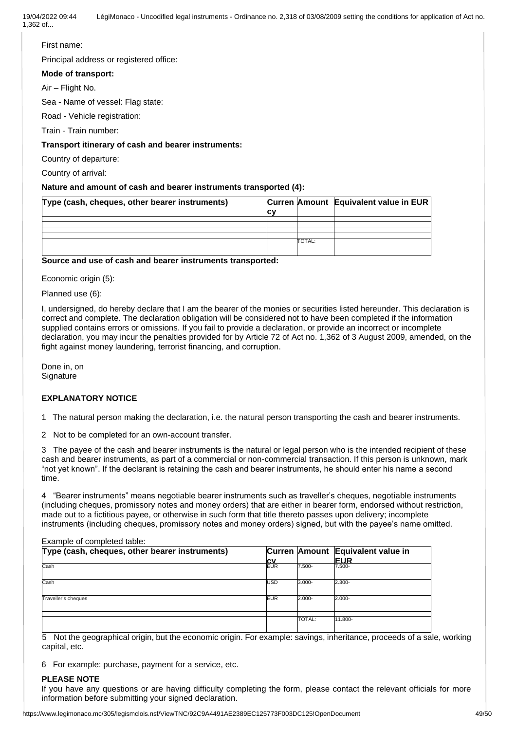First name:

Principal address or registered office:

**Mode of transport:**

Air – Flight No.

Sea - Name of vessel: Flag state:

Road - Vehicle registration:

Train - Train number:

**Transport itinerary of cash and bearer instruments:**

Country of departure:

Country of arrival:

**Nature and amount of cash and bearer instruments transported (4):**

| Type (cash, cheques, other bearer instruments) | Currency | Amount | Equivalent value in EUR |
|---|---|---|---|
| | | | |
| | | | |
| | | | |
| | | | |
| | | TOTAL: | |

**Source and use of cash and bearer instruments transported:**

Economic origin (5):

Planned use (6):

I, undersigned, do hereby declare that I am the bearer of the monies or securities listed hereunder. This declaration is correct and complete. The declaration obligation will be considered not to have been completed if the information supplied contains errors or omissions. If you fail to provide a declaration, or provide an incorrect or incomplete declaration, you may incur the penalties provided for by Article 72 of Act no. 1,362 of 3 August 2009, amended, on the fight against money laundering, terrorist financing, and corruption.

Done in, on
Signature

**EXPLANATORY NOTICE**

1 The natural person making the declaration, i.e. the natural person transporting the cash and bearer instruments.

2 Not to be completed for an own-account transfer.

3 The payee of the cash and bearer instruments is the natural or legal person who is the intended recipient of these cash and bearer instruments, as part of a commercial or non-commercial transaction. If this person is unknown, mark "not yet known". If the declarant is retaining the cash and bearer instruments, he should enter his name a second time.

4 "Bearer instruments" means negotiable bearer instruments such as traveller's cheques, negotiable instruments (including cheques, promissory notes and money orders) that are either in bearer form, endorsed without restriction, made out to a fictitious payee, or otherwise in such form that title thereto passes upon delivery; incomplete instruments (including cheques, promissory notes and money orders) signed, but with the payee's name omitted.

Example of completed table:

| Type (cash, cheques, other bearer instruments) | Currency | Amount | Equivalent value in EUR |
|---|---|---|---|
| Cash | EUR | 7.500- | 7.500- |
| Cash | USD | 3.000- | 2.300- |
| Traveller's cheques | EUR | 2.000- | 2.000- |
| | | | |
| | | TOTAL: | 11.800- |

5 Not the geographical origin, but the economic origin. For example: savings, inheritance, proceeds of a sale, working capital, etc.

6 For example: purchase, payment for a service, etc.

**PLEASE NOTE**

If you have any questions or are having difficulty completing the form, please contact the relevant officials for more information before submitting your signed declaration.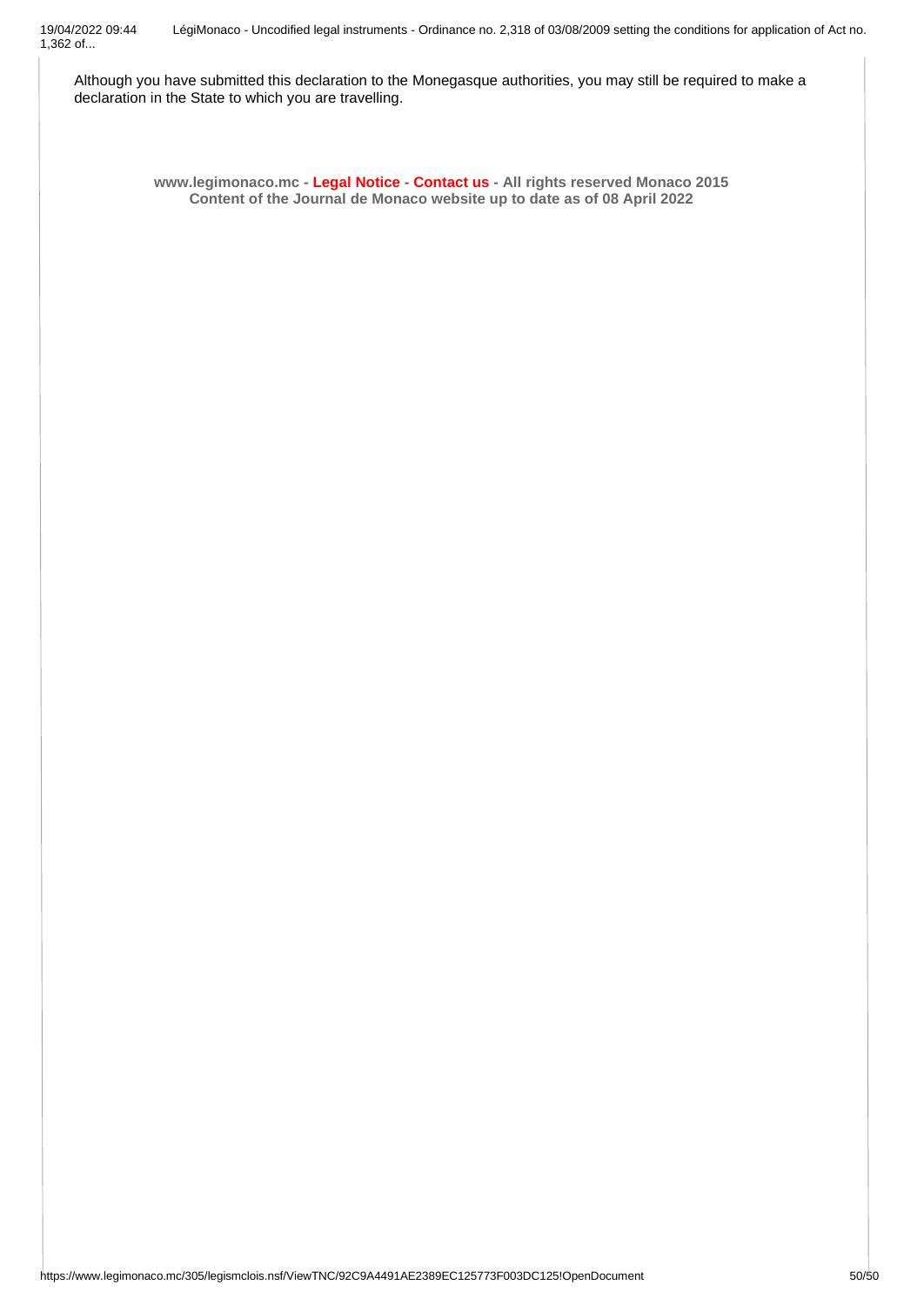Although you have submitted this declaration to the Monegasque authorities, you may still be required to make a declaration in the State to which you are travelling.